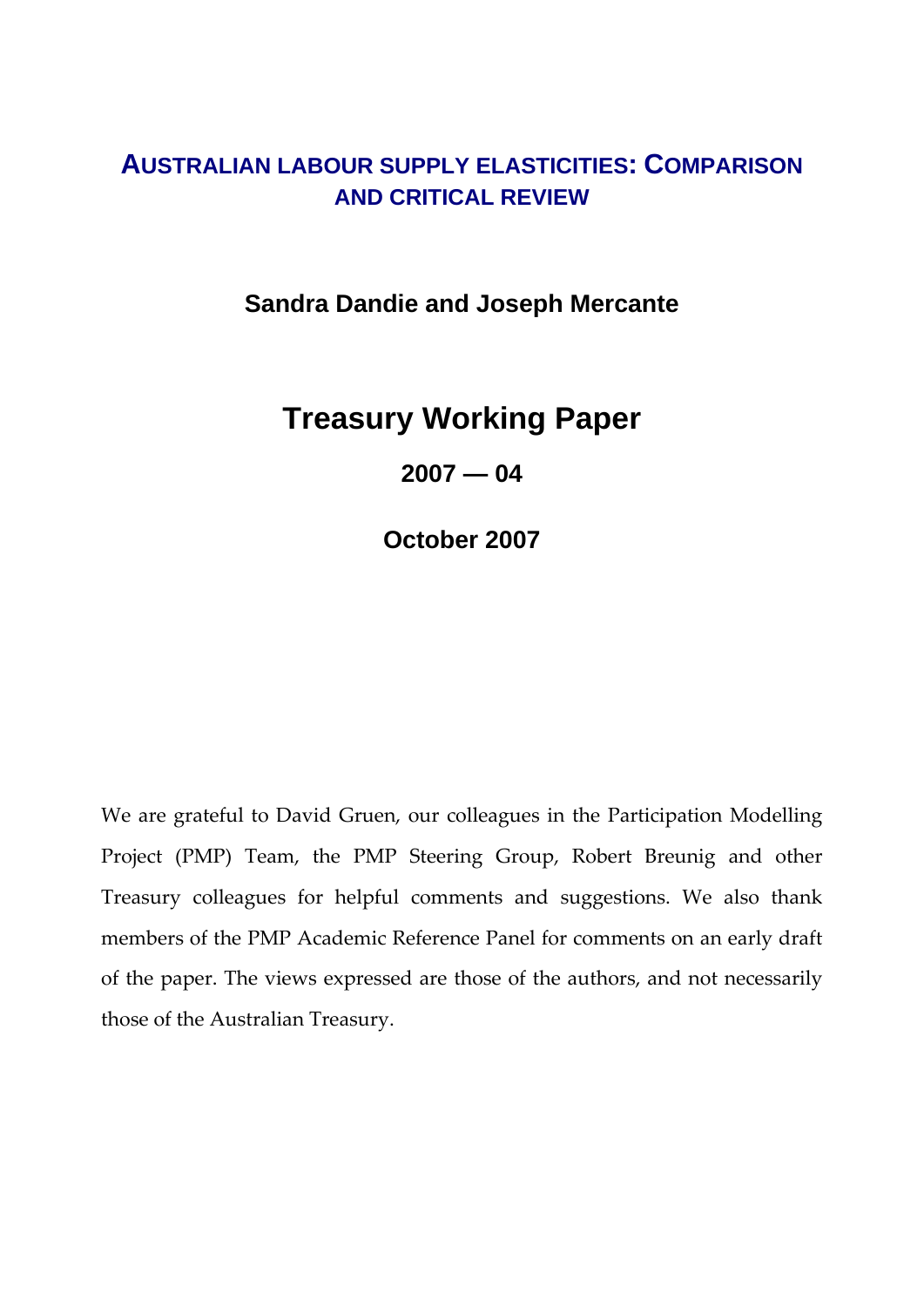# AUSTRALIAN LABOUR SUPPLY ELASTICITIES: COMPARISON AND CRITICAL REVIEW

**Sandra Dandie and Joseph Mercante**

## Treasury Working Paper

**2007 — 04**

**October 2007**

We are grateful to David Gruen, our colleagues in the Participation Modelling Project (PMP) Team, the PMP Steering Group, Robert Breunig and other Treasury colleagues for helpful comments and suggestions. We also thank members of the PMP Academic Reference Panel for comments on an early draft of the paper. The views expressed are those of the authors, and not necessarily those of the Australian Treasury.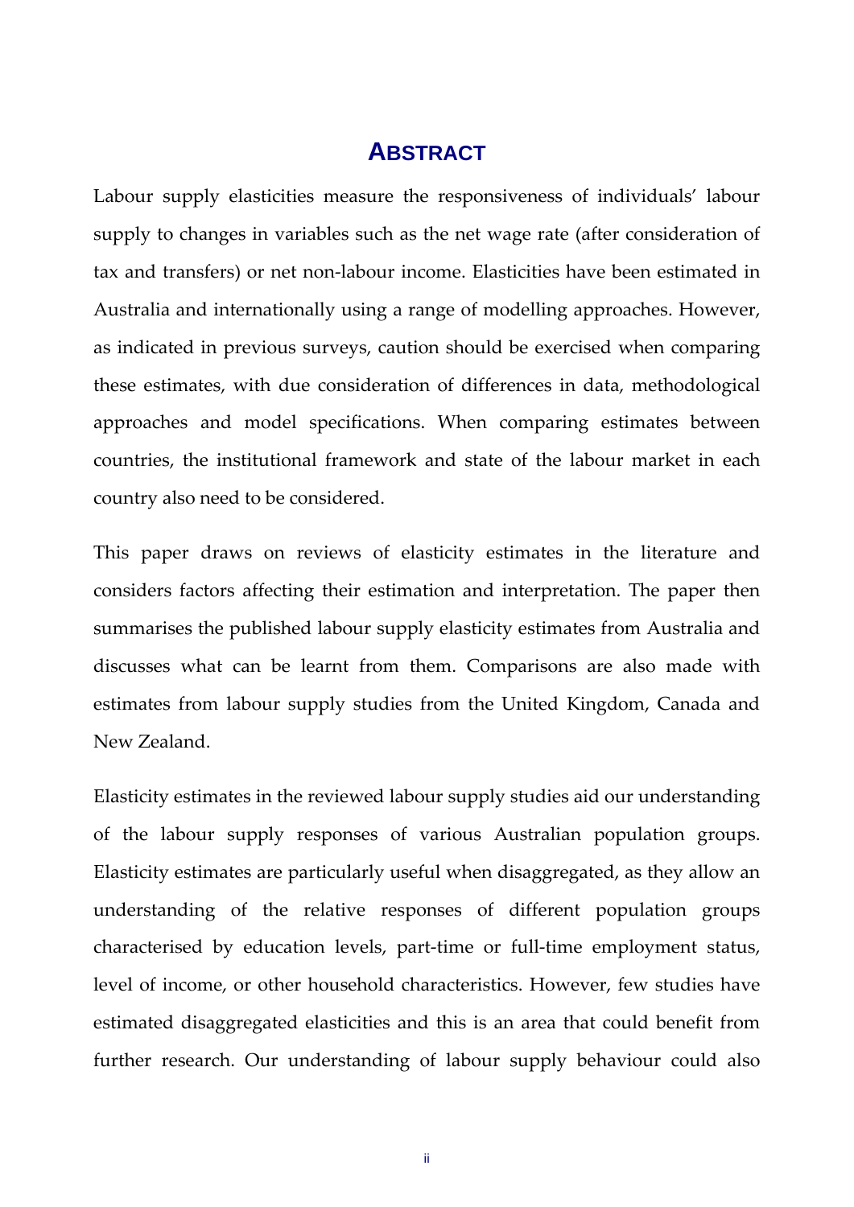# ABSTRACT

Labour supply elasticities measure the responsiveness of individuals' labour supply to changes in variables such as the net wage rate (after consideration of tax and transfers) or net non-labour income. Elasticities have been estimated in Australia and internationally using a range of modelling approaches. However, as indicated in previous surveys, caution should be exercised when comparing these estimates, with due consideration of differences in data, methodological approaches and model specifications. When comparing estimates between countries, the institutional framework and state of the labour market in each country also need to be considered.

This paper draws on reviews of elasticity estimates in the literature and considers factors affecting their estimation and interpretation. The paper then summarises the published labour supply elasticity estimates from Australia and discusses what can be learnt from them. Comparisons are also made with estimates from labour supply studies from the United Kingdom, Canada and New Zealand.

Elasticity estimates in the reviewed labour supply studies aid our understanding of the labour supply responses of various Australian population groups. Elasticity estimates are particularly useful when disaggregated, as they allow an understanding of the relative responses of different population groups characterised by education levels, part-time or full-time employment status, level of income, or other household characteristics. However, few studies have estimated disaggregated elasticities and this is an area that could benefit from further research. Our understanding of labour supply behaviour could also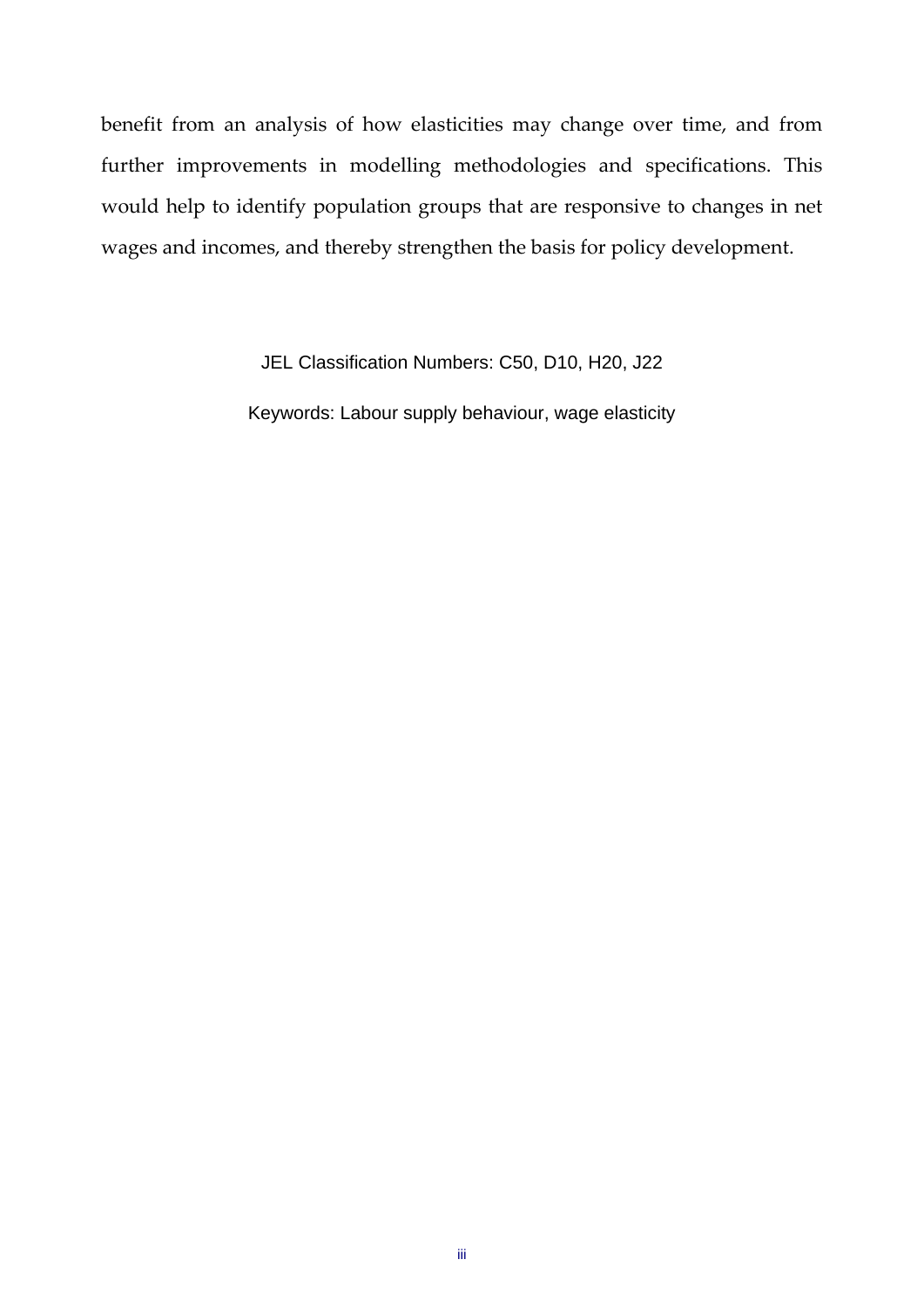benefit from an analysis of how elasticities may change over time, and from further improvements in modelling methodologies and specifications. This would help to identify population groups that are responsive to changes in net wages and incomes, and thereby strengthen the basis for policy development.

JEL Classification Numbers: C50, D10, H20, J22

Keywords: Labour supply behaviour, wage elasticity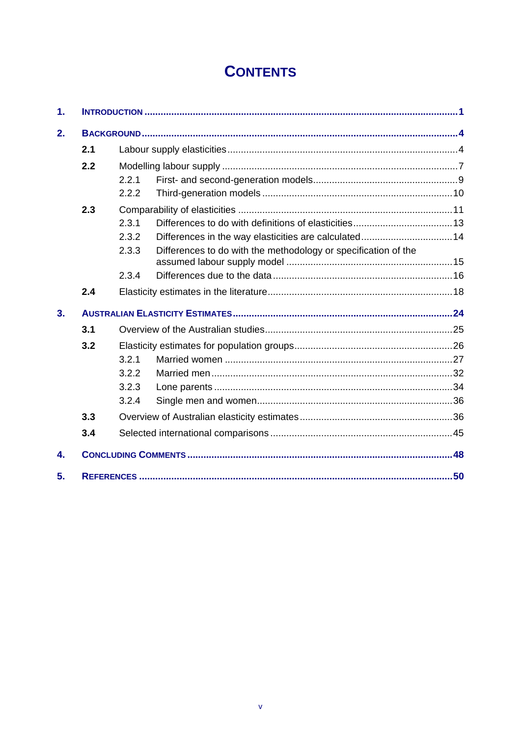# Contents

**1. Introduction** ... 1

**2. Background** ... 4

- **2.1** Labour supply elasticities ... 4
- **2.2** Modelling labour supply ... 7
  - 2.2.1 First- and second-generation models ... 9
  - 2.2.2 Third-generation models ... 10
- **2.3** Comparability of elasticities ... 11
  - 2.3.1 Differences to do with definitions of elasticities ... 13
  - 2.3.2 Differences in the way elasticities are calculated ... 14
  - 2.3.3 Differences to do with the methodology or specification of the assumed labour supply model ... 15
  - 2.3.4 Differences due to the data ... 16
- **2.4** Elasticity estimates in the literature ... 18

**3. Australian Elasticity Estimates** ... 24

- **3.1** Overview of the Australian studies ... 25
- **3.2** Elasticity estimates for population groups ... 26
  - 3.2.1 Married women ... 27
  - 3.2.2 Married men ... 32
  - 3.2.3 Lone parents ... 34
  - 3.2.4 Single men and women ... 36
- **3.3** Overview of Australian elasticity estimates ... 36
- **3.4** Selected international comparisons ... 45

**4. Concluding Comments** ... 48

**5. References** ... 50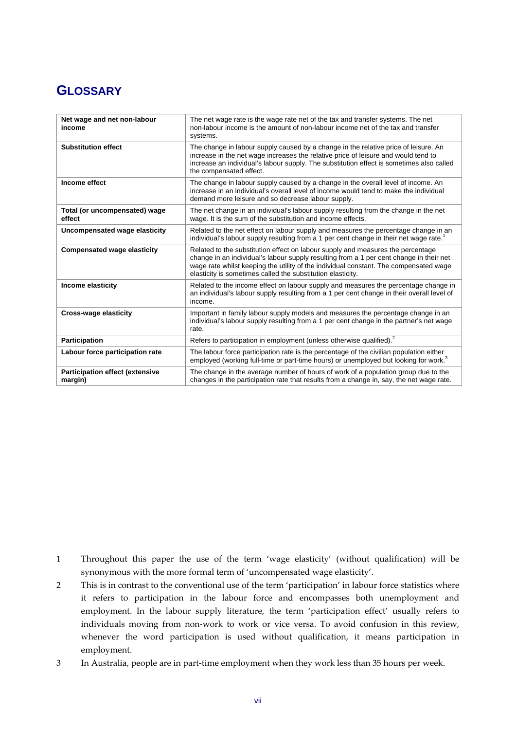# GLOSSARY

| | |
|---|---|
| **Net wage and net non-labour income** | The net wage rate is the wage rate net of the tax and transfer systems. The net non-labour income is the amount of non-labour income net of the tax and transfer systems. |
| **Substitution effect** | The change in labour supply caused by a change in the relative price of leisure. An increase in the net wage increases the relative price of leisure and would tend to increase an individual's labour supply. The substitution effect is sometimes also called the compensated effect. |
| **Income effect** | The change in labour supply caused by a change in the overall level of income. An increase in an individual's overall level of income would tend to make the individual demand more leisure and so decrease labour supply. |
| **Total (or uncompensated) wage effect** | The net change in an individual's labour supply resulting from the change in the net wage. It is the sum of the substitution and income effects. |
| **Uncompensated wage elasticity** | Related to the net effect on labour supply and measures the percentage change in an individual's labour supply resulting from a 1 per cent change in their net wage rate.[1] |
| **Compensated wage elasticity** | Related to the substitution effect on labour supply and measures the percentage change in an individual's labour supply resulting from a 1 per cent change in their net wage rate whilst keeping the utility of the individual constant. The compensated wage elasticity is sometimes called the substitution elasticity. |
| **Income elasticity** | Related to the income effect on labour supply and measures the percentage change in an individual's labour supply resulting from a 1 per cent change in their overall level of income. |
| **Cross-wage elasticity** | Important in family labour supply models and measures the percentage change in an individual's labour supply resulting from a 1 per cent change in the partner's net wage rate. |
| **Participation** | Refers to participation in employment (unless otherwise qualified).[2] |
| **Labour force participation rate** | The labour force participation rate is the percentage of the civilian population either employed (working full-time or part-time hours) or unemployed but looking for work.[3] |
| **Participation effect (extensive margin)** | The change in the average number of hours of work of a population group due to the changes in the participation rate that results from a change in, say, the net wage rate. |

1 Throughout this paper the use of the term 'wage elasticity' (without qualification) will be synonymous with the more formal term of 'uncompensated wage elasticity'.

2 This is in contrast to the conventional use of the term 'participation' in labour force statistics where it refers to participation in the labour force and encompasses both unemployment and employment. In the labour supply literature, the term 'participation effect' usually refers to individuals moving from non-work to work or vice versa. To avoid confusion in this review, whenever the word participation is used without qualification, it means participation in employment.

3 In Australia, people are in part-time employment when they work less than 35 hours per week.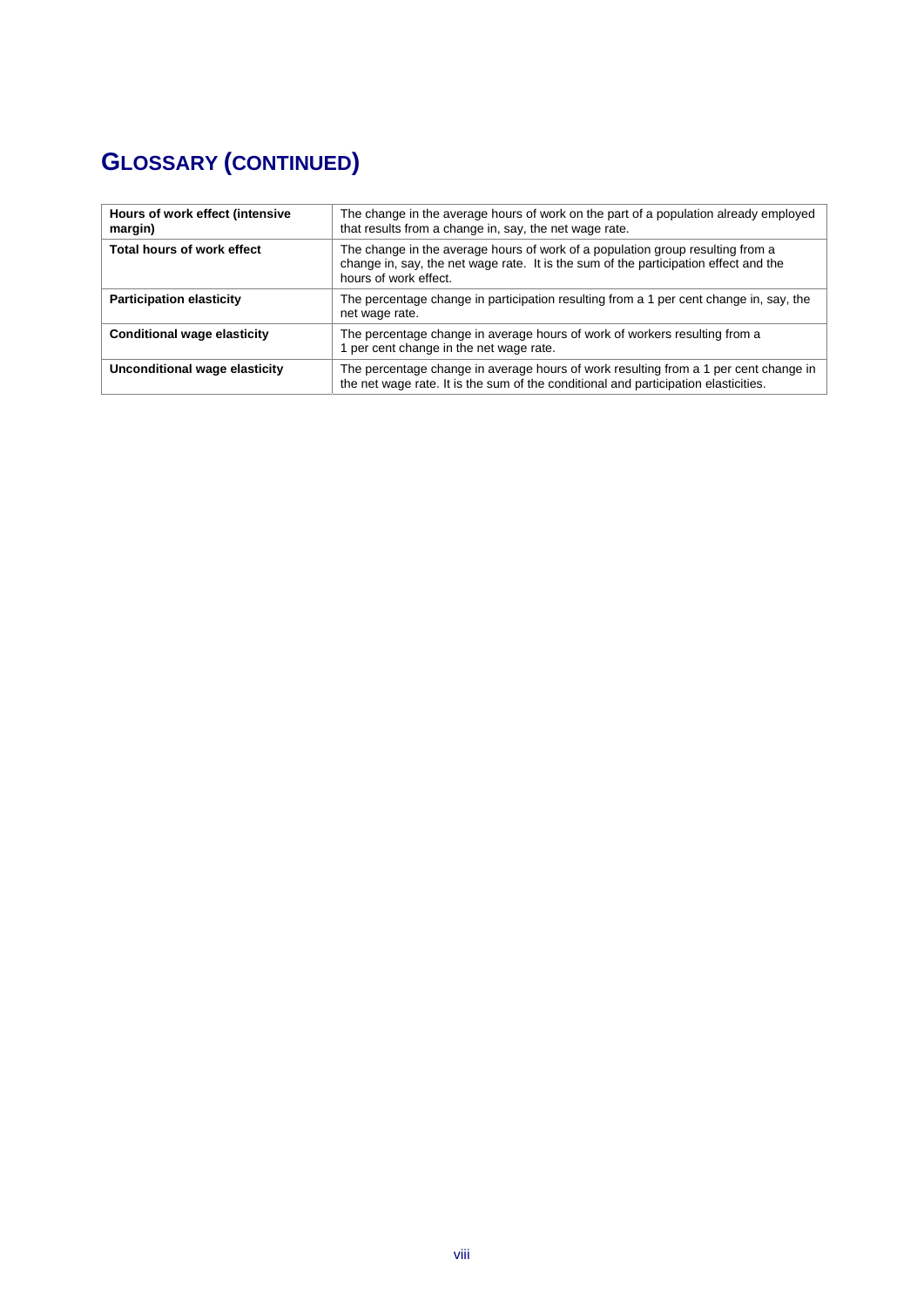## GLOSSARY (CONTINUED)

| | |
|---|---|
| **Hours of work effect (intensive margin)** | The change in the average hours of work on the part of a population already employed that results from a change in, say, the net wage rate. |
| **Total hours of work effect** | The change in the average hours of work of a population group resulting from a change in, say, the net wage rate. It is the sum of the participation effect and the hours of work effect. |
| **Participation elasticity** | The percentage change in participation resulting from a 1 per cent change in, say, the net wage rate. |
| **Conditional wage elasticity** | The percentage change in average hours of work of workers resulting from a 1 per cent change in the net wage rate. |
| **Unconditional wage elasticity** | The percentage change in average hours of work resulting from a 1 per cent change in the net wage rate. It is the sum of the conditional and participation elasticities. |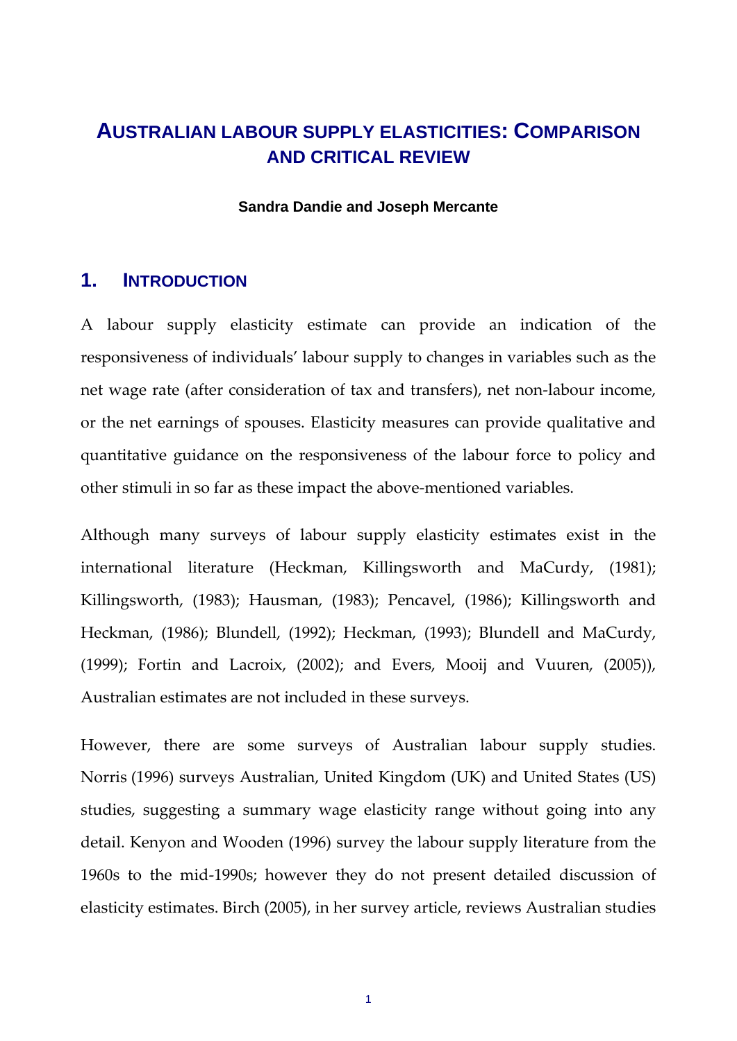# Australian labour supply elasticities: Comparison and critical review

**Sandra Dandie and Joseph Mercante**

## 1. Introduction

A labour supply elasticity estimate can provide an indication of the responsiveness of individuals' labour supply to changes in variables such as the net wage rate (after consideration of tax and transfers), net non-labour income, or the net earnings of spouses. Elasticity measures can provide qualitative and quantitative guidance on the responsiveness of the labour force to policy and other stimuli in so far as these impact the above-mentioned variables.

Although many surveys of labour supply elasticity estimates exist in the international literature (Heckman, Killingsworth and MaCurdy, (1981); Killingsworth, (1983); Hausman, (1983); Pencavel, (1986); Killingsworth and Heckman, (1986); Blundell, (1992); Heckman, (1993); Blundell and MaCurdy, (1999); Fortin and Lacroix, (2002); and Evers, Mooij and Vuuren, (2005)), Australian estimates are not included in these surveys.

However, there are some surveys of Australian labour supply studies. Norris (1996) surveys Australian, United Kingdom (UK) and United States (US) studies, suggesting a summary wage elasticity range without going into any detail. Kenyon and Wooden (1996) survey the labour supply literature from the 1960s to the mid-1990s; however they do not present detailed discussion of elasticity estimates. Birch (2005), in her survey article, reviews Australian studies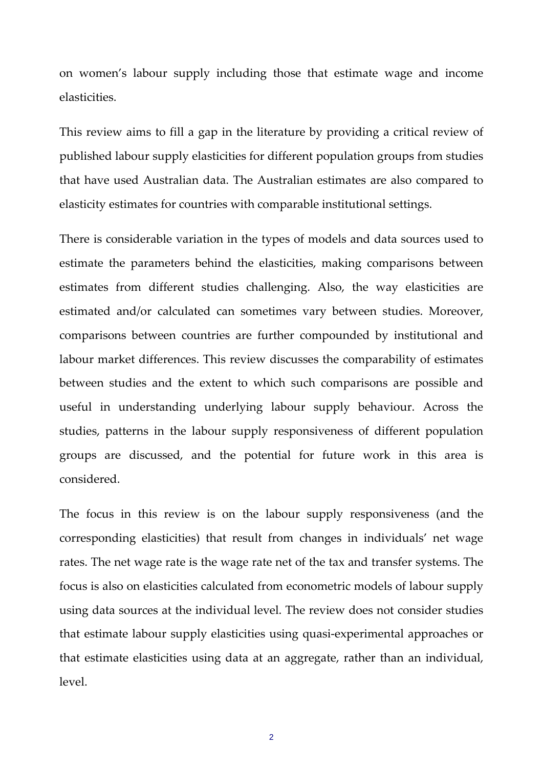on women's labour supply including those that estimate wage and income elasticities.

This review aims to fill a gap in the literature by providing a critical review of published labour supply elasticities for different population groups from studies that have used Australian data. The Australian estimates are also compared to elasticity estimates for countries with comparable institutional settings.

There is considerable variation in the types of models and data sources used to estimate the parameters behind the elasticities, making comparisons between estimates from different studies challenging. Also, the way elasticities are estimated and/or calculated can sometimes vary between studies. Moreover, comparisons between countries are further compounded by institutional and labour market differences. This review discusses the comparability of estimates between studies and the extent to which such comparisons are possible and useful in understanding underlying labour supply behaviour. Across the studies, patterns in the labour supply responsiveness of different population groups are discussed, and the potential for future work in this area is considered.

The focus in this review is on the labour supply responsiveness (and the corresponding elasticities) that result from changes in individuals' net wage rates. The net wage rate is the wage rate net of the tax and transfer systems. The focus is also on elasticities calculated from econometric models of labour supply using data sources at the individual level. The review does not consider studies that estimate labour supply elasticities using quasi-experimental approaches or that estimate elasticities using data at an aggregate, rather than an individual, level.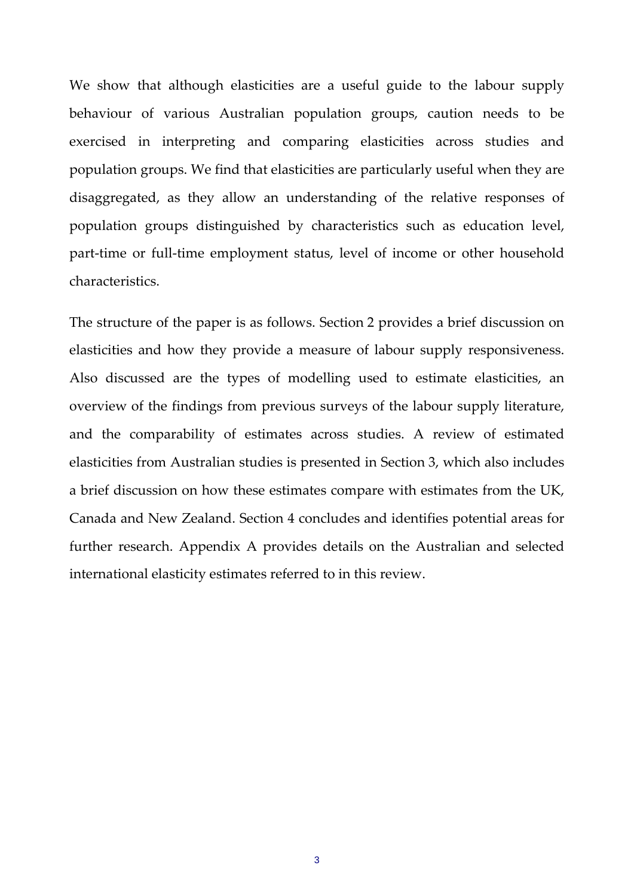We show that although elasticities are a useful guide to the labour supply behaviour of various Australian population groups, caution needs to be exercised in interpreting and comparing elasticities across studies and population groups. We find that elasticities are particularly useful when they are disaggregated, as they allow an understanding of the relative responses of population groups distinguished by characteristics such as education level, part-time or full-time employment status, level of income or other household characteristics.

The structure of the paper is as follows. Section 2 provides a brief discussion on elasticities and how they provide a measure of labour supply responsiveness. Also discussed are the types of modelling used to estimate elasticities, an overview of the findings from previous surveys of the labour supply literature, and the comparability of estimates across studies. A review of estimated elasticities from Australian studies is presented in Section 3, which also includes a brief discussion on how these estimates compare with estimates from the UK, Canada and New Zealand. Section 4 concludes and identifies potential areas for further research. Appendix A provides details on the Australian and selected international elasticity estimates referred to in this review.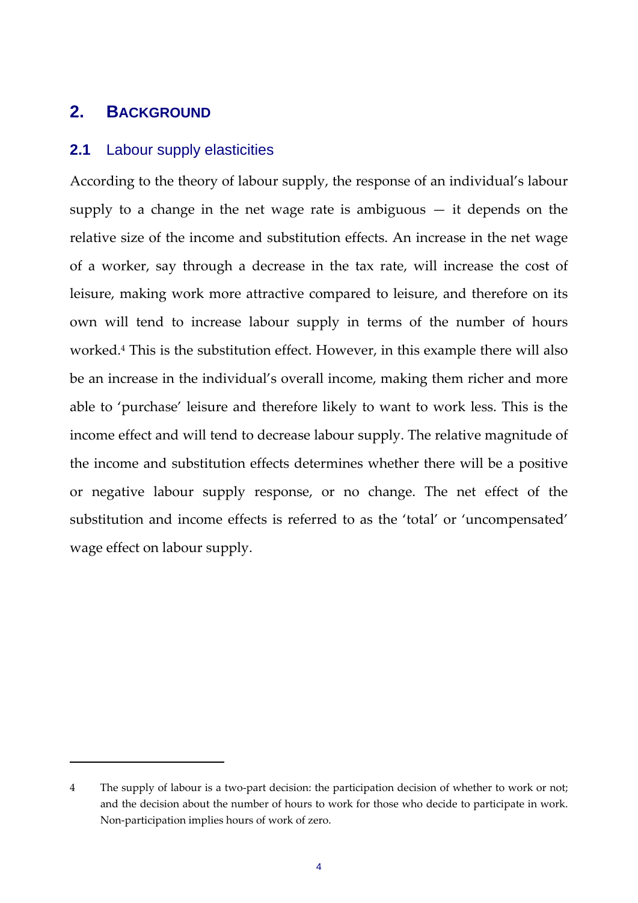## 2. Background

### 2.1 Labour supply elasticities

According to the theory of labour supply, the response of an individual's labour supply to a change in the net wage rate is ambiguous — it depends on the relative size of the income and substitution effects. An increase in the net wage of a worker, say through a decrease in the tax rate, will increase the cost of leisure, making work more attractive compared to leisure, and therefore on its own will tend to increase labour supply in terms of the number of hours worked.[4] This is the substitution effect. However, in this example there will also be an increase in the individual's overall income, making them richer and more able to 'purchase' leisure and therefore likely to want to work less. This is the income effect and will tend to decrease labour supply. The relative magnitude of the income and substitution effects determines whether there will be a positive or negative labour supply response, or no change. The net effect of the substitution and income effects is referred to as the 'total' or 'uncompensated' wage effect on labour supply.

---

4 The supply of labour is a two-part decision: the participation decision of whether to work or not; and the decision about the number of hours to work for those who decide to participate in work. Non-participation implies hours of work of zero.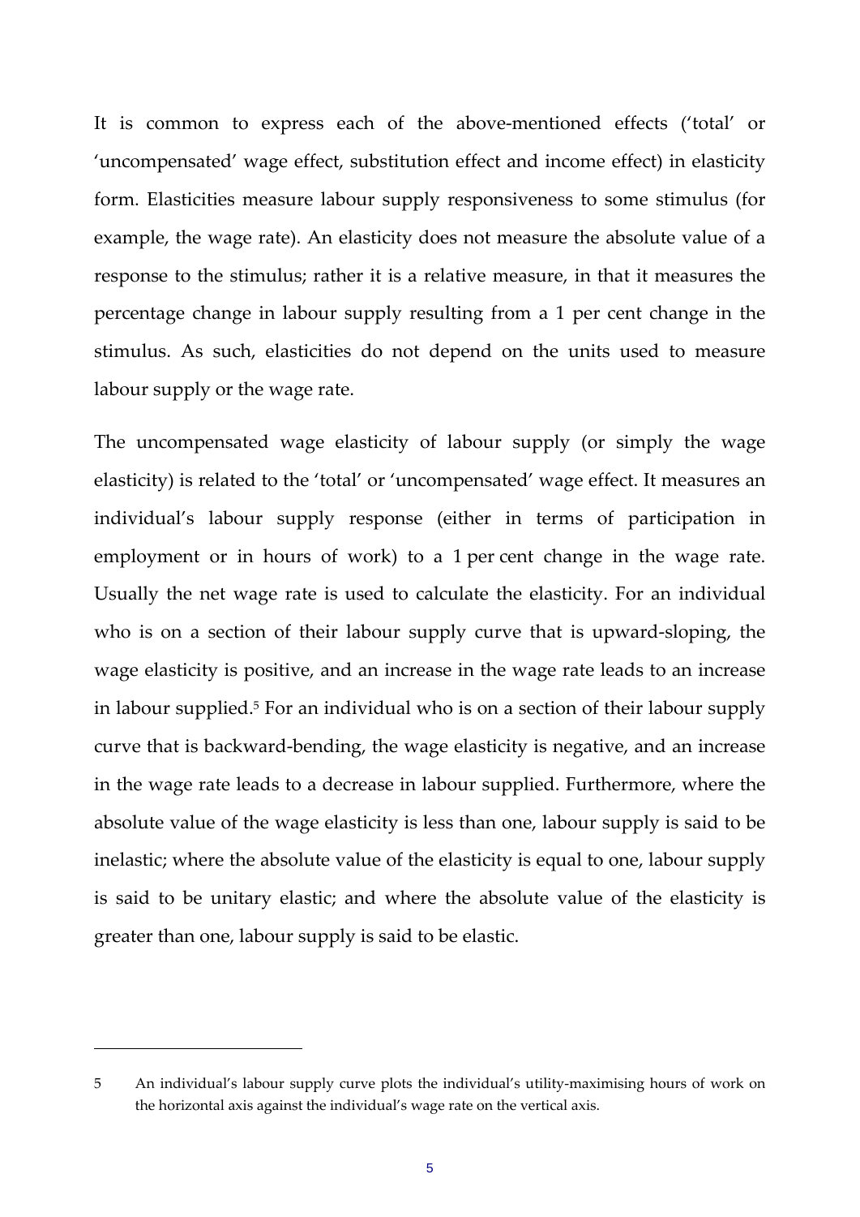It is common to express each of the above-mentioned effects ('total' or 'uncompensated' wage effect, substitution effect and income effect) in elasticity form. Elasticities measure labour supply responsiveness to some stimulus (for example, the wage rate). An elasticity does not measure the absolute value of a response to the stimulus; rather it is a relative measure, in that it measures the percentage change in labour supply resulting from a 1 per cent change in the stimulus. As such, elasticities do not depend on the units used to measure labour supply or the wage rate.

The uncompensated wage elasticity of labour supply (or simply the wage elasticity) is related to the 'total' or 'uncompensated' wage effect. It measures an individual's labour supply response (either in terms of participation in employment or in hours of work) to a 1 per cent change in the wage rate. Usually the net wage rate is used to calculate the elasticity. For an individual who is on a section of their labour supply curve that is upward-sloping, the wage elasticity is positive, and an increase in the wage rate leads to an increase in labour supplied.[5] For an individual who is on a section of their labour supply curve that is backward-bending, the wage elasticity is negative, and an increase in the wage rate leads to a decrease in labour supplied. Furthermore, where the absolute value of the wage elasticity is less than one, labour supply is said to be inelastic; where the absolute value of the elasticity is equal to one, labour supply is said to be unitary elastic; and where the absolute value of the elasticity is greater than one, labour supply is said to be elastic.

---

5 An individual's labour supply curve plots the individual's utility-maximising hours of work on the horizontal axis against the individual's wage rate on the vertical axis.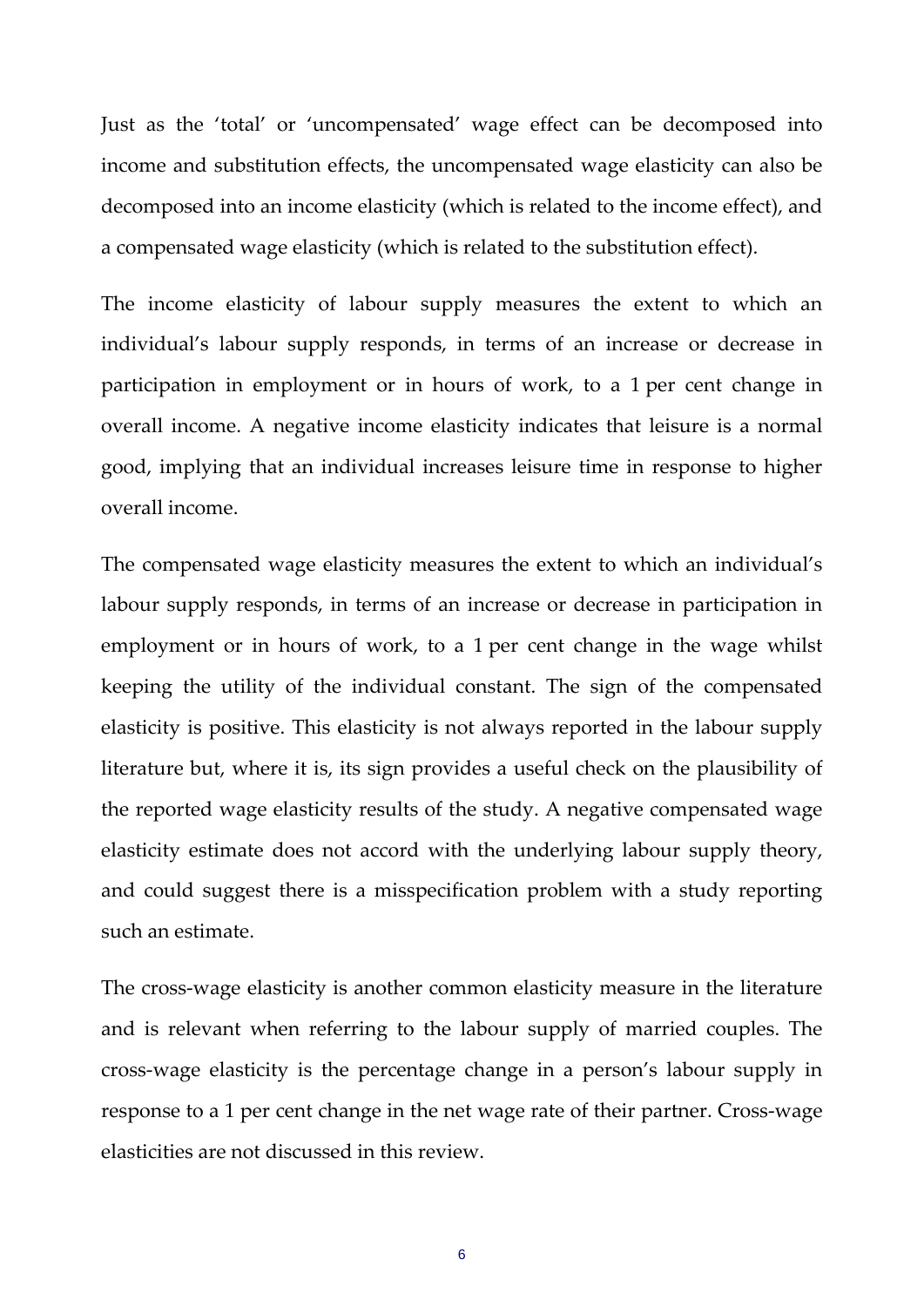Just as the 'total' or 'uncompensated' wage effect can be decomposed into income and substitution effects, the uncompensated wage elasticity can also be decomposed into an income elasticity (which is related to the income effect), and a compensated wage elasticity (which is related to the substitution effect).

The income elasticity of labour supply measures the extent to which an individual's labour supply responds, in terms of an increase or decrease in participation in employment or in hours of work, to a 1 per cent change in overall income. A negative income elasticity indicates that leisure is a normal good, implying that an individual increases leisure time in response to higher overall income.

The compensated wage elasticity measures the extent to which an individual's labour supply responds, in terms of an increase or decrease in participation in employment or in hours of work, to a 1 per cent change in the wage whilst keeping the utility of the individual constant. The sign of the compensated elasticity is positive. This elasticity is not always reported in the labour supply literature but, where it is, its sign provides a useful check on the plausibility of the reported wage elasticity results of the study. A negative compensated wage elasticity estimate does not accord with the underlying labour supply theory, and could suggest there is a misspecification problem with a study reporting such an estimate.

The cross-wage elasticity is another common elasticity measure in the literature and is relevant when referring to the labour supply of married couples. The cross-wage elasticity is the percentage change in a person's labour supply in response to a 1 per cent change in the net wage rate of their partner. Cross-wage elasticities are not discussed in this review.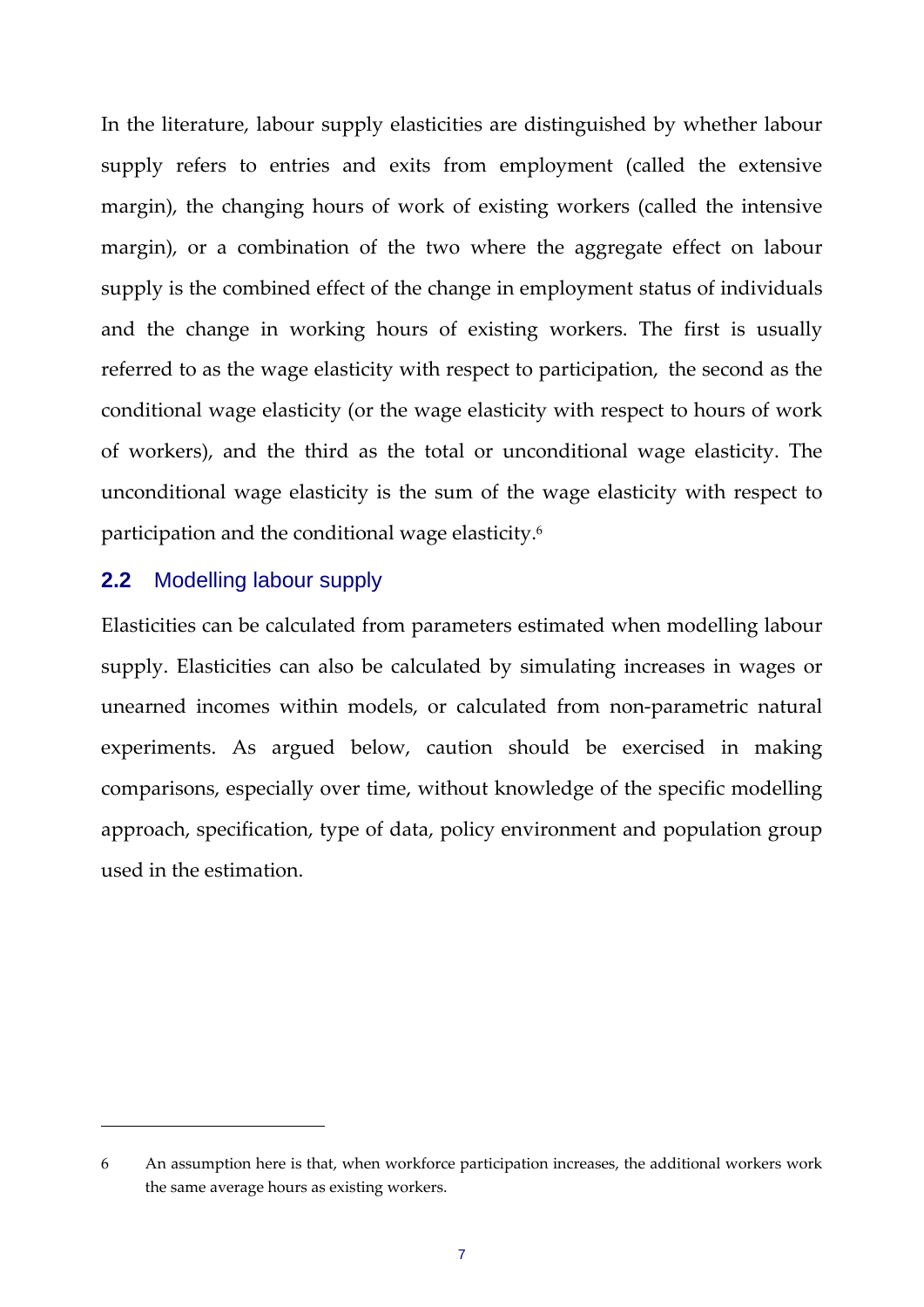In the literature, labour supply elasticities are distinguished by whether labour supply refers to entries and exits from employment (called the extensive margin), the changing hours of work of existing workers (called the intensive margin), or a combination of the two where the aggregate effect on labour supply is the combined effect of the change in employment status of individuals and the change in working hours of existing workers. The first is usually referred to as the wage elasticity with respect to participation, the second as the conditional wage elasticity (or the wage elasticity with respect to hours of work of workers), and the third as the total or unconditional wage elasticity. The unconditional wage elasticity is the sum of the wage elasticity with respect to participation and the conditional wage elasticity.[6]

## 2.2 Modelling labour supply

Elasticities can be calculated from parameters estimated when modelling labour supply. Elasticities can also be calculated by simulating increases in wages or unearned incomes within models, or calculated from non-parametric natural experiments. As argued below, caution should be exercised in making comparisons, especially over time, without knowledge of the specific modelling approach, specification, type of data, policy environment and population group used in the estimation.

---

6 An assumption here is that, when workforce participation increases, the additional workers work the same average hours as existing workers.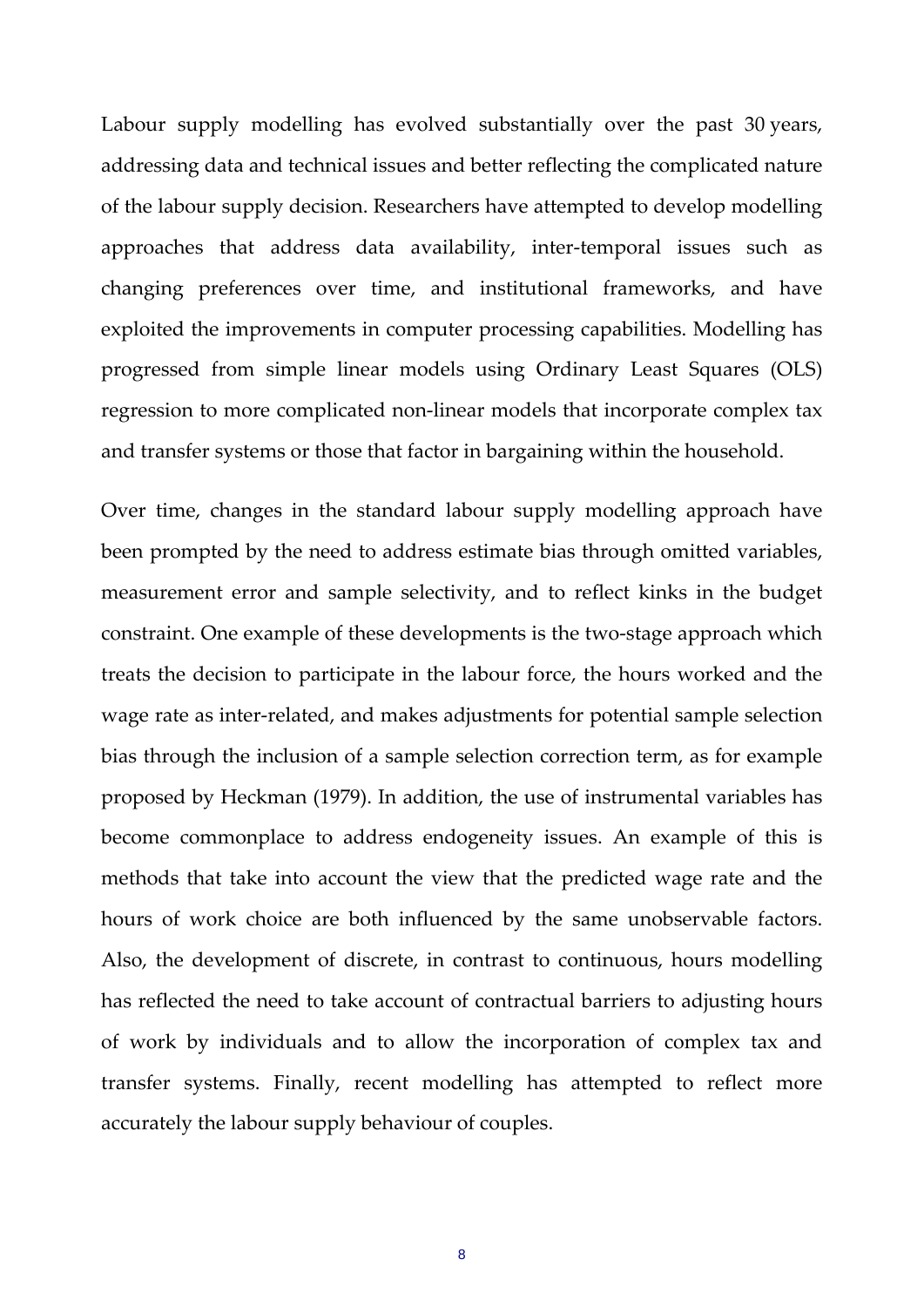Labour supply modelling has evolved substantially over the past 30 years, addressing data and technical issues and better reflecting the complicated nature of the labour supply decision. Researchers have attempted to develop modelling approaches that address data availability, inter-temporal issues such as changing preferences over time, and institutional frameworks, and have exploited the improvements in computer processing capabilities. Modelling has progressed from simple linear models using Ordinary Least Squares (OLS) regression to more complicated non-linear models that incorporate complex tax and transfer systems or those that factor in bargaining within the household.

Over time, changes in the standard labour supply modelling approach have been prompted by the need to address estimate bias through omitted variables, measurement error and sample selectivity, and to reflect kinks in the budget constraint. One example of these developments is the two-stage approach which treats the decision to participate in the labour force, the hours worked and the wage rate as inter-related, and makes adjustments for potential sample selection bias through the inclusion of a sample selection correction term, as for example proposed by Heckman (1979). In addition, the use of instrumental variables has become commonplace to address endogeneity issues. An example of this is methods that take into account the view that the predicted wage rate and the hours of work choice are both influenced by the same unobservable factors. Also, the development of discrete, in contrast to continuous, hours modelling has reflected the need to take account of contractual barriers to adjusting hours of work by individuals and to allow the incorporation of complex tax and transfer systems. Finally, recent modelling has attempted to reflect more accurately the labour supply behaviour of couples.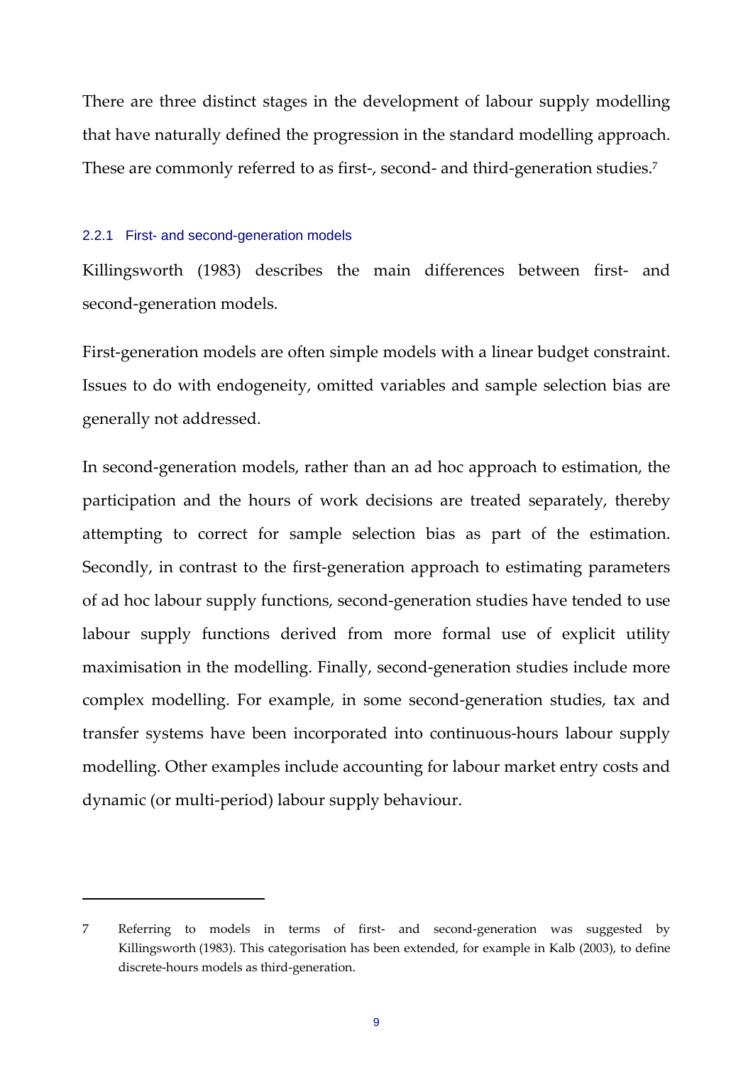There are three distinct stages in the development of labour supply modelling that have naturally defined the progression in the standard modelling approach. These are commonly referred to as first-, second- and third-generation studies.[7]

### 2.2.1 First- and second-generation models

Killingsworth (1983) describes the main differences between first- and second-generation models.

First-generation models are often simple models with a linear budget constraint. Issues to do with endogeneity, omitted variables and sample selection bias are generally not addressed.

In second-generation models, rather than an ad hoc approach to estimation, the participation and the hours of work decisions are treated separately, thereby attempting to correct for sample selection bias as part of the estimation. Secondly, in contrast to the first-generation approach to estimating parameters of ad hoc labour supply functions, second-generation studies have tended to use labour supply functions derived from more formal use of explicit utility maximisation in the modelling. Finally, second-generation studies include more complex modelling. For example, in some second-generation studies, tax and transfer systems have been incorporated into continuous-hours labour supply modelling. Other examples include accounting for labour market entry costs and dynamic (or multi-period) labour supply behaviour.

---

7 Referring to models in terms of first- and second-generation was suggested by Killingsworth (1983). This categorisation has been extended, for example in Kalb (2003), to define discrete-hours models as third-generation.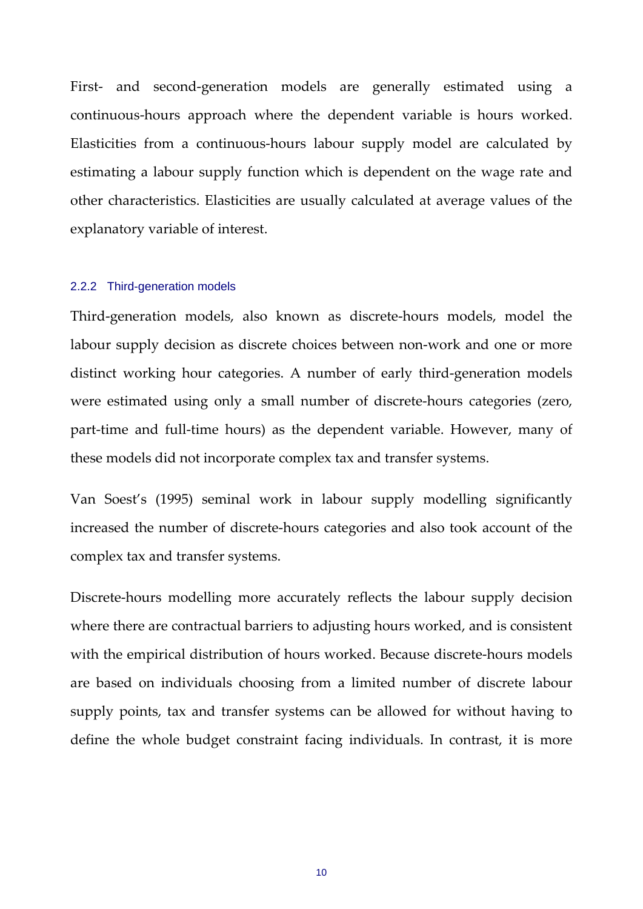First- and second-generation models are generally estimated using a continuous-hours approach where the dependent variable is hours worked. Elasticities from a continuous-hours labour supply model are calculated by estimating a labour supply function which is dependent on the wage rate and other characteristics. Elasticities are usually calculated at average values of the explanatory variable of interest.

### 2.2.2 Third-generation models

Third-generation models, also known as discrete-hours models, model the labour supply decision as discrete choices between non-work and one or more distinct working hour categories. A number of early third-generation models were estimated using only a small number of discrete-hours categories (zero, part-time and full-time hours) as the dependent variable. However, many of these models did not incorporate complex tax and transfer systems.

Van Soest's (1995) seminal work in labour supply modelling significantly increased the number of discrete-hours categories and also took account of the complex tax and transfer systems.

Discrete-hours modelling more accurately reflects the labour supply decision where there are contractual barriers to adjusting hours worked, and is consistent with the empirical distribution of hours worked. Because discrete-hours models are based on individuals choosing from a limited number of discrete labour supply points, tax and transfer systems can be allowed for without having to define the whole budget constraint facing individuals. In contrast, it is more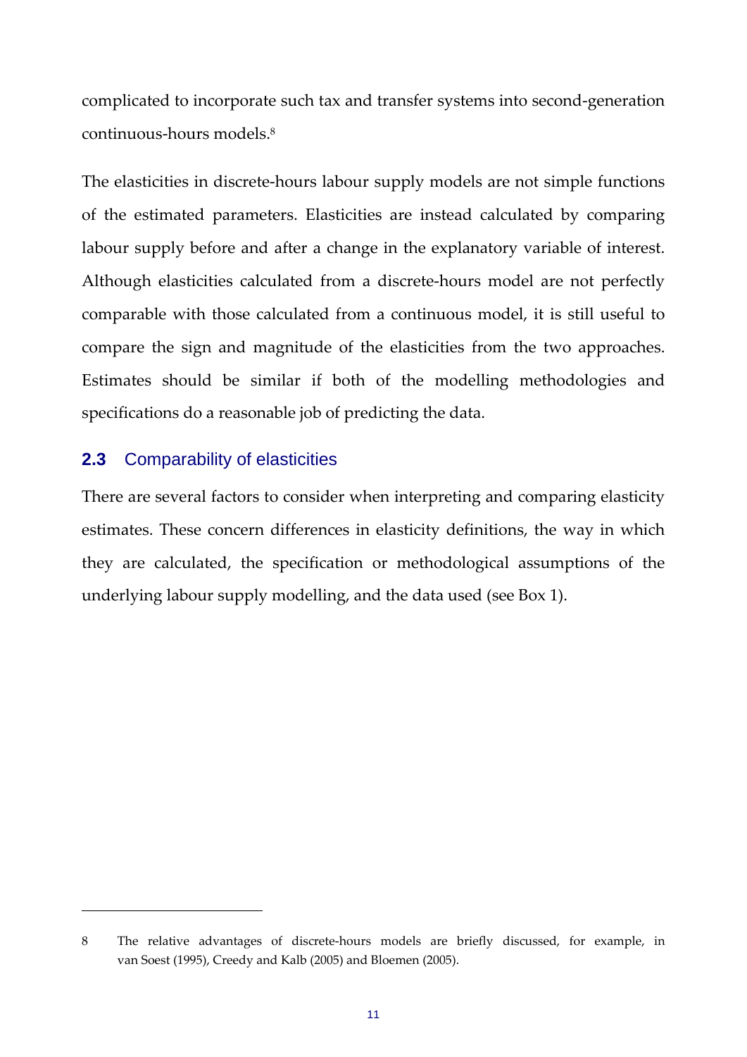complicated to incorporate such tax and transfer systems into second-generation continuous-hours models.[8]

The elasticities in discrete-hours labour supply models are not simple functions of the estimated parameters. Elasticities are instead calculated by comparing labour supply before and after a change in the explanatory variable of interest. Although elasticities calculated from a discrete-hours model are not perfectly comparable with those calculated from a continuous model, it is still useful to compare the sign and magnitude of the elasticities from the two approaches. Estimates should be similar if both of the modelling methodologies and specifications do a reasonable job of predicting the data.

## 2.3 Comparability of elasticities

There are several factors to consider when interpreting and comparing elasticity estimates. These concern differences in elasticity definitions, the way in which they are calculated, the specification or methodological assumptions of the underlying labour supply modelling, and the data used (see Box 1).

---

8 The relative advantages of discrete-hours models are briefly discussed, for example, in van Soest (1995), Creedy and Kalb (2005) and Bloemen (2005).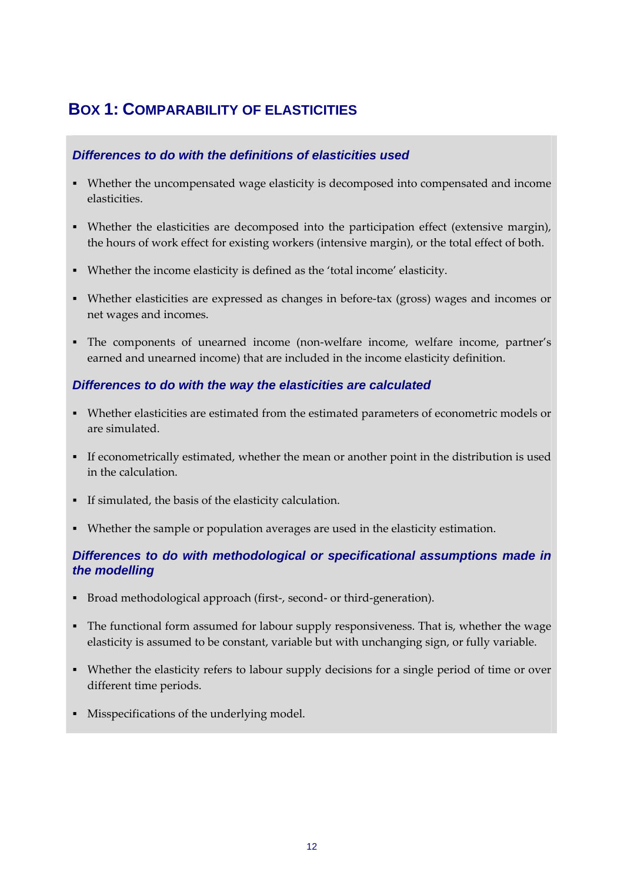## BOX 1: COMPARABILITY OF ELASTICITIES

### *Differences to do with the definitions of elasticities used*

- Whether the uncompensated wage elasticity is decomposed into compensated and income elasticities.
- Whether the elasticities are decomposed into the participation effect (extensive margin), the hours of work effect for existing workers (intensive margin), or the total effect of both.
- Whether the income elasticity is defined as the 'total income' elasticity.
- Whether elasticities are expressed as changes in before-tax (gross) wages and incomes or net wages and incomes.
- The components of unearned income (non-welfare income, welfare income, partner's earned and unearned income) that are included in the income elasticity definition.

### *Differences to do with the way the elasticities are calculated*

- Whether elasticities are estimated from the estimated parameters of econometric models or are simulated.
- If econometrically estimated, whether the mean or another point in the distribution is used in the calculation.
- If simulated, the basis of the elasticity calculation.
- Whether the sample or population averages are used in the elasticity estimation.

### *Differences to do with methodological or specificational assumptions made in the modelling*

- Broad methodological approach (first-, second- or third-generation).
- The functional form assumed for labour supply responsiveness. That is, whether the wage elasticity is assumed to be constant, variable but with unchanging sign, or fully variable.
- Whether the elasticity refers to labour supply decisions for a single period of time or over different time periods.
- Misspecifications of the underlying model.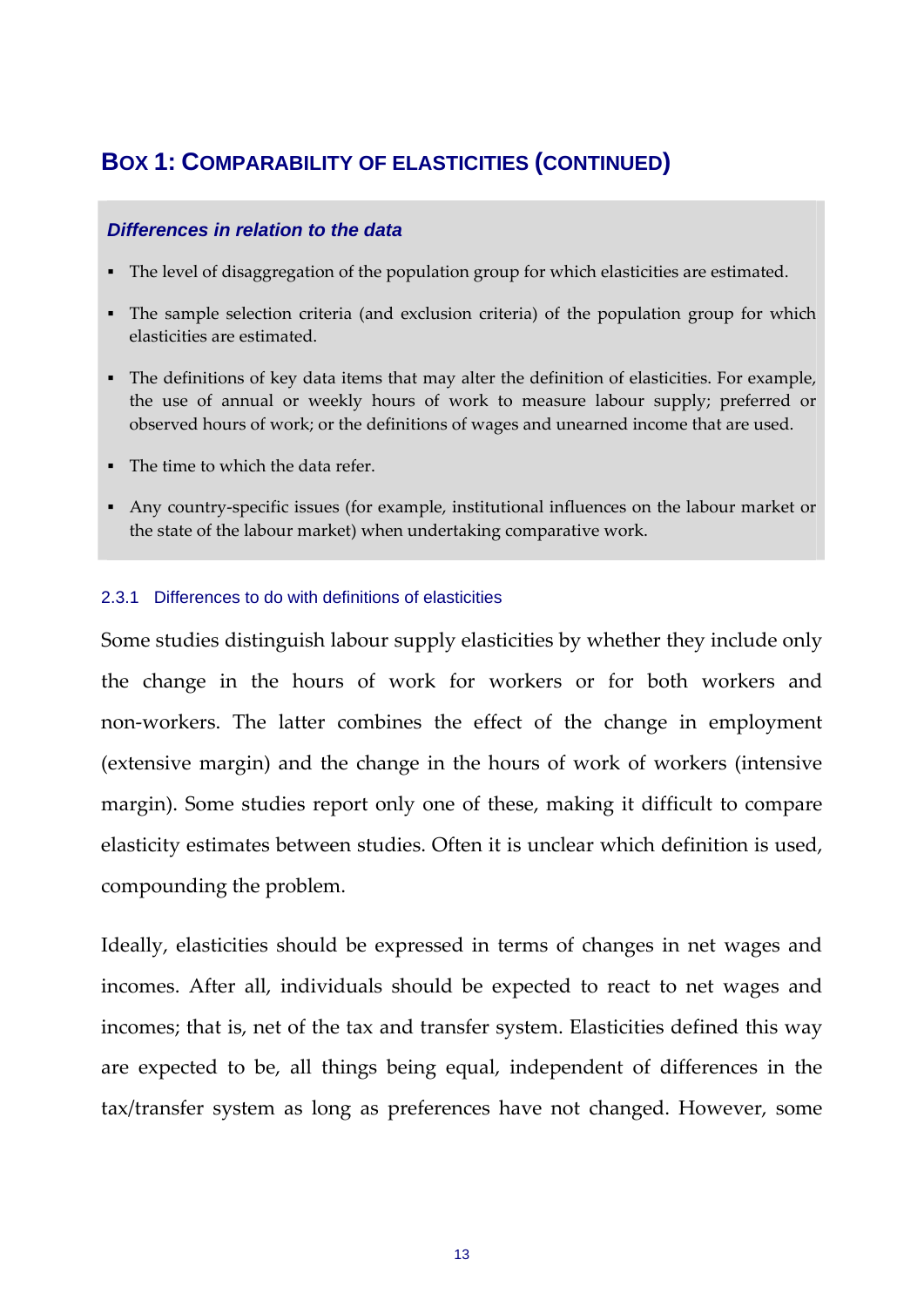## Box 1: Comparability of elasticities (continued)

***Differences in relation to the data***

- The level of disaggregation of the population group for which elasticities are estimated.
- The sample selection criteria (and exclusion criteria) of the population group for which elasticities are estimated.
- The definitions of key data items that may alter the definition of elasticities. For example, the use of annual or weekly hours of work to measure labour supply; preferred or observed hours of work; or the definitions of wages and unearned income that are used.
- The time to which the data refer.
- Any country-specific issues (for example, institutional influences on the labour market or the state of the labour market) when undertaking comparative work.

### 2.3.1 Differences to do with definitions of elasticities

Some studies distinguish labour supply elasticities by whether they include only the change in the hours of work for workers or for both workers and non-workers. The latter combines the effect of the change in employment (extensive margin) and the change in the hours of work of workers (intensive margin). Some studies report only one of these, making it difficult to compare elasticity estimates between studies. Often it is unclear which definition is used, compounding the problem.

Ideally, elasticities should be expressed in terms of changes in net wages and incomes. After all, individuals should be expected to react to net wages and incomes; that is, net of the tax and transfer system. Elasticities defined this way are expected to be, all things being equal, independent of differences in the tax/transfer system as long as preferences have not changed. However, some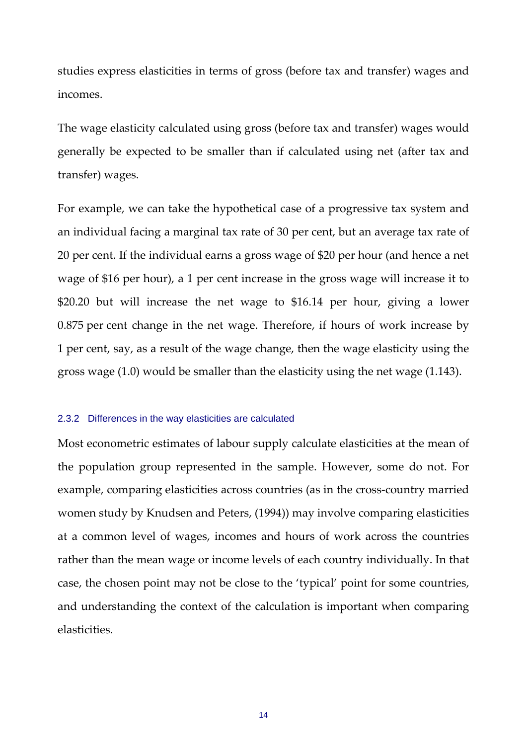studies express elasticities in terms of gross (before tax and transfer) wages and incomes.

The wage elasticity calculated using gross (before tax and transfer) wages would generally be expected to be smaller than if calculated using net (after tax and transfer) wages.

For example, we can take the hypothetical case of a progressive tax system and an individual facing a marginal tax rate of 30 per cent, but an average tax rate of 20 per cent. If the individual earns a gross wage of $20 per hour (and hence a net wage of $16 per hour), a 1 per cent increase in the gross wage will increase it to $20.20 but will increase the net wage to $16.14 per hour, giving a lower 0.875 per cent change in the net wage. Therefore, if hours of work increase by 1 per cent, say, as a result of the wage change, then the wage elasticity using the gross wage (1.0) would be smaller than the elasticity using the net wage (1.143).

### 2.3.2 Differences in the way elasticities are calculated

Most econometric estimates of labour supply calculate elasticities at the mean of the population group represented in the sample. However, some do not. For example, comparing elasticities across countries (as in the cross-country married women study by Knudsen and Peters, (1994)) may involve comparing elasticities at a common level of wages, incomes and hours of work across the countries rather than the mean wage or income levels of each country individually. In that case, the chosen point may not be close to the 'typical' point for some countries, and understanding the context of the calculation is important when comparing elasticities.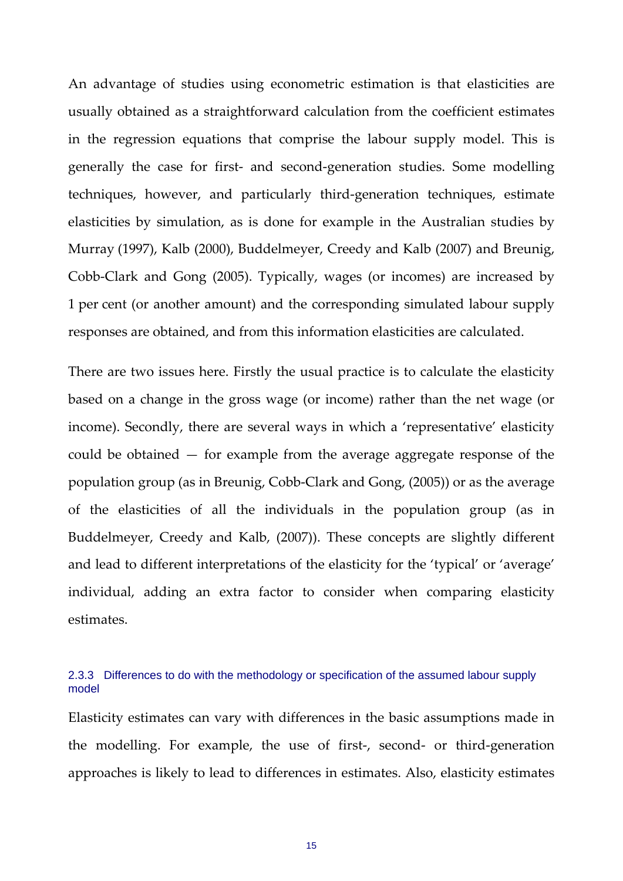An advantage of studies using econometric estimation is that elasticities are usually obtained as a straightforward calculation from the coefficient estimates in the regression equations that comprise the labour supply model. This is generally the case for first- and second-generation studies. Some modelling techniques, however, and particularly third-generation techniques, estimate elasticities by simulation, as is done for example in the Australian studies by Murray (1997), Kalb (2000), Buddelmeyer, Creedy and Kalb (2007) and Breunig, Cobb-Clark and Gong (2005). Typically, wages (or incomes) are increased by 1 per cent (or another amount) and the corresponding simulated labour supply responses are obtained, and from this information elasticities are calculated.

There are two issues here. Firstly the usual practice is to calculate the elasticity based on a change in the gross wage (or income) rather than the net wage (or income). Secondly, there are several ways in which a 'representative' elasticity could be obtained — for example from the average aggregate response of the population group (as in Breunig, Cobb-Clark and Gong, (2005)) or as the average of the elasticities of all the individuals in the population group (as in Buddelmeyer, Creedy and Kalb, (2007)). These concepts are slightly different and lead to different interpretations of the elasticity for the 'typical' or 'average' individual, adding an extra factor to consider when comparing elasticity estimates.

### 2.3.3 Differences to do with the methodology or specification of the assumed labour supply model

Elasticity estimates can vary with differences in the basic assumptions made in the modelling. For example, the use of first-, second- or third-generation approaches is likely to lead to differences in estimates. Also, elasticity estimates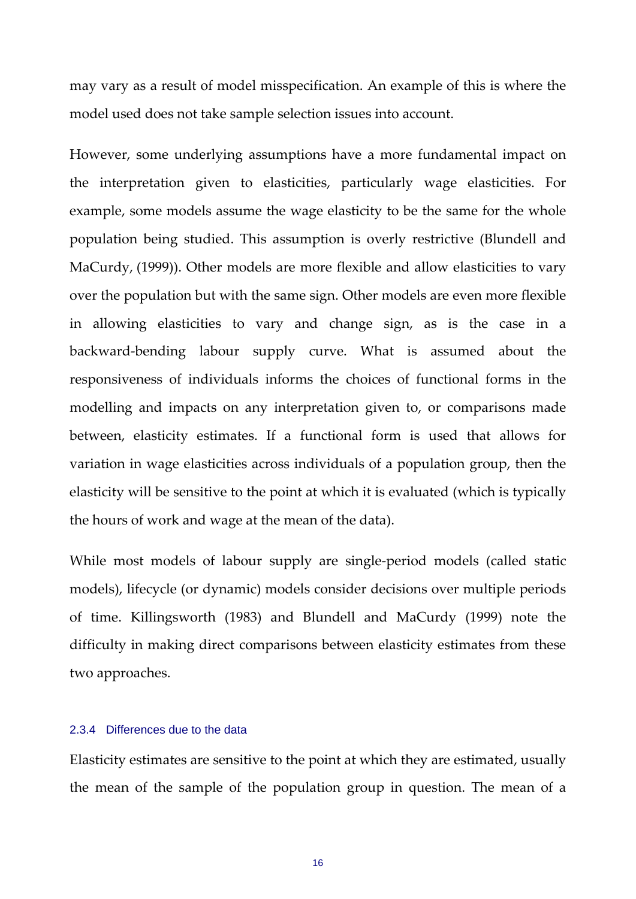may vary as a result of model misspecification. An example of this is where the model used does not take sample selection issues into account.

However, some underlying assumptions have a more fundamental impact on the interpretation given to elasticities, particularly wage elasticities. For example, some models assume the wage elasticity to be the same for the whole population being studied. This assumption is overly restrictive (Blundell and MaCurdy, (1999)). Other models are more flexible and allow elasticities to vary over the population but with the same sign. Other models are even more flexible in allowing elasticities to vary and change sign, as is the case in a backward-bending labour supply curve. What is assumed about the responsiveness of individuals informs the choices of functional forms in the modelling and impacts on any interpretation given to, or comparisons made between, elasticity estimates. If a functional form is used that allows for variation in wage elasticities across individuals of a population group, then the elasticity will be sensitive to the point at which it is evaluated (which is typically the hours of work and wage at the mean of the data).

While most models of labour supply are single-period models (called static models), lifecycle (or dynamic) models consider decisions over multiple periods of time. Killingsworth (1983) and Blundell and MaCurdy (1999) note the difficulty in making direct comparisons between elasticity estimates from these two approaches.

#### 2.3.4 Differences due to the data

Elasticity estimates are sensitive to the point at which they are estimated, usually the mean of the sample of the population group in question. The mean of a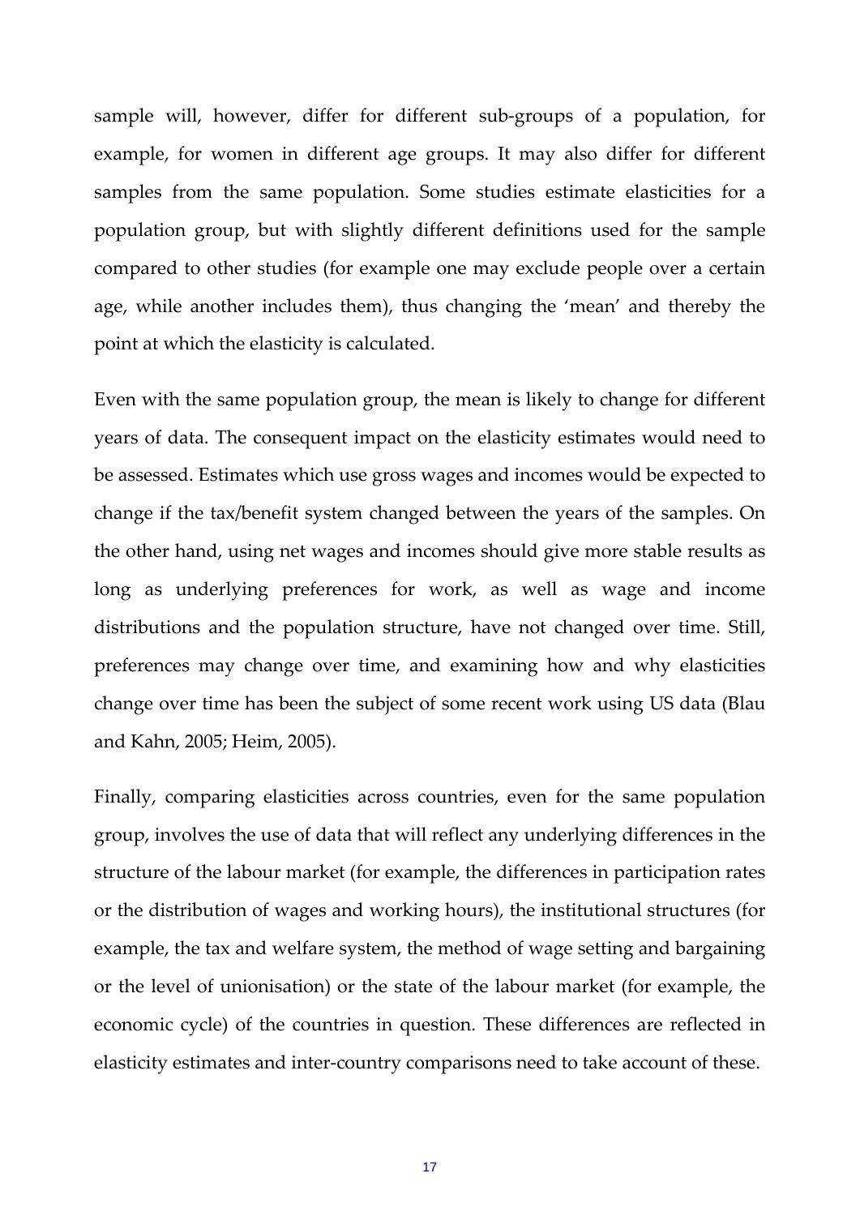sample will, however, differ for different sub-groups of a population, for example, for women in different age groups. It may also differ for different samples from the same population. Some studies estimate elasticities for a population group, but with slightly different definitions used for the sample compared to other studies (for example one may exclude people over a certain age, while another includes them), thus changing the 'mean' and thereby the point at which the elasticity is calculated.

Even with the same population group, the mean is likely to change for different years of data. The consequent impact on the elasticity estimates would need to be assessed. Estimates which use gross wages and incomes would be expected to change if the tax/benefit system changed between the years of the samples. On the other hand, using net wages and incomes should give more stable results as long as underlying preferences for work, as well as wage and income distributions and the population structure, have not changed over time. Still, preferences may change over time, and examining how and why elasticities change over time has been the subject of some recent work using US data (Blau and Kahn, 2005; Heim, 2005).

Finally, comparing elasticities across countries, even for the same population group, involves the use of data that will reflect any underlying differences in the structure of the labour market (for example, the differences in participation rates or the distribution of wages and working hours), the institutional structures (for example, the tax and welfare system, the method of wage setting and bargaining or the level of unionisation) or the state of the labour market (for example, the economic cycle) of the countries in question. These differences are reflected in elasticity estimates and inter-country comparisons need to take account of these.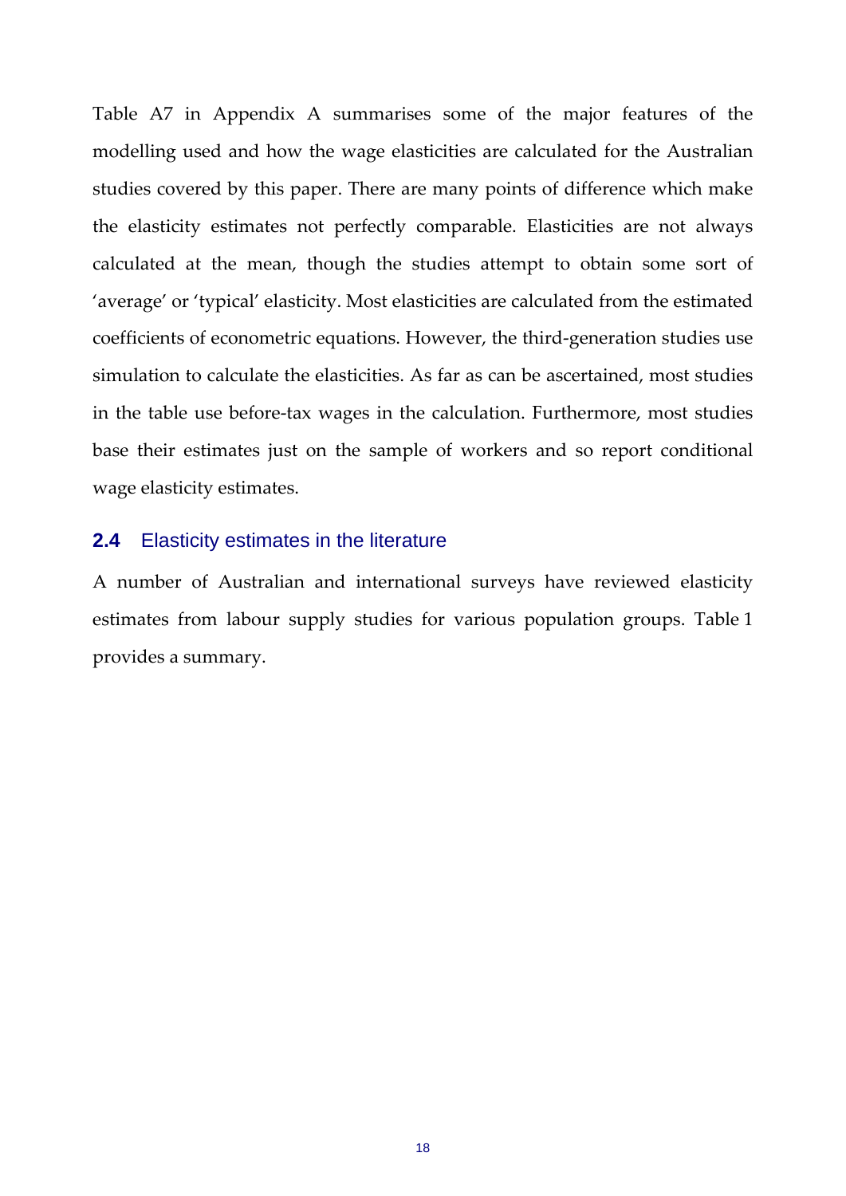Table A7 in Appendix A summarises some of the major features of the modelling used and how the wage elasticities are calculated for the Australian studies covered by this paper. There are many points of difference which make the elasticity estimates not perfectly comparable. Elasticities are not always calculated at the mean, though the studies attempt to obtain some sort of 'average' or 'typical' elasticity. Most elasticities are calculated from the estimated coefficients of econometric equations. However, the third-generation studies use simulation to calculate the elasticities. As far as can be ascertained, most studies in the table use before-tax wages in the calculation. Furthermore, most studies base their estimates just on the sample of workers and so report conditional wage elasticity estimates.

## 2.4 Elasticity estimates in the literature

A number of Australian and international surveys have reviewed elasticity estimates from labour supply studies for various population groups. Table 1 provides a summary.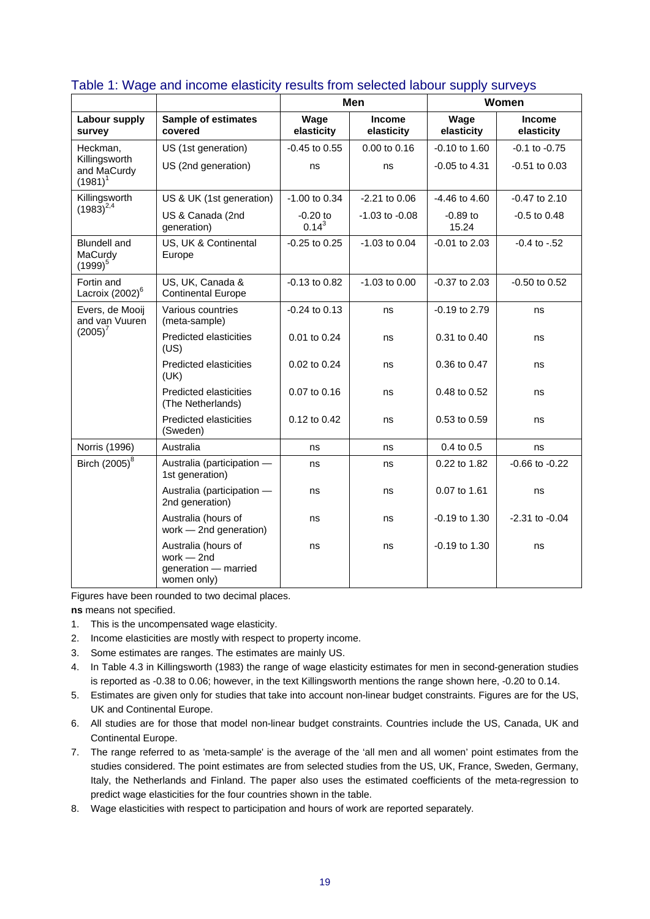## Table 1: Wage and income elasticity results from selected labour supply surveys

| | | Men | | Women | |
|---|---|---|---|---|---|
| **Labour supply survey** | **Sample of estimates covered** | **Wage elasticity** | **Income elasticity** | **Wage elasticity** | **Income elasticity** |
| Heckman, Killingsworth and MaCurdy (1981)[1] | US (1st generation) | -0.45 to 0.55 | 0.00 to 0.16 | -0.10 to 1.60 | -0.1 to -0.75 |
| | US (2nd generation) | ns | ns | -0.05 to 4.31 | -0.51 to 0.03 |
| Killingsworth (1983)[2,4] | US & UK (1st generation) | -1.00 to 0.34 | -2.21 to 0.06 | -4.46 to 4.60 | -0.47 to 2.10 |
| | US & Canada (2nd generation) | -0.20 to 0.14[3] | -1.03 to -0.08 | -0.89 to 15.24 | -0.5 to 0.48 |
| Blundell and MaCurdy (1999)[5] | US, UK & Continental Europe | -0.25 to 0.25 | -1.03 to 0.04 | -0.01 to 2.03 | -0.4 to -.52 |
| Fortin and Lacroix (2002)[6] | US, UK, Canada & Continental Europe | -0.13 to 0.82 | -1.03 to 0.00 | -0.37 to 2.03 | -0.50 to 0.52 |
| Evers, de Mooij and van Vuuren (2005)[7] | Various countries (meta-sample) | -0.24 to 0.13 | ns | -0.19 to 2.79 | ns |
| | Predicted elasticities (US) | 0.01 to 0.24 | ns | 0.31 to 0.40 | ns |
| | Predicted elasticities (UK) | 0.02 to 0.24 | ns | 0.36 to 0.47 | ns |
| | Predicted elasticities (The Netherlands) | 0.07 to 0.16 | ns | 0.48 to 0.52 | ns |
| | Predicted elasticities (Sweden) | 0.12 to 0.42 | ns | 0.53 to 0.59 | ns |
| Norris (1996) | Australia | ns | ns | 0.4 to 0.5 | ns |
| Birch (2005)[8] | Australia (participation — 1st generation) | ns | ns | 0.22 to 1.82 | -0.66 to -0.22 |
| | Australia (participation — 2nd generation) | ns | ns | 0.07 to 1.61 | ns |
| | Australia (hours of work — 2nd generation) | ns | ns | -0.19 to 1.30 | -2.31 to -0.04 |
| | Australia (hours of work — 2nd generation — married women only) | ns | ns | -0.19 to 1.30 | ns |

Figures have been rounded to two decimal places.

**ns** means not specified.

1. This is the uncompensated wage elasticity.
2. Income elasticities are mostly with respect to property income.
3. Some estimates are ranges. The estimates are mainly US.
4. In Table 4.3 in Killingsworth (1983) the range of wage elasticity estimates for men in second-generation studies is reported as -0.38 to 0.06; however, in the text Killingsworth mentions the range shown here, -0.20 to 0.14.
5. Estimates are given only for studies that take into account non-linear budget constraints. Figures are for the US, UK and Continental Europe.
6. All studies are for those that model non-linear budget constraints. Countries include the US, Canada, UK and Continental Europe.
7. The range referred to as 'meta-sample' is the average of the 'all men and all women' point estimates from the studies considered. The point estimates are from selected studies from the US, UK, France, Sweden, Germany, Italy, the Netherlands and Finland. The paper also uses the estimated coefficients of the meta-regression to predict wage elasticities for the four countries shown in the table.
8. Wage elasticities with respect to participation and hours of work are reported separately.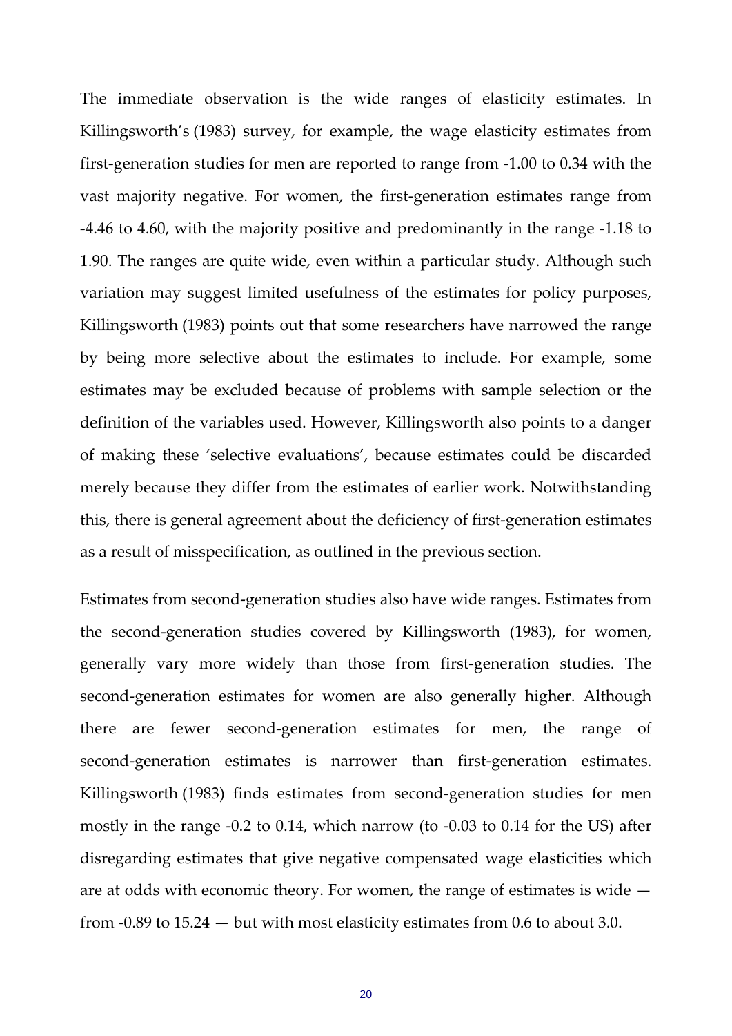The immediate observation is the wide ranges of elasticity estimates. In Killingsworth's (1983) survey, for example, the wage elasticity estimates from first-generation studies for men are reported to range from -1.00 to 0.34 with the vast majority negative. For women, the first-generation estimates range from -4.46 to 4.60, with the majority positive and predominantly in the range -1.18 to 1.90. The ranges are quite wide, even within a particular study. Although such variation may suggest limited usefulness of the estimates for policy purposes, Killingsworth (1983) points out that some researchers have narrowed the range by being more selective about the estimates to include. For example, some estimates may be excluded because of problems with sample selection or the definition of the variables used. However, Killingsworth also points to a danger of making these 'selective evaluations', because estimates could be discarded merely because they differ from the estimates of earlier work. Notwithstanding this, there is general agreement about the deficiency of first-generation estimates as a result of misspecification, as outlined in the previous section.

Estimates from second-generation studies also have wide ranges. Estimates from the second-generation studies covered by Killingsworth (1983), for women, generally vary more widely than those from first-generation studies. The second-generation estimates for women are also generally higher. Although there are fewer second-generation estimates for men, the range of second-generation estimates is narrower than first-generation estimates. Killingsworth (1983) finds estimates from second-generation studies for men mostly in the range -0.2 to 0.14, which narrow (to -0.03 to 0.14 for the US) after disregarding estimates that give negative compensated wage elasticities which are at odds with economic theory. For women, the range of estimates is wide — from -0.89 to 15.24 — but with most elasticity estimates from 0.6 to about 3.0.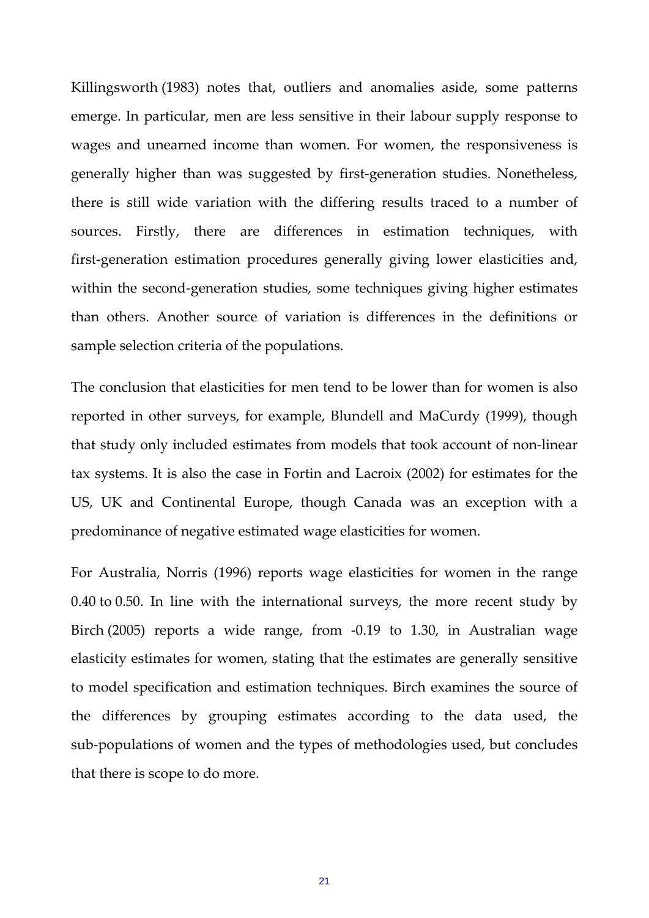Killingsworth (1983) notes that, outliers and anomalies aside, some patterns emerge. In particular, men are less sensitive in their labour supply response to wages and unearned income than women. For women, the responsiveness is generally higher than was suggested by first-generation studies. Nonetheless, there is still wide variation with the differing results traced to a number of sources. Firstly, there are differences in estimation techniques, with first-generation estimation procedures generally giving lower elasticities and, within the second-generation studies, some techniques giving higher estimates than others. Another source of variation is differences in the definitions or sample selection criteria of the populations.

The conclusion that elasticities for men tend to be lower than for women is also reported in other surveys, for example, Blundell and MaCurdy (1999), though that study only included estimates from models that took account of non-linear tax systems. It is also the case in Fortin and Lacroix (2002) for estimates for the US, UK and Continental Europe, though Canada was an exception with a predominance of negative estimated wage elasticities for women.

For Australia, Norris (1996) reports wage elasticities for women in the range 0.40 to 0.50. In line with the international surveys, the more recent study by Birch (2005) reports a wide range, from -0.19 to 1.30, in Australian wage elasticity estimates for women, stating that the estimates are generally sensitive to model specification and estimation techniques. Birch examines the source of the differences by grouping estimates according to the data used, the sub-populations of women and the types of methodologies used, but concludes that there is scope to do more.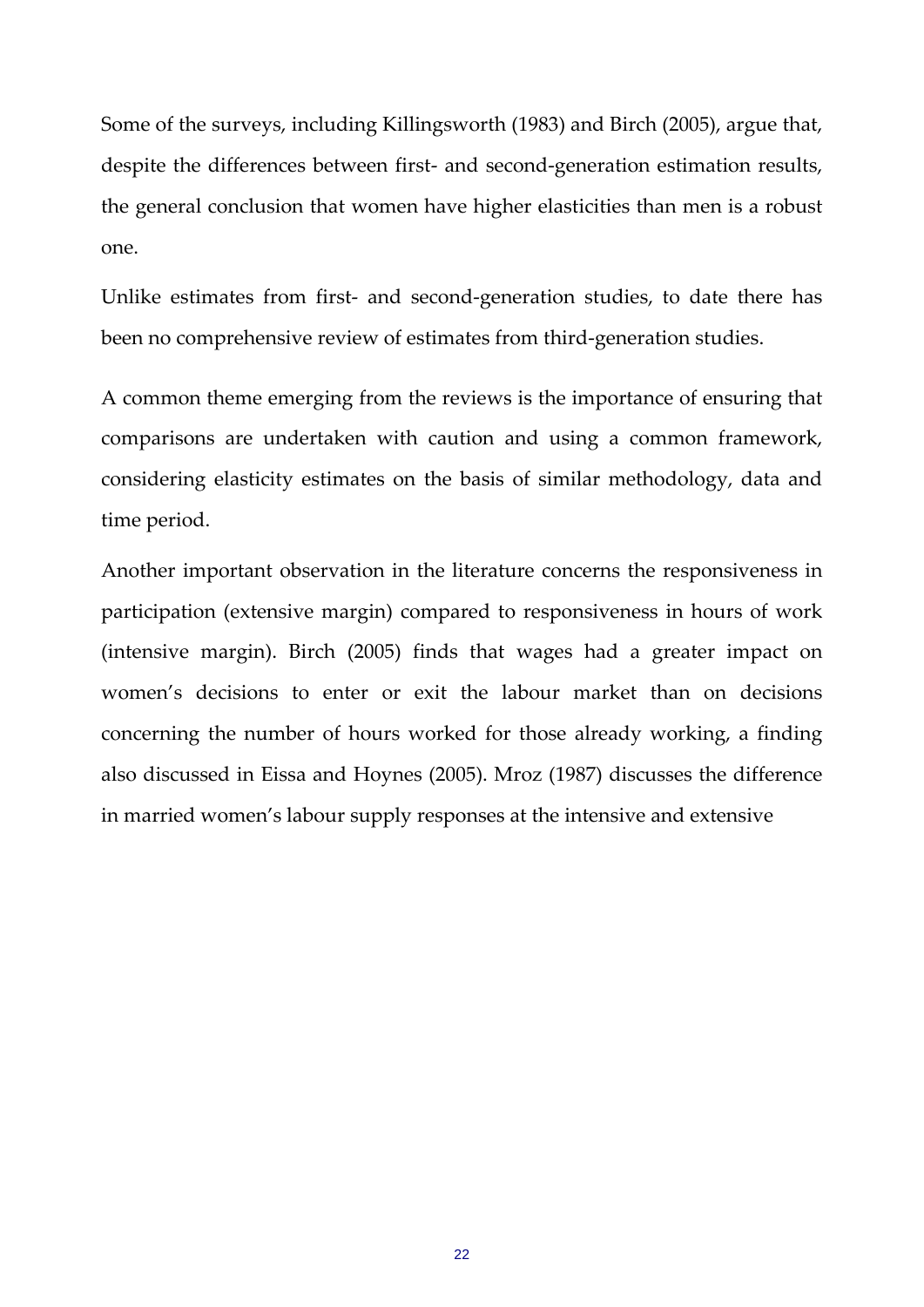Some of the surveys, including Killingsworth (1983) and Birch (2005), argue that, despite the differences between first- and second-generation estimation results, the general conclusion that women have higher elasticities than men is a robust one.

Unlike estimates from first- and second-generation studies, to date there has been no comprehensive review of estimates from third-generation studies.

A common theme emerging from the reviews is the importance of ensuring that comparisons are undertaken with caution and using a common framework, considering elasticity estimates on the basis of similar methodology, data and time period.

Another important observation in the literature concerns the responsiveness in participation (extensive margin) compared to responsiveness in hours of work (intensive margin). Birch (2005) finds that wages had a greater impact on women's decisions to enter or exit the labour market than on decisions concerning the number of hours worked for those already working, a finding also discussed in Eissa and Hoynes (2005). Mroz (1987) discusses the difference in married women's labour supply responses at the intensive and extensive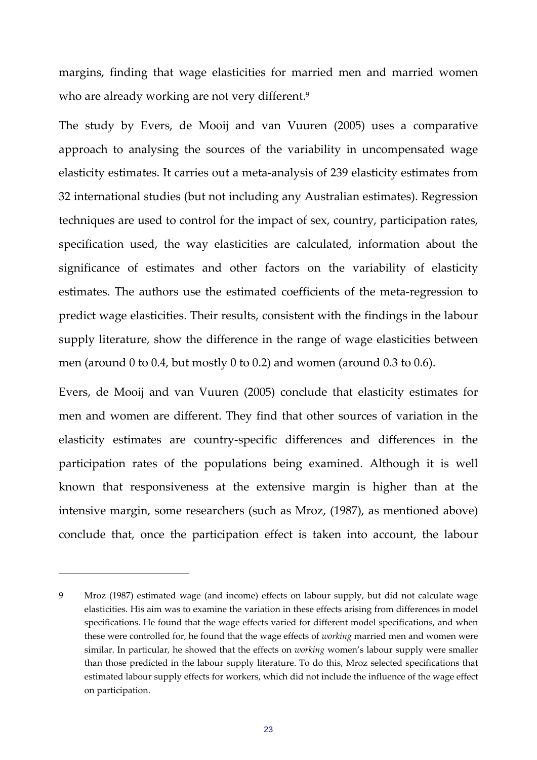margins, finding that wage elasticities for married men and married women who are already working are not very different.[9]

The study by Evers, de Mooij and van Vuuren (2005) uses a comparative approach to analysing the sources of the variability in uncompensated wage elasticity estimates. It carries out a meta-analysis of 239 elasticity estimates from 32 international studies (but not including any Australian estimates). Regression techniques are used to control for the impact of sex, country, participation rates, specification used, the way elasticities are calculated, information about the significance of estimates and other factors on the variability of elasticity estimates. The authors use the estimated coefficients of the meta-regression to predict wage elasticities. Their results, consistent with the findings in the labour supply literature, show the difference in the range of wage elasticities between men (around 0 to 0.4, but mostly 0 to 0.2) and women (around 0.3 to 0.6).

Evers, de Mooij and van Vuuren (2005) conclude that elasticity estimates for men and women are different. They find that other sources of variation in the elasticity estimates are country-specific differences and differences in the participation rates of the populations being examined. Although it is well known that responsiveness at the extensive margin is higher than at the intensive margin, some researchers (such as Mroz, (1987), as mentioned above) conclude that, once the participation effect is taken into account, the labour

---

9 Mroz (1987) estimated wage (and income) effects on labour supply, but did not calculate wage elasticities. His aim was to examine the variation in these effects arising from differences in model specifications. He found that the wage effects varied for different model specifications, and when these were controlled for, he found that the wage effects of *working* married men and women were similar. In particular, he showed that the effects on *working* women's labour supply were smaller than those predicted in the labour supply literature. To do this, Mroz selected specifications that estimated labour supply effects for workers, which did not include the influence of the wage effect on participation.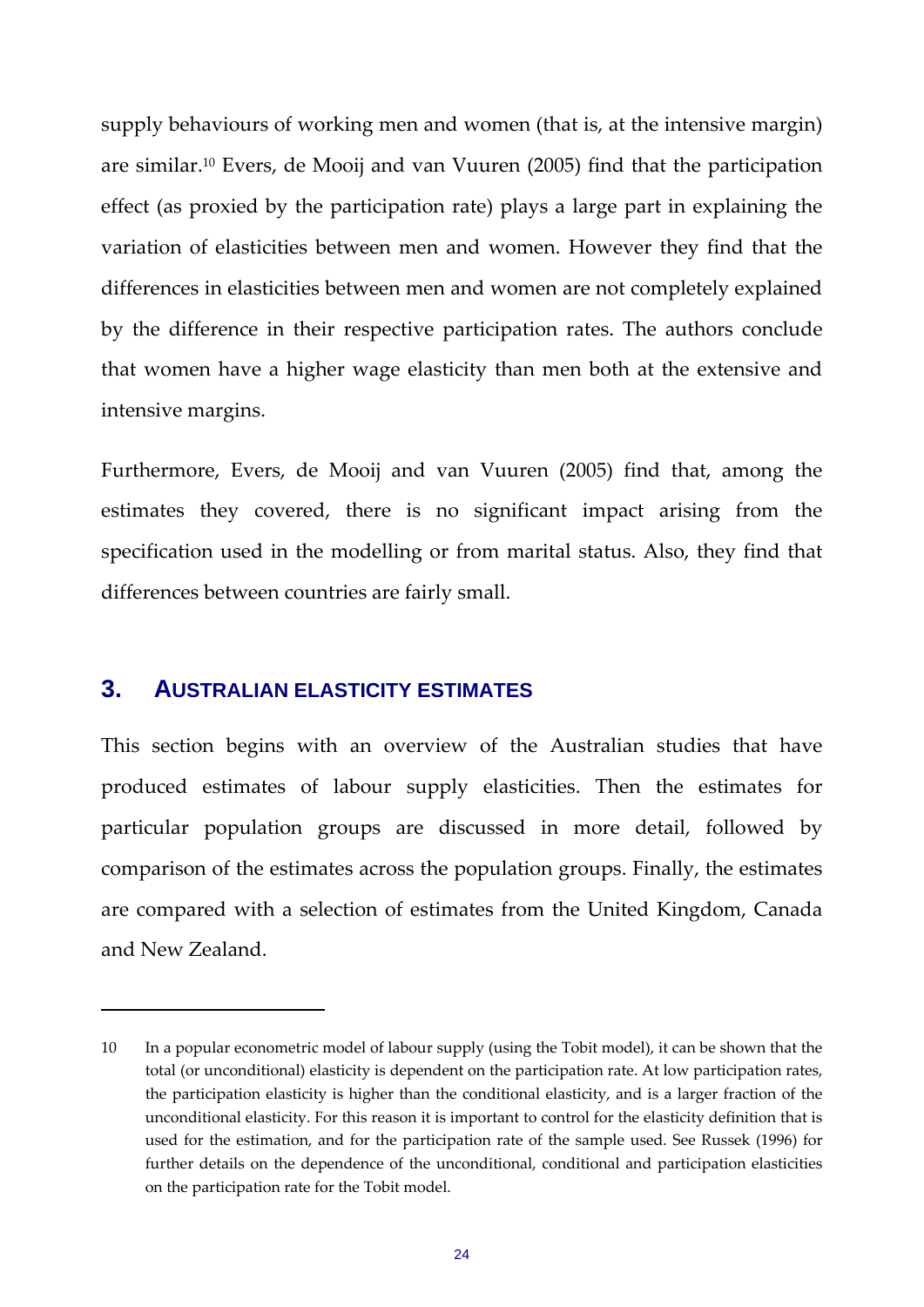supply behaviours of working men and women (that is, at the intensive margin) are similar.[10] Evers, de Mooij and van Vuuren (2005) find that the participation effect (as proxied by the participation rate) plays a large part in explaining the variation of elasticities between men and women. However they find that the differences in elasticities between men and women are not completely explained by the difference in their respective participation rates. The authors conclude that women have a higher wage elasticity than men both at the extensive and intensive margins.

Furthermore, Evers, de Mooij and van Vuuren (2005) find that, among the estimates they covered, there is no significant impact arising from the specification used in the modelling or from marital status. Also, they find that differences between countries are fairly small.

## 3. AUSTRALIAN ELASTICITY ESTIMATES

This section begins with an overview of the Australian studies that have produced estimates of labour supply elasticities. Then the estimates for particular population groups are discussed in more detail, followed by comparison of the estimates across the population groups. Finally, the estimates are compared with a selection of estimates from the United Kingdom, Canada and New Zealand.

---

10 In a popular econometric model of labour supply (using the Tobit model), it can be shown that the total (or unconditional) elasticity is dependent on the participation rate. At low participation rates, the participation elasticity is higher than the conditional elasticity, and is a larger fraction of the unconditional elasticity. For this reason it is important to control for the elasticity definition that is used for the estimation, and for the participation rate of the sample used. See Russek (1996) for further details on the dependence of the unconditional, conditional and participation elasticities on the participation rate for the Tobit model.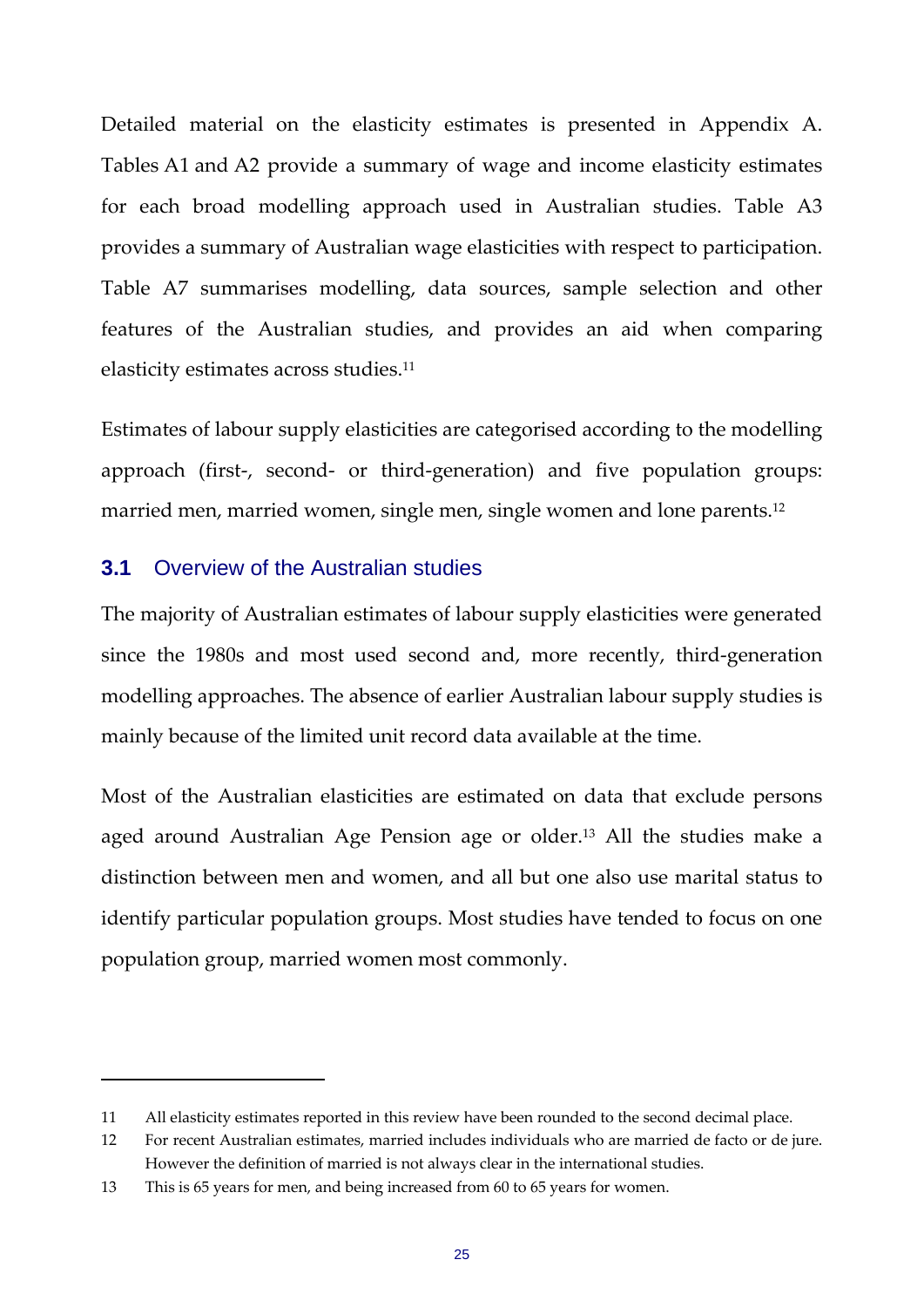Detailed material on the elasticity estimates is presented in Appendix A. Tables A1 and A2 provide a summary of wage and income elasticity estimates for each broad modelling approach used in Australian studies. Table A3 provides a summary of Australian wage elasticities with respect to participation. Table A7 summarises modelling, data sources, sample selection and other features of the Australian studies, and provides an aid when comparing elasticity estimates across studies.[11]

Estimates of labour supply elasticities are categorised according to the modelling approach (first-, second- or third-generation) and five population groups: married men, married women, single men, single women and lone parents.[12]

## 3.1 Overview of the Australian studies

The majority of Australian estimates of labour supply elasticities were generated since the 1980s and most used second and, more recently, third-generation modelling approaches. The absence of earlier Australian labour supply studies is mainly because of the limited unit record data available at the time.

Most of the Australian elasticities are estimated on data that exclude persons aged around Australian Age Pension age or older.[13] All the studies make a distinction between men and women, and all but one also use marital status to identify particular population groups. Most studies have tended to focus on one population group, married women most commonly.

---

11 All elasticity estimates reported in this review have been rounded to the second decimal place.

12 For recent Australian estimates, married includes individuals who are married de facto or de jure. However the definition of married is not always clear in the international studies.

13 This is 65 years for men, and being increased from 60 to 65 years for women.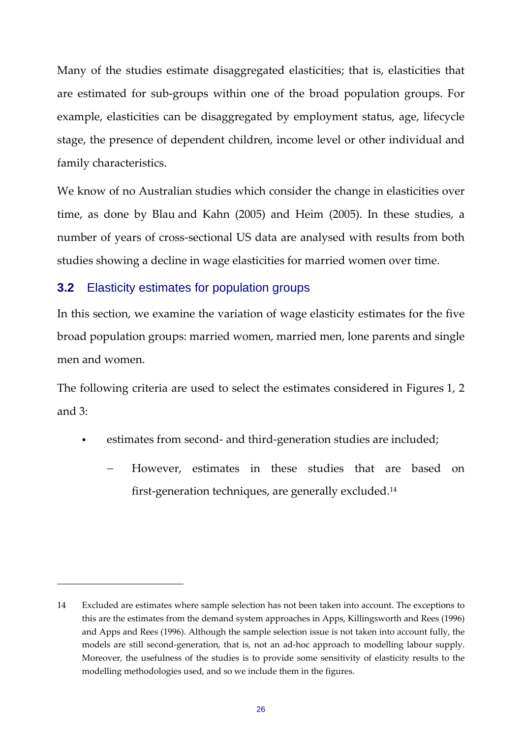Many of the studies estimate disaggregated elasticities; that is, elasticities that are estimated for sub-groups within one of the broad population groups. For example, elasticities can be disaggregated by employment status, age, lifecycle stage, the presence of dependent children, income level or other individual and family characteristics.

We know of no Australian studies which consider the change in elasticities over time, as done by Blau and Kahn (2005) and Heim (2005). In these studies, a number of years of cross-sectional US data are analysed with results from both studies showing a decline in wage elasticities for married women over time.

### 3.2 Elasticity estimates for population groups

In this section, we examine the variation of wage elasticity estimates for the five broad population groups: married women, married men, lone parents and single men and women.

The following criteria are used to select the estimates considered in Figures 1, 2 and 3:

- estimates from second- and third-generation studies are included;
  - However, estimates in these studies that are based on first-generation techniques, are generally excluded.[14]

---

14 Excluded are estimates where sample selection has not been taken into account. The exceptions to this are the estimates from the demand system approaches in Apps, Killingsworth and Rees (1996) and Apps and Rees (1996). Although the sample selection issue is not taken into account fully, the models are still second-generation, that is, not an ad-hoc approach to modelling labour supply. Moreover, the usefulness of the studies is to provide some sensitivity of elasticity results to the modelling methodologies used, and so we include them in the figures.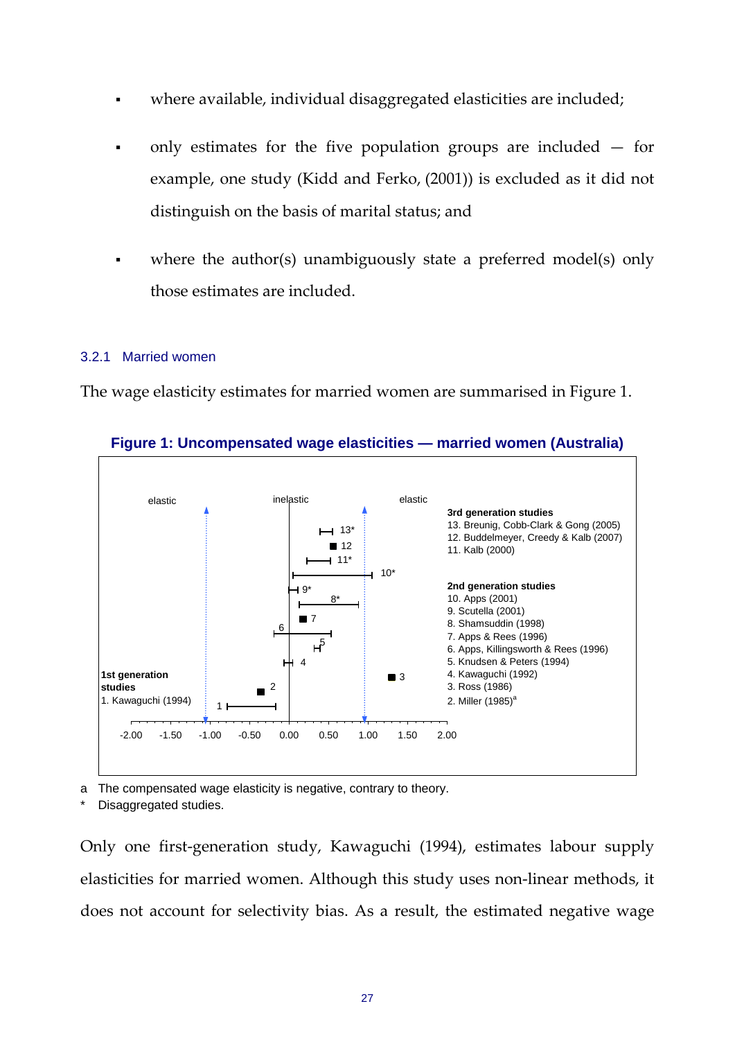- where available, individual disaggregated elasticities are included;
- only estimates for the five population groups are included — for example, one study (Kidd and Ferko, (2001)) is excluded as it did not distinguish on the basis of marital status; and
- where the author(s) unambiguously state a preferred model(s) only those estimates are included.

### 3.2.1 Married women

The wage elasticity estimates for married women are summarised in Figure 1.

**Figure 1: Uncompensated wage elasticities — married women (Australia)**

elastic | inelastic | elastic

**3rd generation studies**
13. Breunig, Cobb-Clark & Gong (2005)
12. Buddelmeyer, Creedy & Kalb (2007)
11. Kalb (2000)

**2nd generation studies**
10. Apps (2001)
9. Scutella (2001)
8. Shamsuddin (1998)
7. Apps & Rees (1996)
6. Apps, Killingsworth & Rees (1996)
5. Knudsen & Peters (1994)
4. Kawaguchi (1992)
3. Ross (1986)
2. Miller (1985)[a]

**1st generation studies**
1. Kawaguchi (1994)

-2.00 -1.50 -1.00 -0.50 0.00 0.50 1.00 1.50 2.00

a The compensated wage elasticity is negative, contrary to theory.
\* Disaggregated studies.

Only one first-generation study, Kawaguchi (1994), estimates labour supply elasticities for married women. Although this study uses non-linear methods, it does not account for selectivity bias. As a result, the estimated negative wage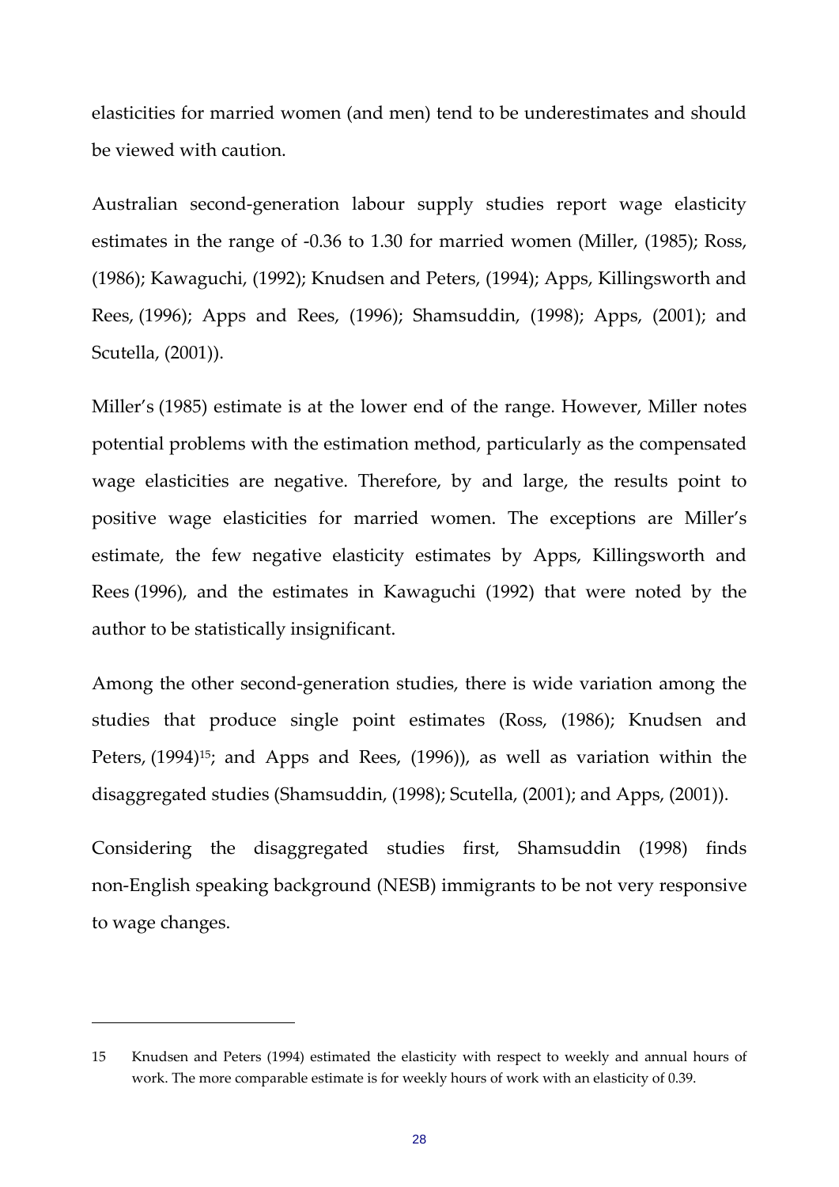elasticities for married women (and men) tend to be underestimates and should be viewed with caution.

Australian second-generation labour supply studies report wage elasticity estimates in the range of -0.36 to 1.30 for married women (Miller, (1985); Ross, (1986); Kawaguchi, (1992); Knudsen and Peters, (1994); Apps, Killingsworth and Rees, (1996); Apps and Rees, (1996); Shamsuddin, (1998); Apps, (2001); and Scutella, (2001)).

Miller's (1985) estimate is at the lower end of the range. However, Miller notes potential problems with the estimation method, particularly as the compensated wage elasticities are negative. Therefore, by and large, the results point to positive wage elasticities for married women. The exceptions are Miller's estimate, the few negative elasticity estimates by Apps, Killingsworth and Rees (1996), and the estimates in Kawaguchi (1992) that were noted by the author to be statistically insignificant.

Among the other second-generation studies, there is wide variation among the studies that produce single point estimates (Ross, (1986); Knudsen and Peters, (1994)[15]; and Apps and Rees, (1996)), as well as variation within the disaggregated studies (Shamsuddin, (1998); Scutella, (2001); and Apps, (2001)).

Considering the disaggregated studies first, Shamsuddin (1998) finds non-English speaking background (NESB) immigrants to be not very responsive to wage changes.

---

15 Knudsen and Peters (1994) estimated the elasticity with respect to weekly and annual hours of work. The more comparable estimate is for weekly hours of work with an elasticity of 0.39.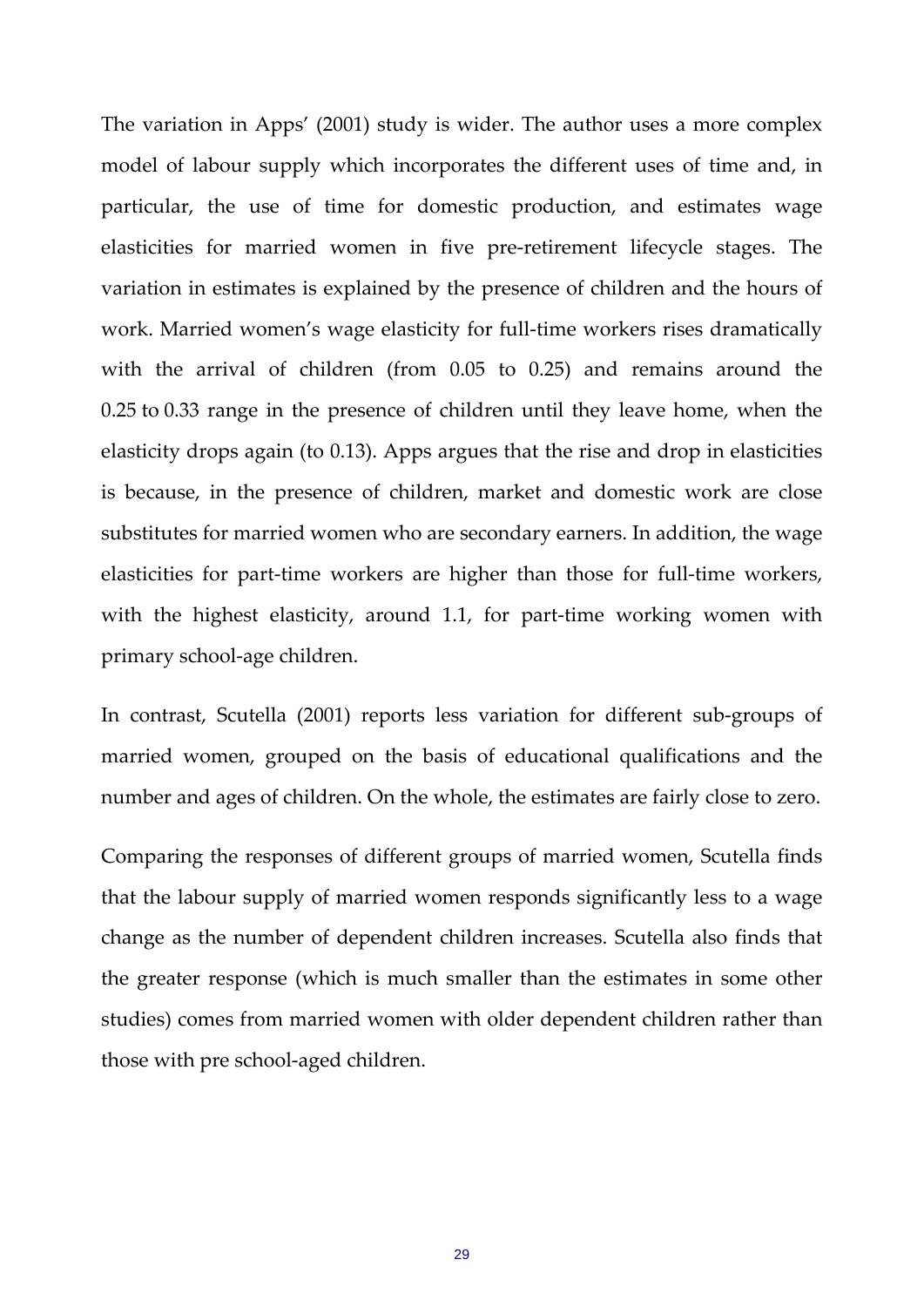The variation in Apps' (2001) study is wider. The author uses a more complex model of labour supply which incorporates the different uses of time and, in particular, the use of time for domestic production, and estimates wage elasticities for married women in five pre-retirement lifecycle stages. The variation in estimates is explained by the presence of children and the hours of work. Married women's wage elasticity for full-time workers rises dramatically with the arrival of children (from 0.05 to 0.25) and remains around the 0.25 to 0.33 range in the presence of children until they leave home, when the elasticity drops again (to 0.13). Apps argues that the rise and drop in elasticities is because, in the presence of children, market and domestic work are close substitutes for married women who are secondary earners. In addition, the wage elasticities for part-time workers are higher than those for full-time workers, with the highest elasticity, around 1.1, for part-time working women with primary school-age children.

In contrast, Scutella (2001) reports less variation for different sub-groups of married women, grouped on the basis of educational qualifications and the number and ages of children. On the whole, the estimates are fairly close to zero.

Comparing the responses of different groups of married women, Scutella finds that the labour supply of married women responds significantly less to a wage change as the number of dependent children increases. Scutella also finds that the greater response (which is much smaller than the estimates in some other studies) comes from married women with older dependent children rather than those with pre school-aged children.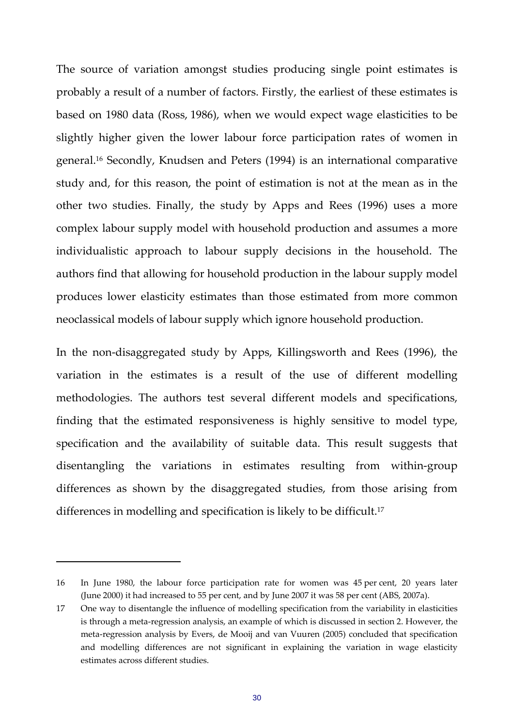The source of variation amongst studies producing single point estimates is probably a result of a number of factors. Firstly, the earliest of these estimates is based on 1980 data (Ross, 1986), when we would expect wage elasticities to be slightly higher given the lower labour force participation rates of women in general.[16] Secondly, Knudsen and Peters (1994) is an international comparative study and, for this reason, the point of estimation is not at the mean as in the other two studies. Finally, the study by Apps and Rees (1996) uses a more complex labour supply model with household production and assumes a more individualistic approach to labour supply decisions in the household. The authors find that allowing for household production in the labour supply model produces lower elasticity estimates than those estimated from more common neoclassical models of labour supply which ignore household production.

In the non-disaggregated study by Apps, Killingsworth and Rees (1996), the variation in the estimates is a result of the use of different modelling methodologies. The authors test several different models and specifications, finding that the estimated responsiveness is highly sensitive to model type, specification and the availability of suitable data. This result suggests that disentangling the variations in estimates resulting from within-group differences as shown by the disaggregated studies, from those arising from differences in modelling and specification is likely to be difficult.[17]

---

16 In June 1980, the labour force participation rate for women was 45 per cent, 20 years later (June 2000) it had increased to 55 per cent, and by June 2007 it was 58 per cent (ABS, 2007a).

17 One way to disentangle the influence of modelling specification from the variability in elasticities is through a meta-regression analysis, an example of which is discussed in section 2. However, the meta-regression analysis by Evers, de Mooij and van Vuuren (2005) concluded that specification and modelling differences are not significant in explaining the variation in wage elasticity estimates across different studies.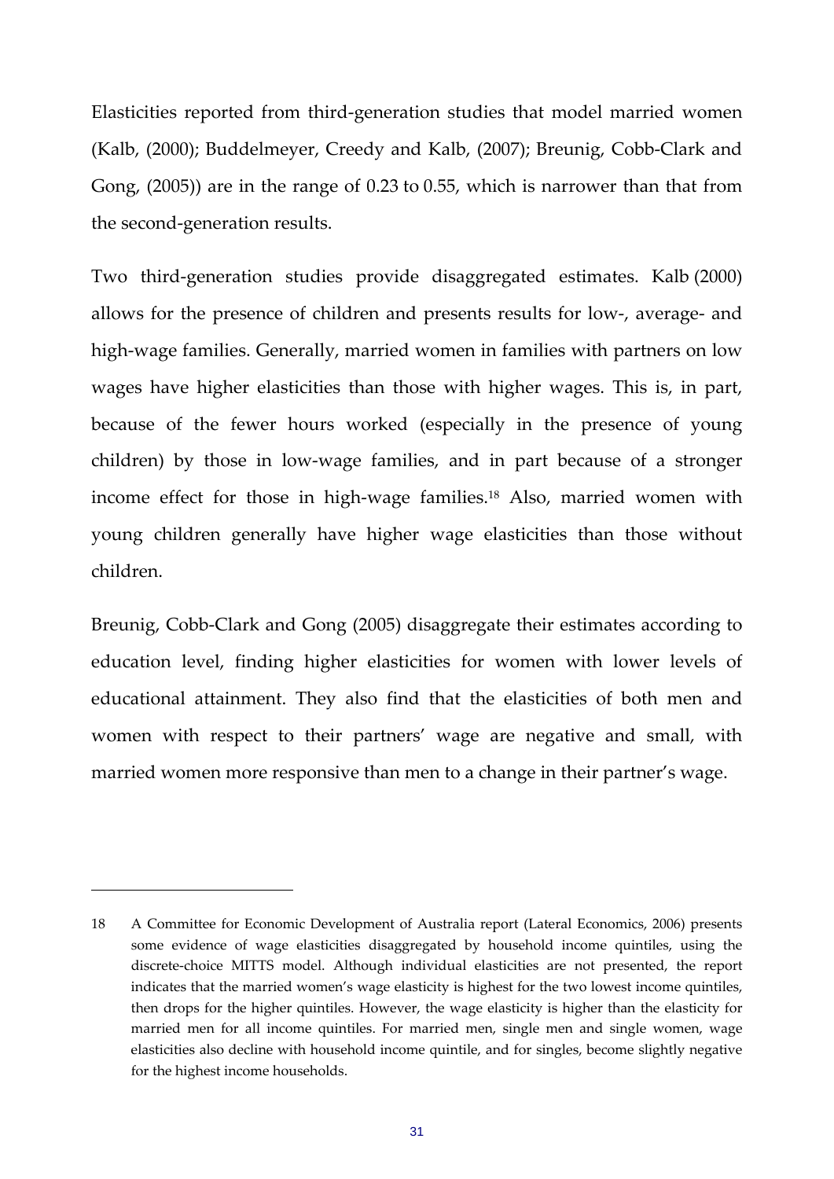Elasticities reported from third-generation studies that model married women (Kalb, (2000); Buddelmeyer, Creedy and Kalb, (2007); Breunig, Cobb-Clark and Gong, (2005)) are in the range of 0.23 to 0.55, which is narrower than that from the second-generation results.

Two third-generation studies provide disaggregated estimates. Kalb (2000) allows for the presence of children and presents results for low-, average- and high-wage families. Generally, married women in families with partners on low wages have higher elasticities than those with higher wages. This is, in part, because of the fewer hours worked (especially in the presence of young children) by those in low-wage families, and in part because of a stronger income effect for those in high-wage families.[18] Also, married women with young children generally have higher wage elasticities than those without children.

Breunig, Cobb-Clark and Gong (2005) disaggregate their estimates according to education level, finding higher elasticities for women with lower levels of educational attainment. They also find that the elasticities of both men and women with respect to their partners' wage are negative and small, with married women more responsive than men to a change in their partner's wage.

---

18 A Committee for Economic Development of Australia report (Lateral Economics, 2006) presents some evidence of wage elasticities disaggregated by household income quintiles, using the discrete-choice MITTS model. Although individual elasticities are not presented, the report indicates that the married women's wage elasticity is highest for the two lowest income quintiles, then drops for the higher quintiles. However, the wage elasticity is higher than the elasticity for married men for all income quintiles. For married men, single men and single women, wage elasticities also decline with household income quintile, and for singles, become slightly negative for the highest income households.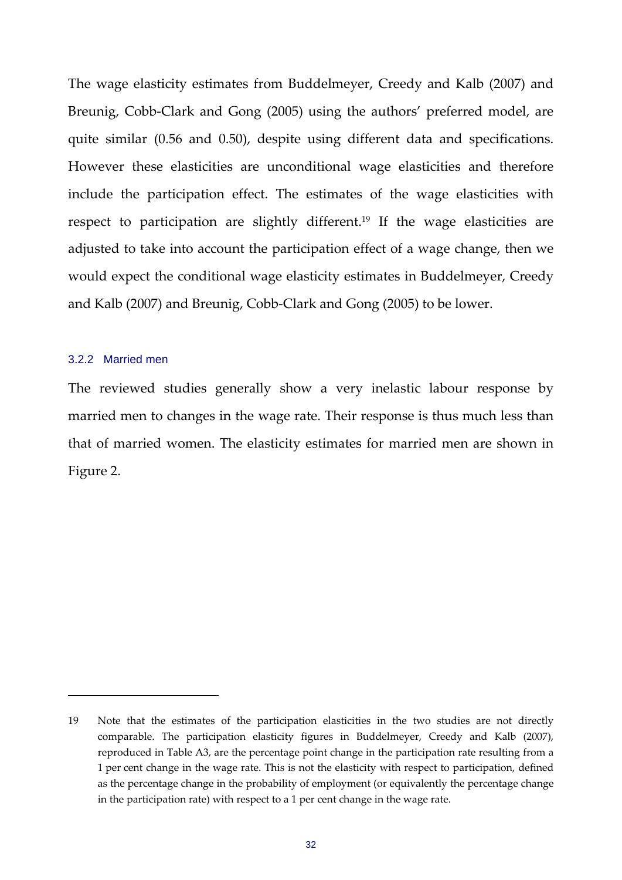The wage elasticity estimates from Buddelmeyer, Creedy and Kalb (2007) and Breunig, Cobb-Clark and Gong (2005) using the authors' preferred model, are quite similar (0.56 and 0.50), despite using different data and specifications. However these elasticities are unconditional wage elasticities and therefore include the participation effect. The estimates of the wage elasticities with respect to participation are slightly different.[19] If the wage elasticities are adjusted to take into account the participation effect of a wage change, then we would expect the conditional wage elasticity estimates in Buddelmeyer, Creedy and Kalb (2007) and Breunig, Cobb-Clark and Gong (2005) to be lower.

### 3.2.2 Married men

The reviewed studies generally show a very inelastic labour response by married men to changes in the wage rate. Their response is thus much less than that of married women. The elasticity estimates for married men are shown in Figure 2.

---

19 Note that the estimates of the participation elasticities in the two studies are not directly comparable. The participation elasticity figures in Buddelmeyer, Creedy and Kalb (2007), reproduced in Table A3, are the percentage point change in the participation rate resulting from a 1 per cent change in the wage rate. This is not the elasticity with respect to participation, defined as the percentage change in the probability of employment (or equivalently the percentage change in the participation rate) with respect to a 1 per cent change in the wage rate.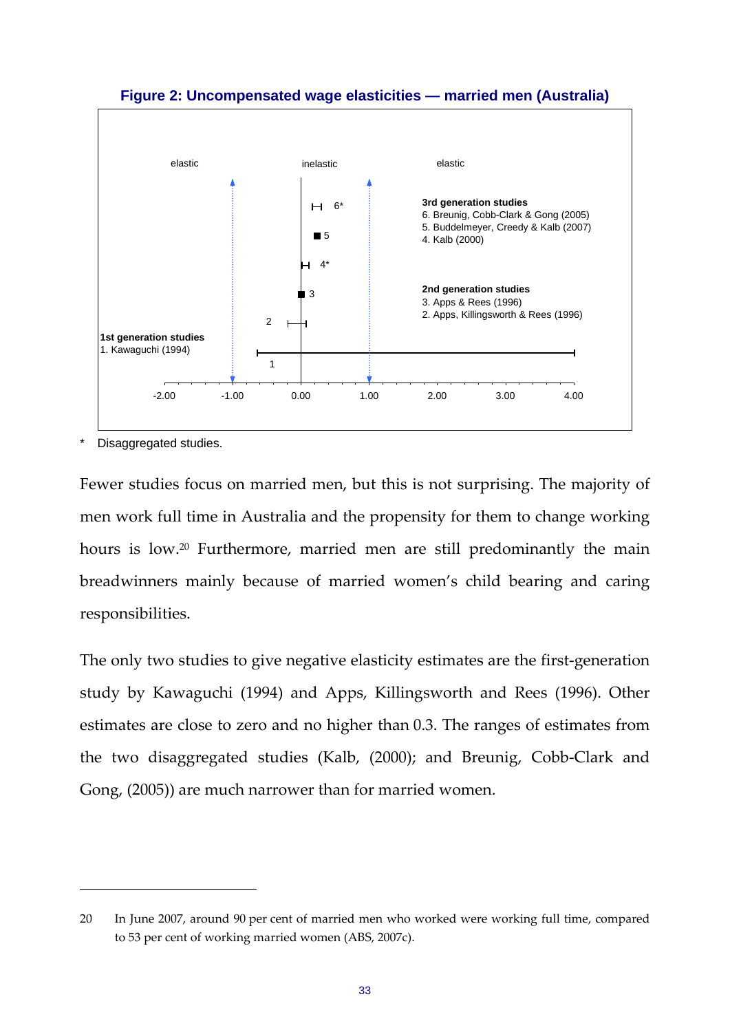**Figure 2: Uncompensated wage elasticities — married men (Australia)**

elastic | inelastic | elastic

**3rd generation studies**
6. Breunig, Cobb-Clark & Gong (2005)
5. Buddelmeyer, Creedy & Kalb (2007)
4. Kalb (2000)

**2nd generation studies**
3. Apps & Rees (1996)
2. Apps, Killingsworth & Rees (1996)

**1st generation studies**
1. Kawaguchi (1994)

-2.00 | -1.00 | 0.00 | 1.00 | 2.00 | 3.00 | 4.00

\* Disaggregated studies.

Fewer studies focus on married men, but this is not surprising. The majority of men work full time in Australia and the propensity for them to change working hours is low.[20] Furthermore, married men are still predominantly the main breadwinners mainly because of married women's child bearing and caring responsibilities.

The only two studies to give negative elasticity estimates are the first-generation study by Kawaguchi (1994) and Apps, Killingsworth and Rees (1996). Other estimates are close to zero and no higher than 0.3. The ranges of estimates from the two disaggregated studies (Kalb, (2000); and Breunig, Cobb-Clark and Gong, (2005)) are much narrower than for married women.

---

20 In June 2007, around 90 per cent of married men who worked were working full time, compared to 53 per cent of working married women (ABS, 2007c).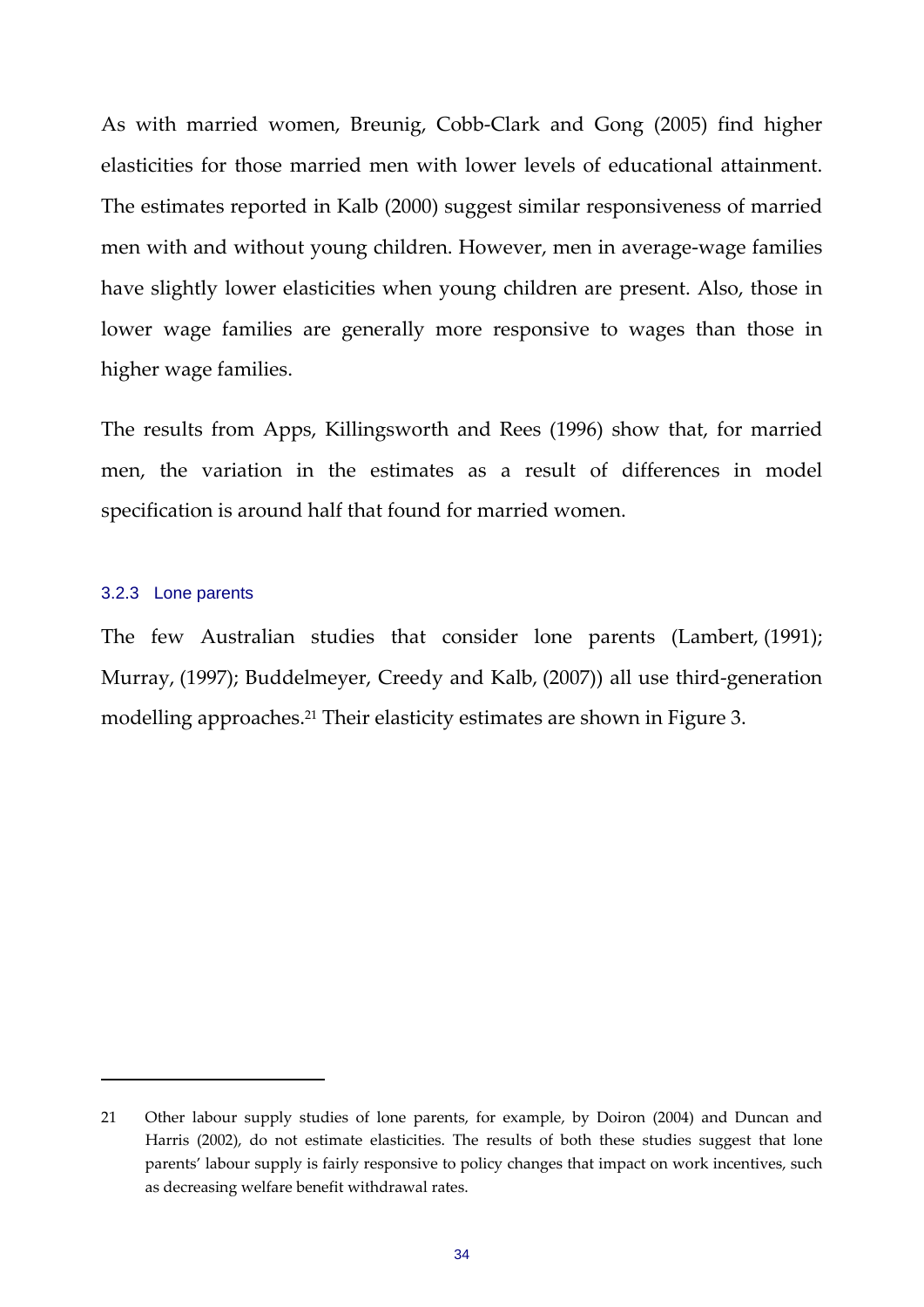As with married women, Breunig, Cobb-Clark and Gong (2005) find higher elasticities for those married men with lower levels of educational attainment. The estimates reported in Kalb (2000) suggest similar responsiveness of married men with and without young children. However, men in average-wage families have slightly lower elasticities when young children are present. Also, those in lower wage families are generally more responsive to wages than those in higher wage families.

The results from Apps, Killingsworth and Rees (1996) show that, for married men, the variation in the estimates as a result of differences in model specification is around half that found for married women.

### 3.2.3 Lone parents

The few Australian studies that consider lone parents (Lambert, (1991); Murray, (1997); Buddelmeyer, Creedy and Kalb, (2007)) all use third-generation modelling approaches.[21] Their elasticity estimates are shown in Figure 3.

---

21 Other labour supply studies of lone parents, for example, by Doiron (2004) and Duncan and Harris (2002), do not estimate elasticities. The results of both these studies suggest that lone parents' labour supply is fairly responsive to policy changes that impact on work incentives, such as decreasing welfare benefit withdrawal rates.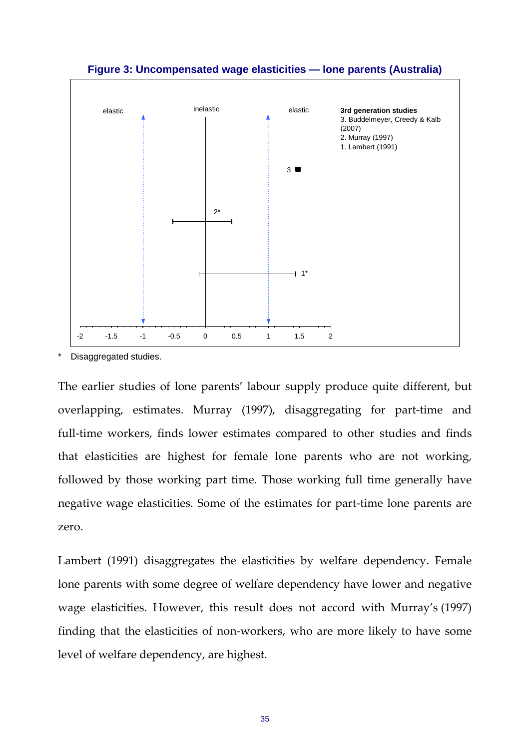**Figure 3: Uncompensated wage elasticities — lone parents (Australia)**

**3rd generation studies**
3. Buddelmeyer, Creedy & Kalb (2007)
2. Murray (1997)
1. Lambert (1991)

\* Disaggregated studies.

The earlier studies of lone parents' labour supply produce quite different, but overlapping, estimates. Murray (1997), disaggregating for part-time and full-time workers, finds lower estimates compared to other studies and finds that elasticities are highest for female lone parents who are not working, followed by those working part time. Those working full time generally have negative wage elasticities. Some of the estimates for part-time lone parents are zero.

Lambert (1991) disaggregates the elasticities by welfare dependency. Female lone parents with some degree of welfare dependency have lower and negative wage elasticities. However, this result does not accord with Murray's (1997) finding that the elasticities of non-workers, who are more likely to have some level of welfare dependency, are highest.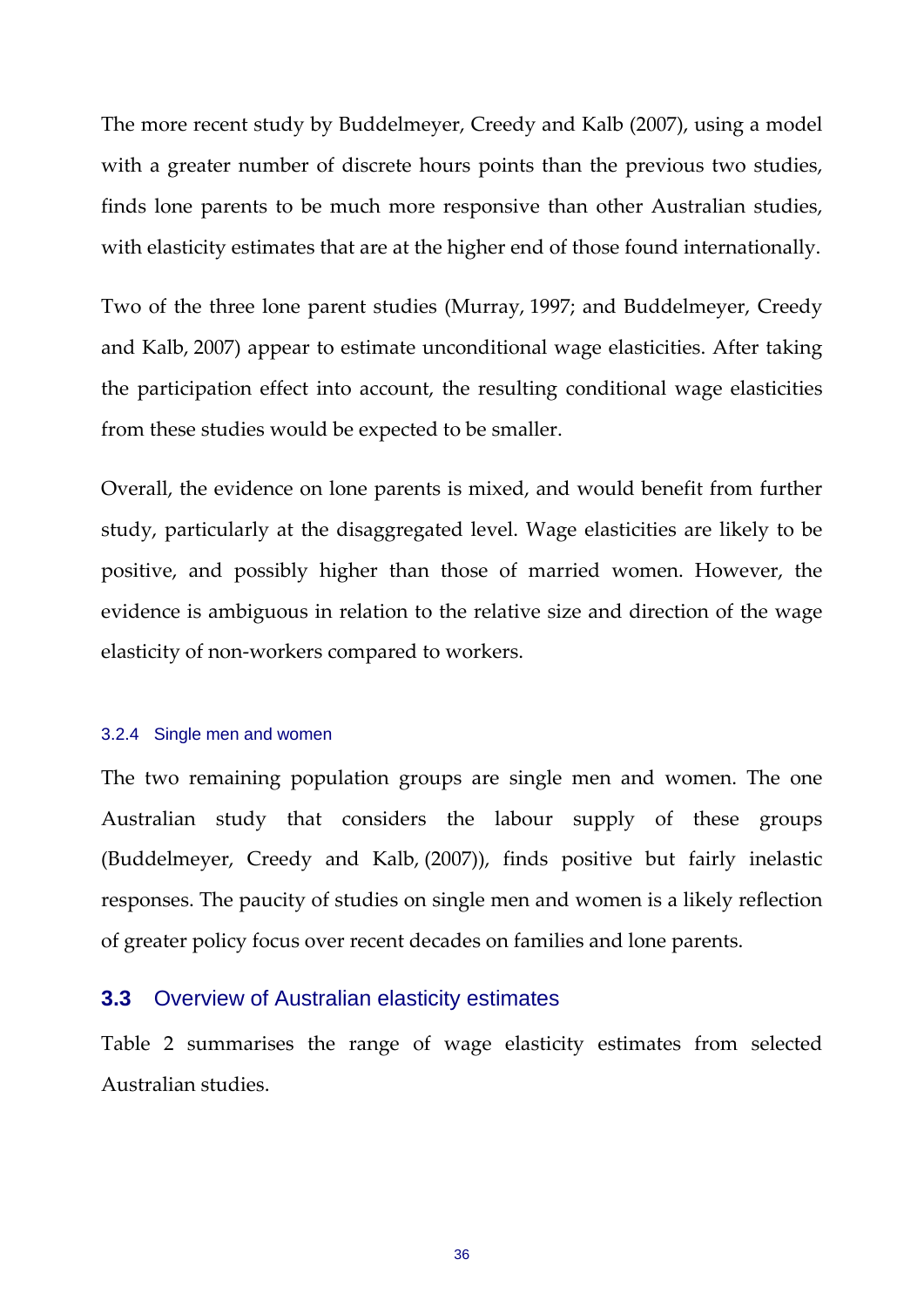The more recent study by Buddelmeyer, Creedy and Kalb (2007), using a model with a greater number of discrete hours points than the previous two studies, finds lone parents to be much more responsive than other Australian studies, with elasticity estimates that are at the higher end of those found internationally.

Two of the three lone parent studies (Murray, 1997; and Buddelmeyer, Creedy and Kalb, 2007) appear to estimate unconditional wage elasticities. After taking the participation effect into account, the resulting conditional wage elasticities from these studies would be expected to be smaller.

Overall, the evidence on lone parents is mixed, and would benefit from further study, particularly at the disaggregated level. Wage elasticities are likely to be positive, and possibly higher than those of married women. However, the evidence is ambiguous in relation to the relative size and direction of the wage elasticity of non-workers compared to workers.

#### 3.2.4 Single men and women

The two remaining population groups are single men and women. The one Australian study that considers the labour supply of these groups (Buddelmeyer, Creedy and Kalb, (2007)), finds positive but fairly inelastic responses. The paucity of studies on single men and women is a likely reflection of greater policy focus over recent decades on families and lone parents.

## 3.3 Overview of Australian elasticity estimates

Table 2 summarises the range of wage elasticity estimates from selected Australian studies.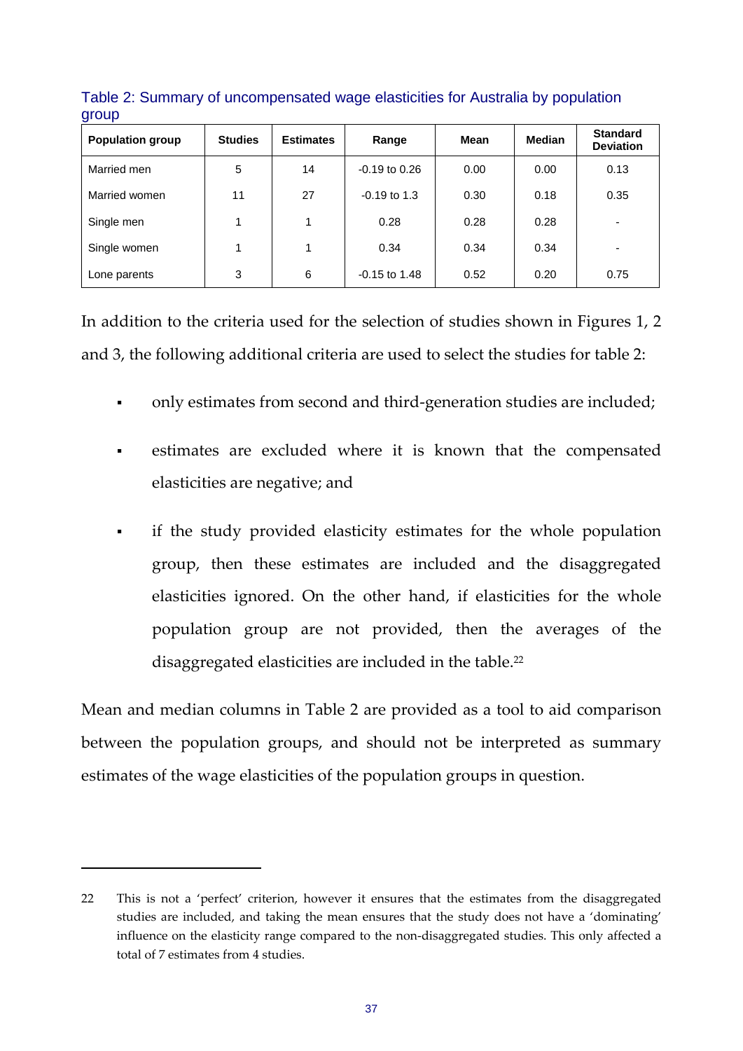Table 2: Summary of uncompensated wage elasticities for Australia by population group

| Population group | Studies | Estimates | Range | Mean | Median | Standard Deviation |
|---|---|---|---|---|---|---|
| Married men | 5 | 14 | -0.19 to 0.26 | 0.00 | 0.00 | 0.13 |
| Married women | 11 | 27 | -0.19 to 1.3 | 0.30 | 0.18 | 0.35 |
| Single men | 1 | 1 | 0.28 | 0.28 | 0.28 | - |
| Single women | 1 | 1 | 0.34 | 0.34 | 0.34 | - |
| Lone parents | 3 | 6 | -0.15 to 1.48 | 0.52 | 0.20 | 0.75 |

In addition to the criteria used for the selection of studies shown in Figures 1, 2 and 3, the following additional criteria are used to select the studies for table 2:

- only estimates from second and third-generation studies are included;
- estimates are excluded where it is known that the compensated elasticities are negative; and
- if the study provided elasticity estimates for the whole population group, then these estimates are included and the disaggregated elasticities ignored. On the other hand, if elasticities for the whole population group are not provided, then the averages of the disaggregated elasticities are included in the table.[22]

Mean and median columns in Table 2 are provided as a tool to aid comparison between the population groups, and should not be interpreted as summary estimates of the wage elasticities of the population groups in question.

---

22 This is not a 'perfect' criterion, however it ensures that the estimates from the disaggregated studies are included, and taking the mean ensures that the study does not have a 'dominating' influence on the elasticity range compared to the non-disaggregated studies. This only affected a total of 7 estimates from 4 studies.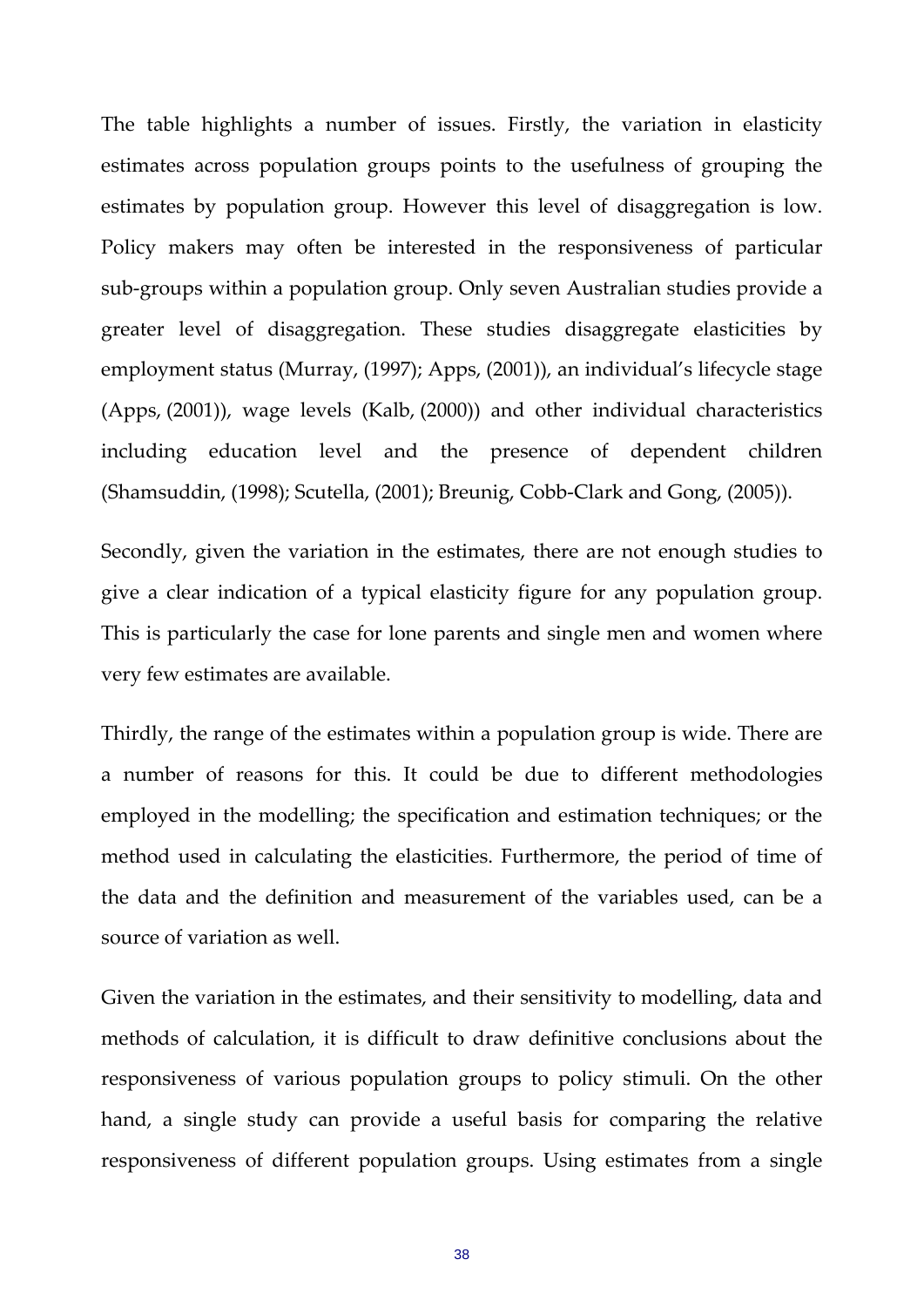The table highlights a number of issues. Firstly, the variation in elasticity estimates across population groups points to the usefulness of grouping the estimates by population group. However this level of disaggregation is low. Policy makers may often be interested in the responsiveness of particular sub-groups within a population group. Only seven Australian studies provide a greater level of disaggregation. These studies disaggregate elasticities by employment status (Murray, (1997); Apps, (2001)), an individual's lifecycle stage (Apps, (2001)), wage levels (Kalb, (2000)) and other individual characteristics including education level and the presence of dependent children (Shamsuddin, (1998); Scutella, (2001); Breunig, Cobb-Clark and Gong, (2005)).

Secondly, given the variation in the estimates, there are not enough studies to give a clear indication of a typical elasticity figure for any population group. This is particularly the case for lone parents and single men and women where very few estimates are available.

Thirdly, the range of the estimates within a population group is wide. There are a number of reasons for this. It could be due to different methodologies employed in the modelling; the specification and estimation techniques; or the method used in calculating the elasticities. Furthermore, the period of time of the data and the definition and measurement of the variables used, can be a source of variation as well.

Given the variation in the estimates, and their sensitivity to modelling, data and methods of calculation, it is difficult to draw definitive conclusions about the responsiveness of various population groups to policy stimuli. On the other hand, a single study can provide a useful basis for comparing the relative responsiveness of different population groups. Using estimates from a single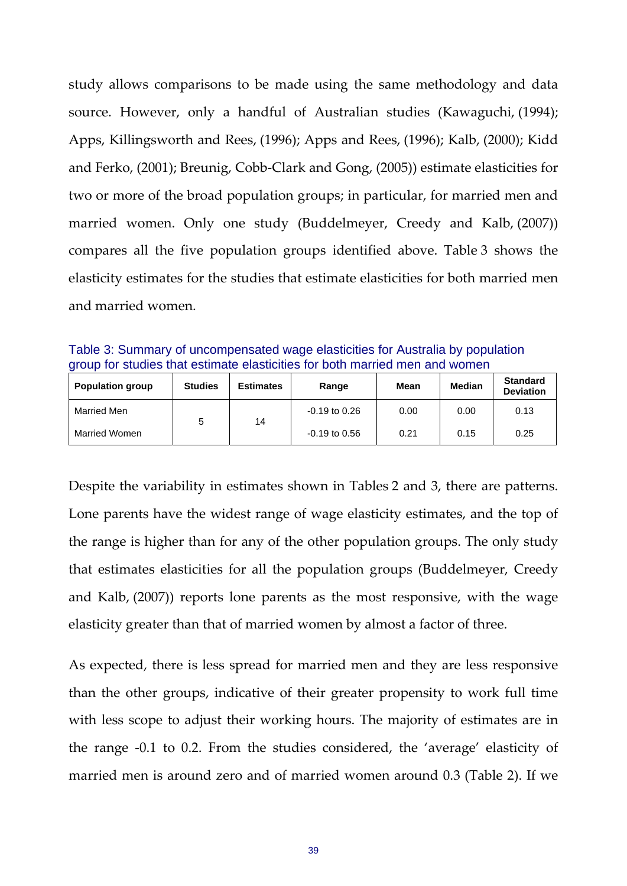study allows comparisons to be made using the same methodology and data source. However, only a handful of Australian studies (Kawaguchi, (1994); Apps, Killingsworth and Rees, (1996); Apps and Rees, (1996); Kalb, (2000); Kidd and Ferko, (2001); Breunig, Cobb-Clark and Gong, (2005)) estimate elasticities for two or more of the broad population groups; in particular, for married men and married women. Only one study (Buddelmeyer, Creedy and Kalb, (2007)) compares all the five population groups identified above. Table 3 shows the elasticity estimates for the studies that estimate elasticities for both married men and married women.

Table 3: Summary of uncompensated wage elasticities for Australia by population group for studies that estimate elasticities for both married men and women

| Population group | Studies | Estimates | Range | Mean | Median | Standard Deviation |
|---|---|---|---|---|---|---|
| Married Men | 5 | 14 | -0.19 to 0.26 | 0.00 | 0.00 | 0.13 |
| Married Women | | | -0.19 to 0.56 | 0.21 | 0.15 | 0.25 |

Despite the variability in estimates shown in Tables 2 and 3, there are patterns. Lone parents have the widest range of wage elasticity estimates, and the top of the range is higher than for any of the other population groups. The only study that estimates elasticities for all the population groups (Buddelmeyer, Creedy and Kalb, (2007)) reports lone parents as the most responsive, with the wage elasticity greater than that of married women by almost a factor of three.

As expected, there is less spread for married men and they are less responsive than the other groups, indicative of their greater propensity to work full time with less scope to adjust their working hours. The majority of estimates are in the range -0.1 to 0.2. From the studies considered, the 'average' elasticity of married men is around zero and of married women around 0.3 (Table 2). If we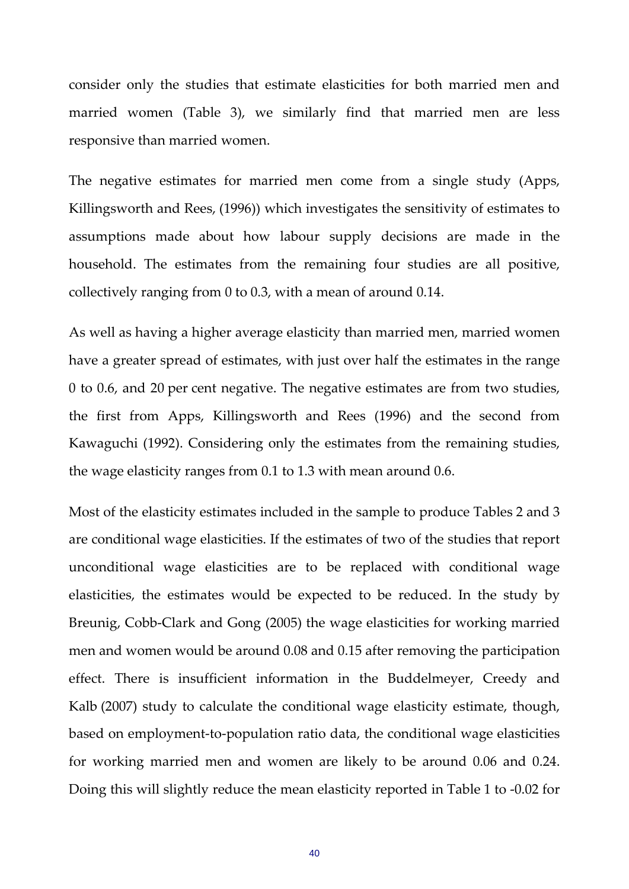consider only the studies that estimate elasticities for both married men and married women (Table 3), we similarly find that married men are less responsive than married women.

The negative estimates for married men come from a single study (Apps, Killingsworth and Rees, (1996)) which investigates the sensitivity of estimates to assumptions made about how labour supply decisions are made in the household. The estimates from the remaining four studies are all positive, collectively ranging from 0 to 0.3, with a mean of around 0.14.

As well as having a higher average elasticity than married men, married women have a greater spread of estimates, with just over half the estimates in the range 0 to 0.6, and 20 per cent negative. The negative estimates are from two studies, the first from Apps, Killingsworth and Rees (1996) and the second from Kawaguchi (1992). Considering only the estimates from the remaining studies, the wage elasticity ranges from 0.1 to 1.3 with mean around 0.6.

Most of the elasticity estimates included in the sample to produce Tables 2 and 3 are conditional wage elasticities. If the estimates of two of the studies that report unconditional wage elasticities are to be replaced with conditional wage elasticities, the estimates would be expected to be reduced. In the study by Breunig, Cobb-Clark and Gong (2005) the wage elasticities for working married men and women would be around 0.08 and 0.15 after removing the participation effect. There is insufficient information in the Buddelmeyer, Creedy and Kalb (2007) study to calculate the conditional wage elasticity estimate, though, based on employment-to-population ratio data, the conditional wage elasticities for working married men and women are likely to be around 0.06 and 0.24. Doing this will slightly reduce the mean elasticity reported in Table 1 to -0.02 for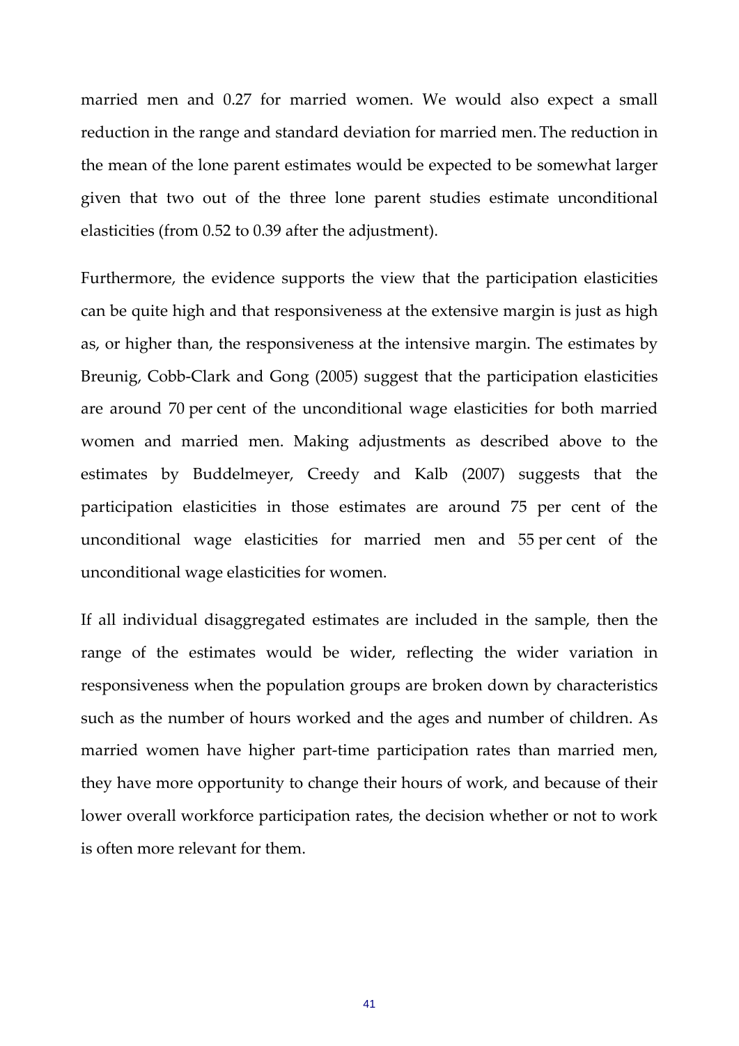married men and 0.27 for married women. We would also expect a small reduction in the range and standard deviation for married men. The reduction in the mean of the lone parent estimates would be expected to be somewhat larger given that two out of the three lone parent studies estimate unconditional elasticities (from 0.52 to 0.39 after the adjustment).

Furthermore, the evidence supports the view that the participation elasticities can be quite high and that responsiveness at the extensive margin is just as high as, or higher than, the responsiveness at the intensive margin. The estimates by Breunig, Cobb-Clark and Gong (2005) suggest that the participation elasticities are around 70 per cent of the unconditional wage elasticities for both married women and married men. Making adjustments as described above to the estimates by Buddelmeyer, Creedy and Kalb (2007) suggests that the participation elasticities in those estimates are around 75 per cent of the unconditional wage elasticities for married men and 55 per cent of the unconditional wage elasticities for women.

If all individual disaggregated estimates are included in the sample, then the range of the estimates would be wider, reflecting the wider variation in responsiveness when the population groups are broken down by characteristics such as the number of hours worked and the ages and number of children. As married women have higher part-time participation rates than married men, they have more opportunity to change their hours of work, and because of their lower overall workforce participation rates, the decision whether or not to work is often more relevant for them.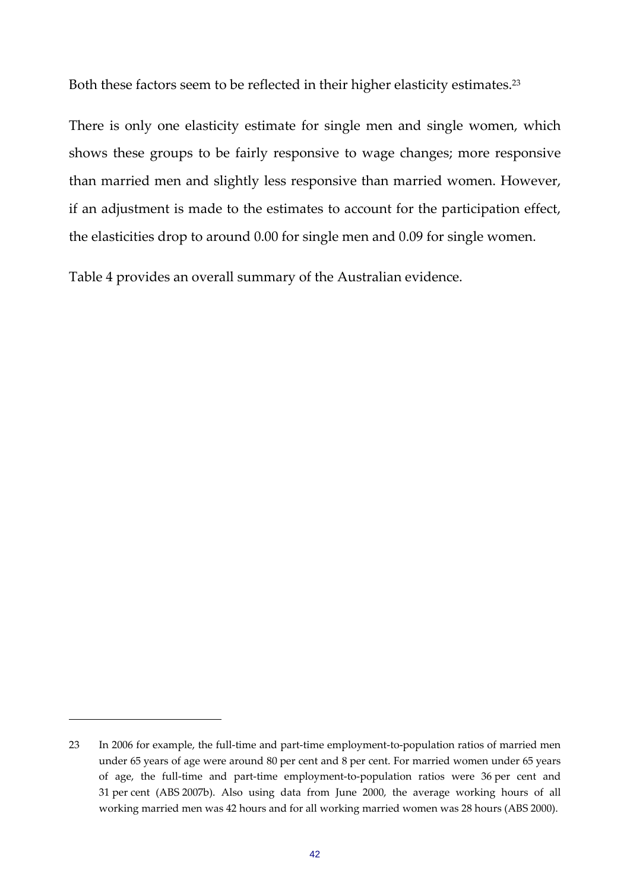Both these factors seem to be reflected in their higher elasticity estimates.[23]

There is only one elasticity estimate for single men and single women, which shows these groups to be fairly responsive to wage changes; more responsive than married men and slightly less responsive than married women. However, if an adjustment is made to the estimates to account for the participation effect, the elasticities drop to around 0.00 for single men and 0.09 for single women.

Table 4 provides an overall summary of the Australian evidence.

---

23 In 2006 for example, the full-time and part-time employment-to-population ratios of married men under 65 years of age were around 80 per cent and 8 per cent. For married women under 65 years of age, the full-time and part-time employment-to-population ratios were 36 per cent and 31 per cent (ABS 2007b). Also using data from June 2000, the average working hours of all working married men was 42 hours and for all working married women was 28 hours (ABS 2000).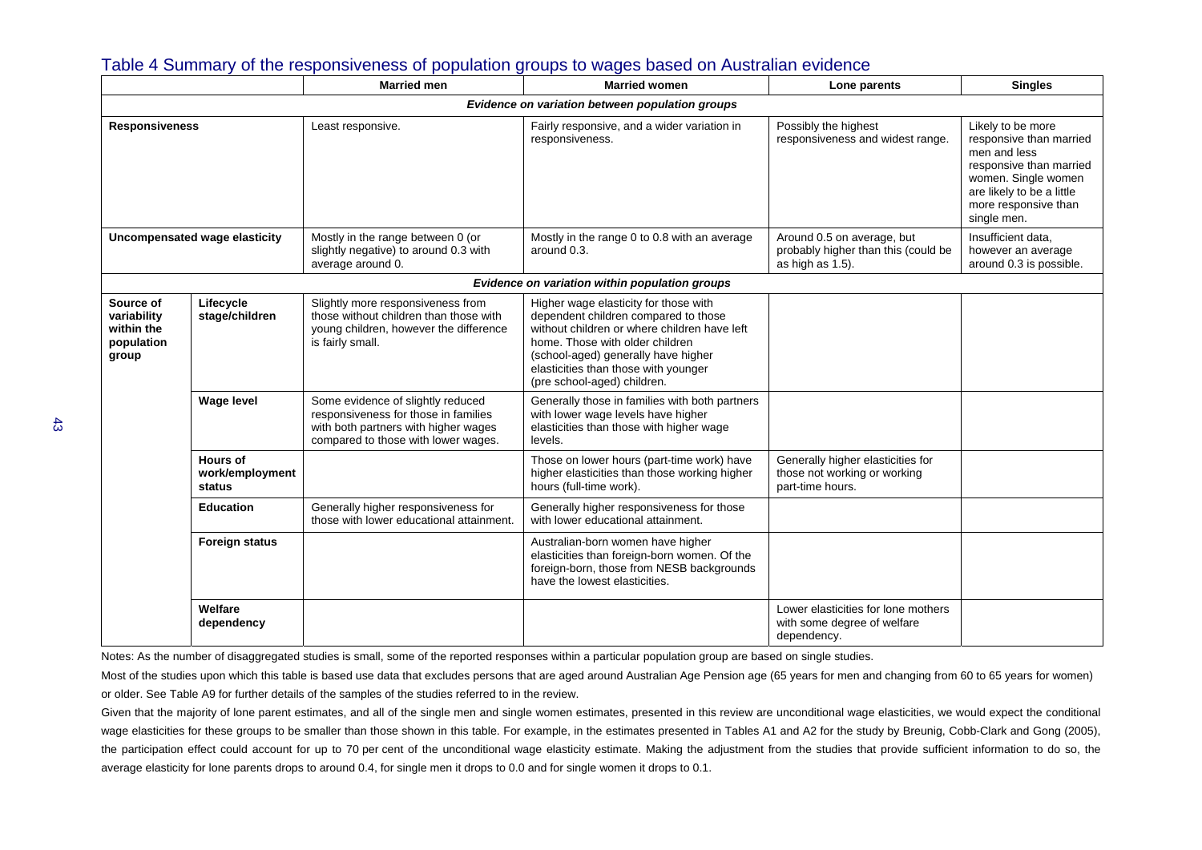## Table 4 Summary of the responsiveness of population groups to wages based on Australian evidence

| | | Married men | Married women | Lone parents | Singles |
|---|---|---|---|---|---|
| ***Evidence on variation between population groups*** | | | | | |
| **Responsiveness** | | Least responsive. | Fairly responsive, and a wider variation in responsiveness. | Possibly the highest responsiveness and widest range. | Likely to be more responsive than married men and less responsive than married women. Single women are likely to be a little more responsive than single men. |
| **Uncompensated wage elasticity** | | Mostly in the range between 0 (or slightly negative) to around 0.3 with average around 0. | Mostly in the range 0 to 0.8 with an average around 0.3. | Around 0.5 on average, but probably higher than this (could be as high as 1.5). | Insufficient data, however an average around 0.3 is possible. |
| ***Evidence on variation within population groups*** | | | | | |
| **Source of variability within the population group** | **Lifecycle stage/children** | Slightly more responsiveness from those without children than those with young children, however the difference is fairly small. | Higher wage elasticity for those with dependent children compared to those without children or where children have left home. Those with older children (school-aged) generally have higher elasticities than those with younger (pre school-aged) children. | | |
| | **Wage level** | Some evidence of slightly reduced responsiveness for those in families with both partners with higher wages compared to those with lower wages. | Generally those in families with both partners with lower wage levels have higher elasticities than those with higher wage levels. | | |
| | **Hours of work/employment status** | | Those on lower hours (part-time work) have higher elasticities than those working higher hours (full-time work). | Generally higher elasticities for those not working or working part-time hours. | |
| | **Education** | Generally higher responsiveness for those with lower educational attainment. | Generally higher responsiveness for those with lower educational attainment. | | |
| | **Foreign status** | | Australian-born women have higher elasticities than foreign-born women. Of the foreign-born, those from NESB backgrounds have the lowest elasticities. | | |
| | **Welfare dependency** | | | Lower elasticities for lone mothers with some degree of welfare dependency. | |

Notes: As the number of disaggregated studies is small, some of the reported responses within a particular population group are based on single studies.

Most of the studies upon which this table is based use data that excludes persons that are aged around Australian Age Pension age (65 years for men and changing from 60 to 65 years for women) or older. See Table A9 for further details of the samples of the studies referred to in the review.

Given that the majority of lone parent estimates, and all of the single men and single women estimates, presented in this review are unconditional wage elasticities, we would expect the conditional wage elasticities for these groups to be smaller than those shown in this table. For example, in the estimates presented in Tables A1 and A2 for the study by Breunig, Cobb-Clark and Gong (2005), the participation effect could account for up to 70 per cent of the unconditional wage elasticity estimate. Making the adjustment from the studies that provide sufficient information to do so, the average elasticity for lone parents drops to around 0.4, for single men it drops to 0.0 and for single women it drops to 0.1.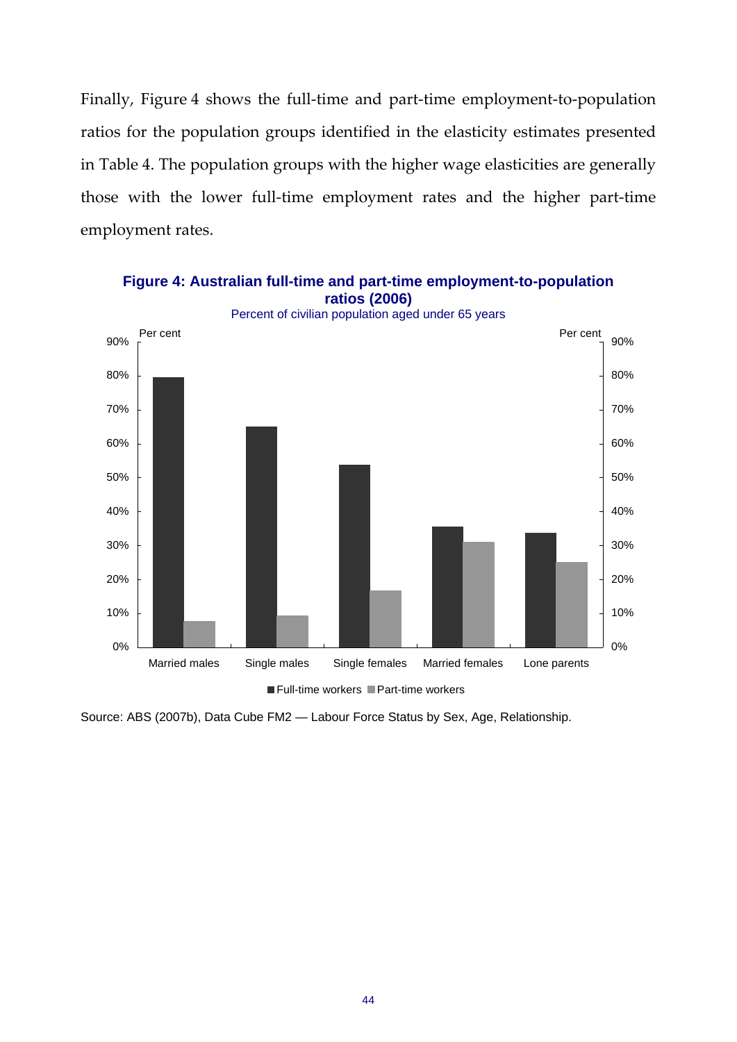Finally, Figure 4 shows the full-time and part-time employment-to-population ratios for the population groups identified in the elasticity estimates presented in Table 4. The population groups with the higher wage elasticities are generally those with the lower full-time employment rates and the higher part-time employment rates.

**Figure 4: Australian full-time and part-time employment-to-population ratios (2006)**

Percent of civilian population aged under 65 years

Source: ABS (2007b), Data Cube FM2 — Labour Force Status by Sex, Age, Relationship.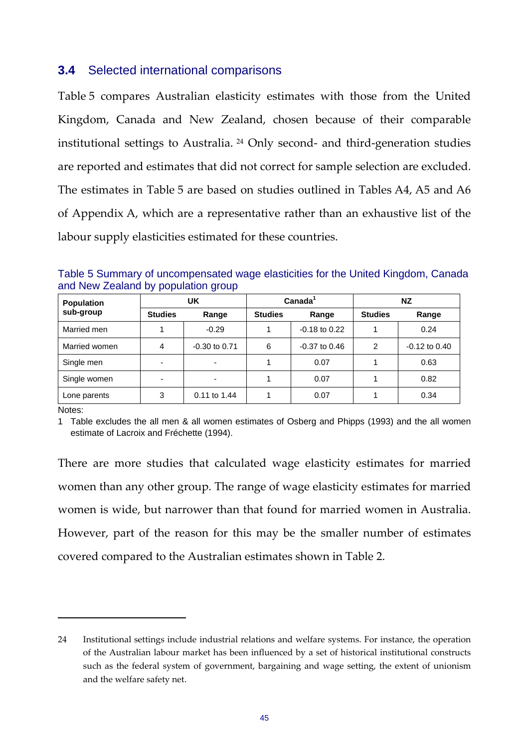## 3.4 Selected international comparisons

Table 5 compares Australian elasticity estimates with those from the United Kingdom, Canada and New Zealand, chosen because of their comparable institutional settings to Australia.[24] Only second- and third-generation studies are reported and estimates that did not correct for sample selection are excluded. The estimates in Table 5 are based on studies outlined in Tables A4, A5 and A6 of Appendix A, which are a representative rather than an exhaustive list of the labour supply elasticities estimated for these countries.

Table 5 Summary of uncompensated wage elasticities for the United Kingdom, Canada and New Zealand by population group

| Population sub-group | UK | | Canada[1] | | NZ | |
|---|---|---|---|---|---|---|
| | Studies | Range | Studies | Range | Studies | Range |
| Married men | 1 | -0.29 | 1 | -0.18 to 0.22 | 1 | 0.24 |
| Married women | 4 | -0.30 to 0.71 | 6 | -0.37 to 0.46 | 2 | -0.12 to 0.40 |
| Single men | - | - | 1 | 0.07 | 1 | 0.63 |
| Single women | - | - | 1 | 0.07 | 1 | 0.82 |
| Lone parents | 3 | 0.11 to 1.44 | 1 | 0.07 | 1 | 0.34 |

Notes:

1 Table excludes the all men & all women estimates of Osberg and Phipps (1993) and the all women estimate of Lacroix and Fréchette (1994).

There are more studies that calculated wage elasticity estimates for married women than any other group. The range of wage elasticity estimates for married women is wide, but narrower than that found for married women in Australia. However, part of the reason for this may be the smaller number of estimates covered compared to the Australian estimates shown in Table 2.

---

24 Institutional settings include industrial relations and welfare systems. For instance, the operation of the Australian labour market has been influenced by a set of historical institutional constructs such as the federal system of government, bargaining and wage setting, the extent of unionism and the welfare safety net.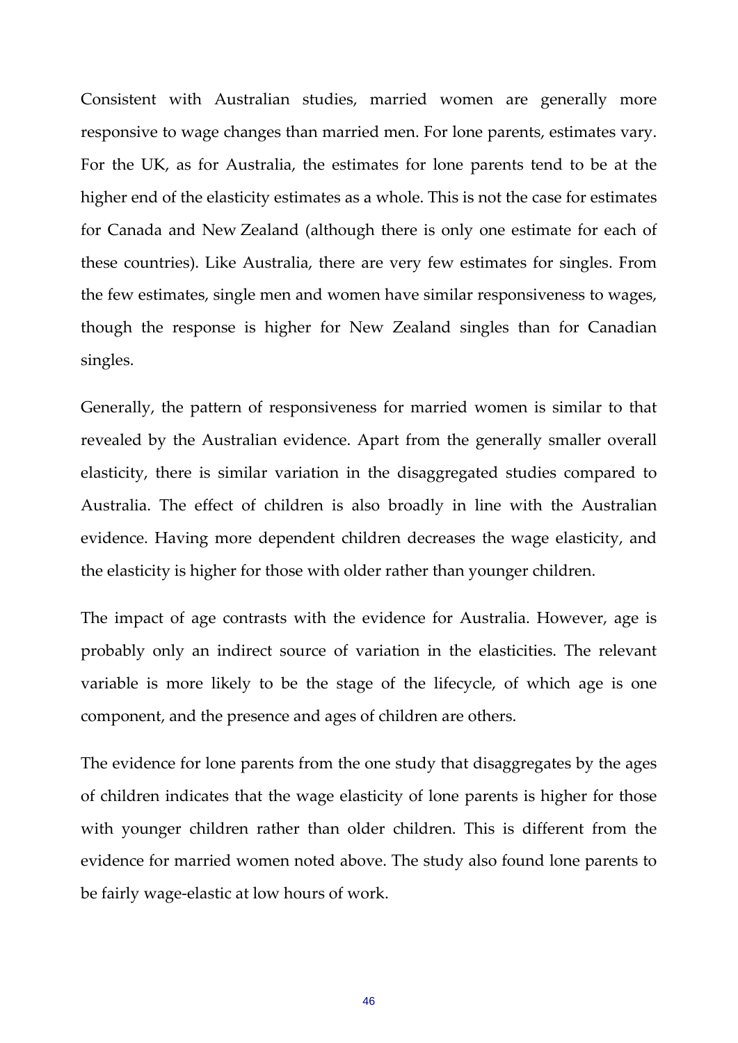Consistent with Australian studies, married women are generally more responsive to wage changes than married men. For lone parents, estimates vary. For the UK, as for Australia, the estimates for lone parents tend to be at the higher end of the elasticity estimates as a whole. This is not the case for estimates for Canada and New Zealand (although there is only one estimate for each of these countries). Like Australia, there are very few estimates for singles. From the few estimates, single men and women have similar responsiveness to wages, though the response is higher for New Zealand singles than for Canadian singles.

Generally, the pattern of responsiveness for married women is similar to that revealed by the Australian evidence. Apart from the generally smaller overall elasticity, there is similar variation in the disaggregated studies compared to Australia. The effect of children is also broadly in line with the Australian evidence. Having more dependent children decreases the wage elasticity, and the elasticity is higher for those with older rather than younger children.

The impact of age contrasts with the evidence for Australia. However, age is probably only an indirect source of variation in the elasticities. The relevant variable is more likely to be the stage of the lifecycle, of which age is one component, and the presence and ages of children are others.

The evidence for lone parents from the one study that disaggregates by the ages of children indicates that the wage elasticity of lone parents is higher for those with younger children rather than older children. This is different from the evidence for married women noted above. The study also found lone parents to be fairly wage-elastic at low hours of work.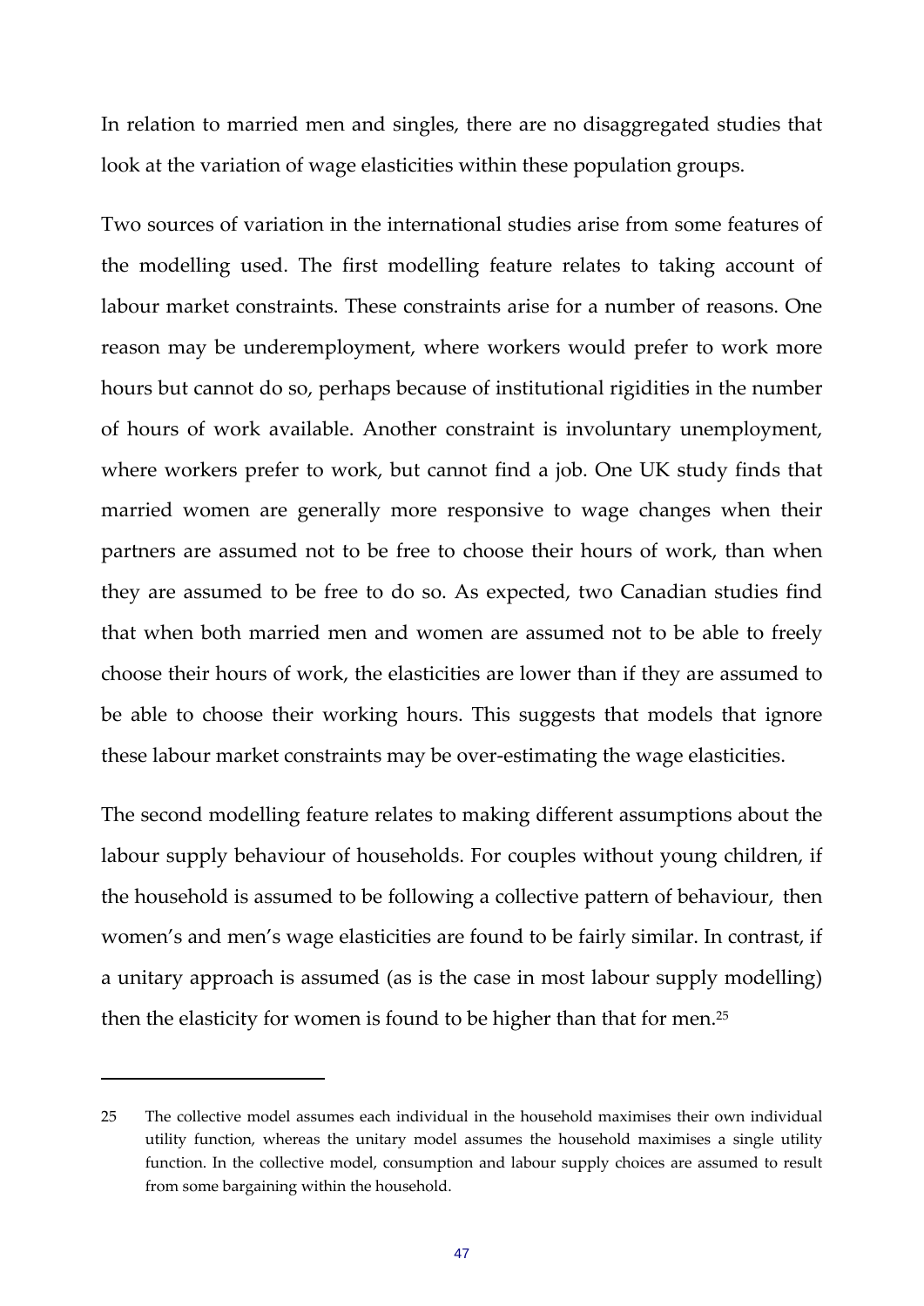In relation to married men and singles, there are no disaggregated studies that look at the variation of wage elasticities within these population groups.

Two sources of variation in the international studies arise from some features of the modelling used. The first modelling feature relates to taking account of labour market constraints. These constraints arise for a number of reasons. One reason may be underemployment, where workers would prefer to work more hours but cannot do so, perhaps because of institutional rigidities in the number of hours of work available. Another constraint is involuntary unemployment, where workers prefer to work, but cannot find a job. One UK study finds that married women are generally more responsive to wage changes when their partners are assumed not to be free to choose their hours of work, than when they are assumed to be free to do so. As expected, two Canadian studies find that when both married men and women are assumed not to be able to freely choose their hours of work, the elasticities are lower than if they are assumed to be able to choose their working hours. This suggests that models that ignore these labour market constraints may be over-estimating the wage elasticities.

The second modelling feature relates to making different assumptions about the labour supply behaviour of households. For couples without young children, if the household is assumed to be following a collective pattern of behaviour, then women's and men's wage elasticities are found to be fairly similar. In contrast, if a unitary approach is assumed (as is the case in most labour supply modelling) then the elasticity for women is found to be higher than that for men.[25]

---

25 The collective model assumes each individual in the household maximises their own individual utility function, whereas the unitary model assumes the household maximises a single utility function. In the collective model, consumption and labour supply choices are assumed to result from some bargaining within the household.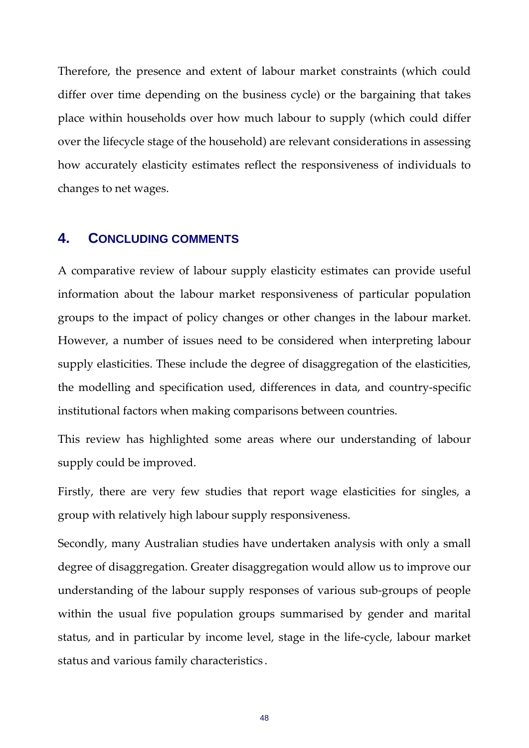Therefore, the presence and extent of labour market constraints (which could differ over time depending on the business cycle) or the bargaining that takes place within households over how much labour to supply (which could differ over the lifecycle stage of the household) are relevant considerations in assessing how accurately elasticity estimates reflect the responsiveness of individuals to changes to net wages.

## 4. Concluding comments

A comparative review of labour supply elasticity estimates can provide useful information about the labour market responsiveness of particular population groups to the impact of policy changes or other changes in the labour market. However, a number of issues need to be considered when interpreting labour supply elasticities. These include the degree of disaggregation of the elasticities, the modelling and specification used, differences in data, and country-specific institutional factors when making comparisons between countries.

This review has highlighted some areas where our understanding of labour supply could be improved.

Firstly, there are very few studies that report wage elasticities for singles, a group with relatively high labour supply responsiveness.

Secondly, many Australian studies have undertaken analysis with only a small degree of disaggregation. Greater disaggregation would allow us to improve our understanding of the labour supply responses of various sub-groups of people within the usual five population groups summarised by gender and marital status, and in particular by income level, stage in the life-cycle, labour market status and various family characteristics.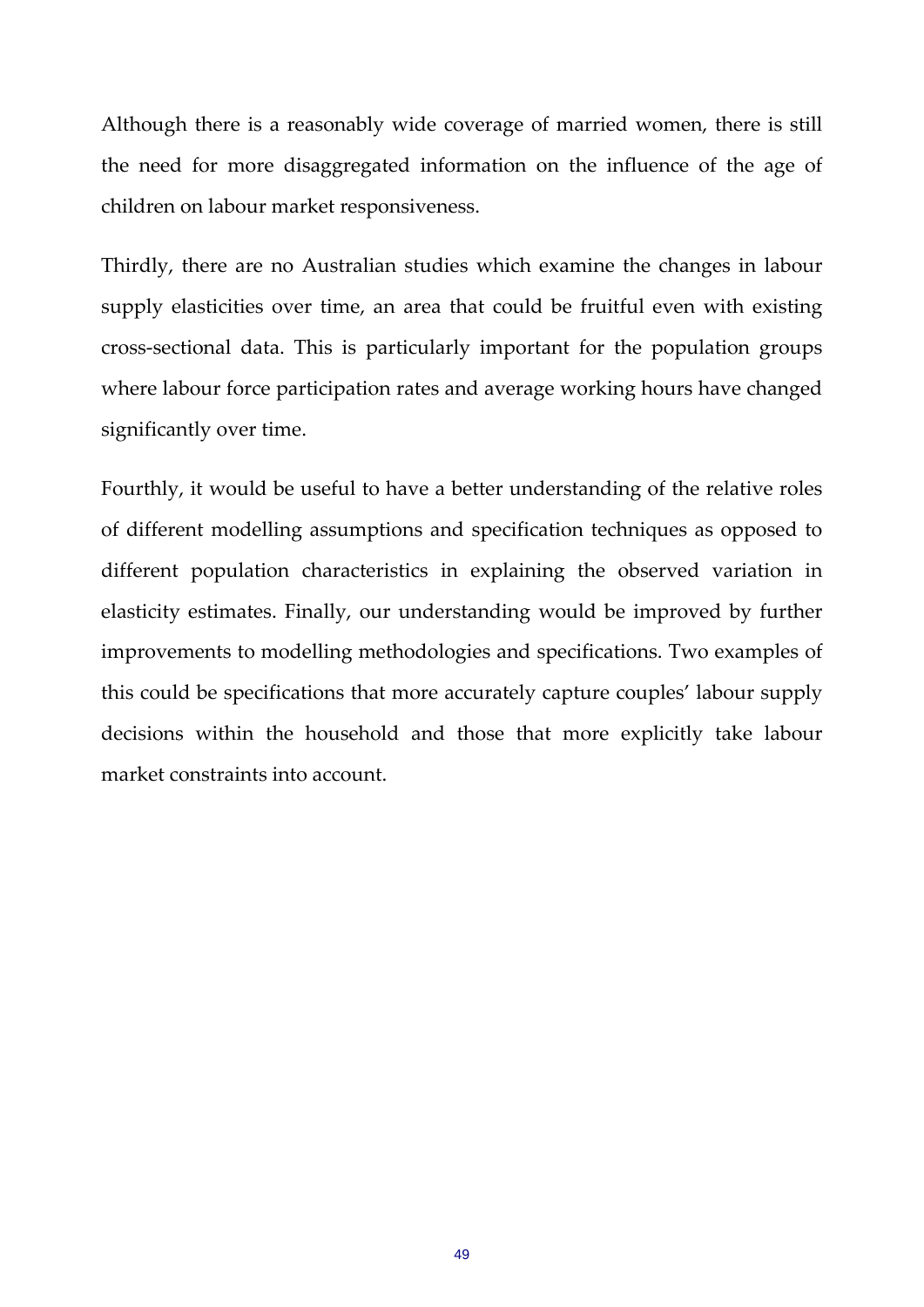Although there is a reasonably wide coverage of married women, there is still the need for more disaggregated information on the influence of the age of children on labour market responsiveness.

Thirdly, there are no Australian studies which examine the changes in labour supply elasticities over time, an area that could be fruitful even with existing cross-sectional data. This is particularly important for the population groups where labour force participation rates and average working hours have changed significantly over time.

Fourthly, it would be useful to have a better understanding of the relative roles of different modelling assumptions and specification techniques as opposed to different population characteristics in explaining the observed variation in elasticity estimates. Finally, our understanding would be improved by further improvements to modelling methodologies and specifications. Two examples of this could be specifications that more accurately capture couples' labour supply decisions within the household and those that more explicitly take labour market constraints into account.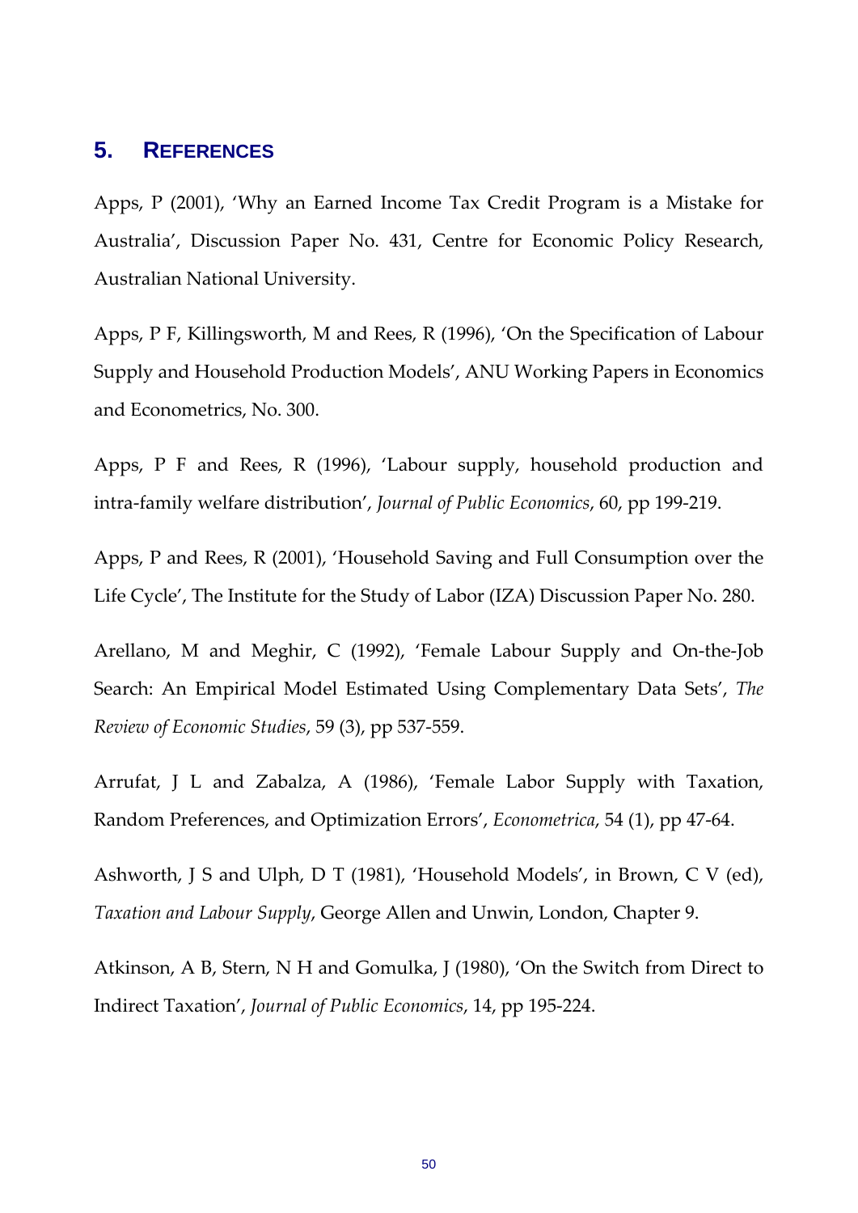## 5. REFERENCES

Apps, P (2001), 'Why an Earned Income Tax Credit Program is a Mistake for Australia', Discussion Paper No. 431, Centre for Economic Policy Research, Australian National University.

Apps, P F, Killingsworth, M and Rees, R (1996), 'On the Specification of Labour Supply and Household Production Models', ANU Working Papers in Economics and Econometrics, No. 300.

Apps, P F and Rees, R (1996), 'Labour supply, household production and intra-family welfare distribution', *Journal of Public Economics*, 60, pp 199-219.

Apps, P and Rees, R (2001), 'Household Saving and Full Consumption over the Life Cycle', The Institute for the Study of Labor (IZA) Discussion Paper No. 280.

Arellano, M and Meghir, C (1992), 'Female Labour Supply and On-the-Job Search: An Empirical Model Estimated Using Complementary Data Sets', *The Review of Economic Studies*, 59 (3), pp 537-559.

Arrufat, J L and Zabalza, A (1986), 'Female Labor Supply with Taxation, Random Preferences, and Optimization Errors', *Econometrica*, 54 (1), pp 47-64.

Ashworth, J S and Ulph, D T (1981), 'Household Models', in Brown, C V (ed), *Taxation and Labour Supply*, George Allen and Unwin, London, Chapter 9.

Atkinson, A B, Stern, N H and Gomulka, J (1980), 'On the Switch from Direct to Indirect Taxation', *Journal of Public Economics*, 14, pp 195-224.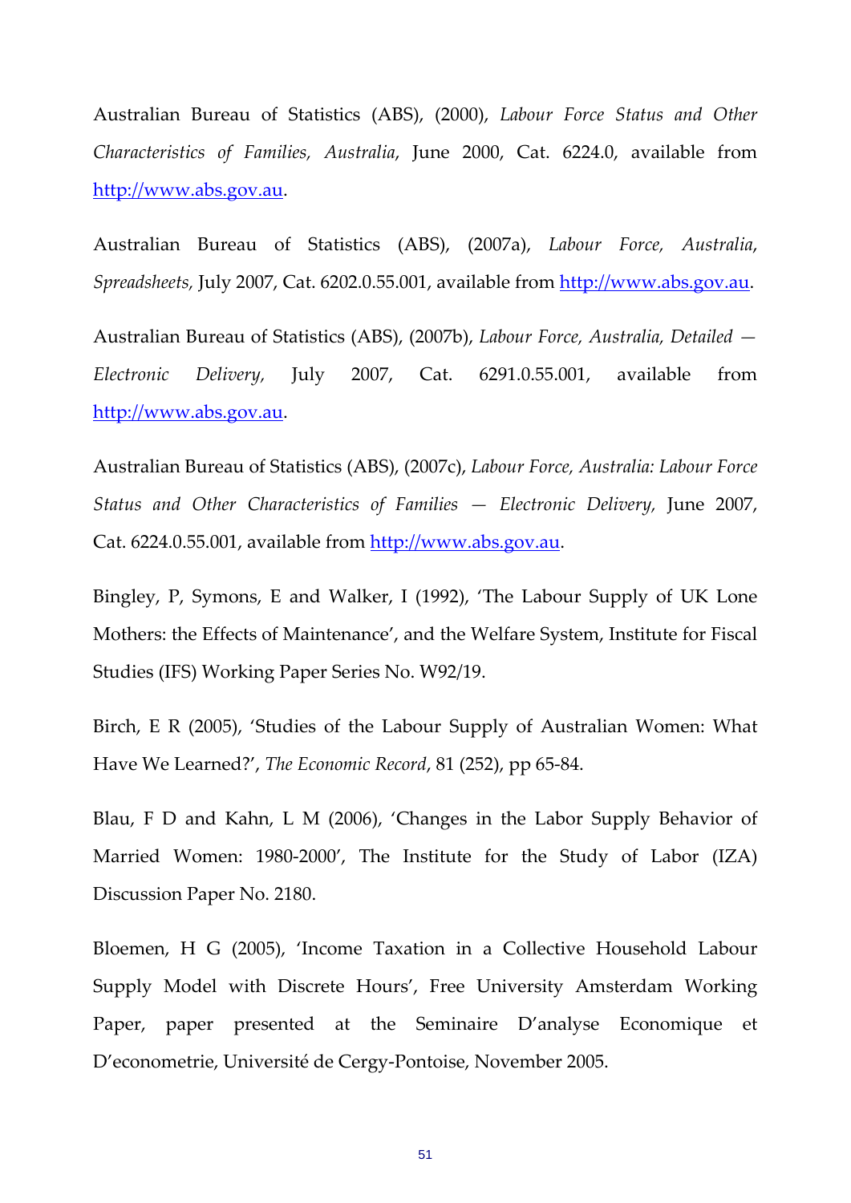Australian Bureau of Statistics (ABS), (2000), *Labour Force Status and Other Characteristics of Families, Australia*, June 2000, Cat. 6224.0, available from http://www.abs.gov.au.

Australian Bureau of Statistics (ABS), (2007a), *Labour Force, Australia*, *Spreadsheets,* July 2007, Cat. 6202.0.55.001, available from http://www.abs.gov.au.

Australian Bureau of Statistics (ABS), (2007b), *Labour Force, Australia, Detailed — Electronic Delivery,* July 2007, Cat. 6291.0.55.001, available from http://www.abs.gov.au.

Australian Bureau of Statistics (ABS), (2007c), *Labour Force, Australia: Labour Force Status and Other Characteristics of Families — Electronic Delivery,* June 2007, Cat. 6224.0.55.001, available from http://www.abs.gov.au.

Bingley, P, Symons, E and Walker, I (1992), 'The Labour Supply of UK Lone Mothers: the Effects of Maintenance', and the Welfare System, Institute for Fiscal Studies (IFS) Working Paper Series No. W92/19.

Birch, E R (2005), 'Studies of the Labour Supply of Australian Women: What Have We Learned?', *The Economic Record*, 81 (252), pp 65-84.

Blau, F D and Kahn, L M (2006), 'Changes in the Labor Supply Behavior of Married Women: 1980-2000', The Institute for the Study of Labor (IZA) Discussion Paper No. 2180.

Bloemen, H G (2005), 'Income Taxation in a Collective Household Labour Supply Model with Discrete Hours', Free University Amsterdam Working Paper, paper presented at the Seminaire D'analyse Economique et D'econometrie, Université de Cergy-Pontoise, November 2005.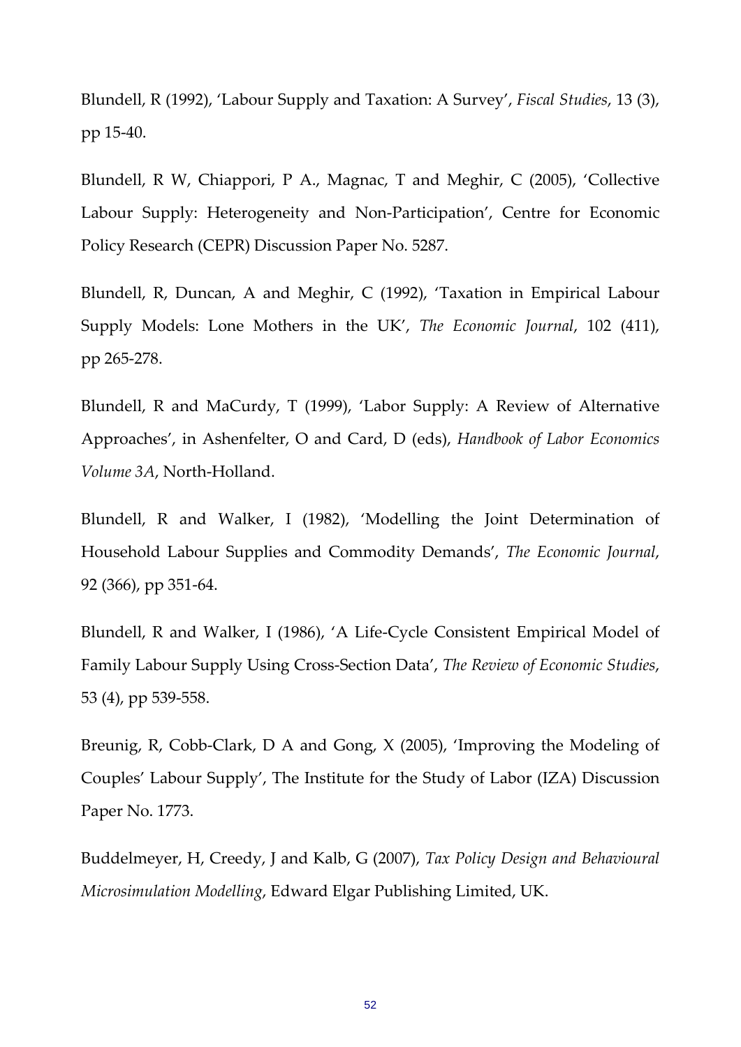Blundell, R (1992), 'Labour Supply and Taxation: A Survey', *Fiscal Studies*, 13 (3), pp 15-40.

Blundell, R W, Chiappori, P A., Magnac, T and Meghir, C (2005), 'Collective Labour Supply: Heterogeneity and Non-Participation', Centre for Economic Policy Research (CEPR) Discussion Paper No. 5287.

Blundell, R, Duncan, A and Meghir, C (1992), 'Taxation in Empirical Labour Supply Models: Lone Mothers in the UK', *The Economic Journal*, 102 (411), pp 265-278.

Blundell, R and MaCurdy, T (1999), 'Labor Supply: A Review of Alternative Approaches', in Ashenfelter, O and Card, D (eds), *Handbook of Labor Economics Volume 3A*, North-Holland.

Blundell, R and Walker, I (1982), 'Modelling the Joint Determination of Household Labour Supplies and Commodity Demands', *The Economic Journal*, 92 (366), pp 351-64.

Blundell, R and Walker, I (1986), 'A Life-Cycle Consistent Empirical Model of Family Labour Supply Using Cross-Section Data', *The Review of Economic Studies*, 53 (4), pp 539-558.

Breunig, R, Cobb-Clark, D A and Gong, X (2005), 'Improving the Modeling of Couples' Labour Supply', The Institute for the Study of Labor (IZA) Discussion Paper No. 1773.

Buddelmeyer, H, Creedy, J and Kalb, G (2007), *Tax Policy Design and Behavioural Microsimulation Modelling*, Edward Elgar Publishing Limited, UK.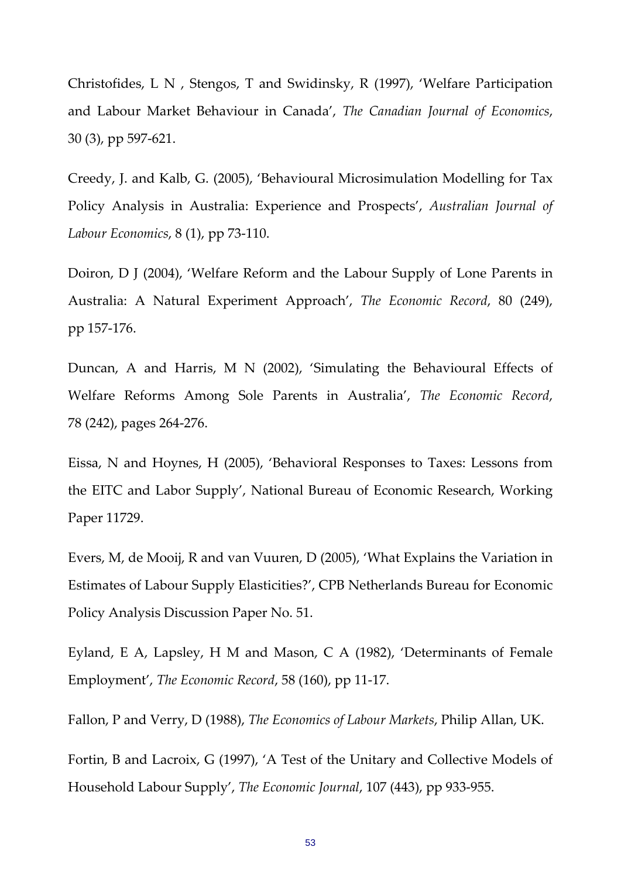Christofides, L N , Stengos, T and Swidinsky, R (1997), 'Welfare Participation and Labour Market Behaviour in Canada', *The Canadian Journal of Economics*, 30 (3), pp 597-621.

Creedy, J. and Kalb, G. (2005), 'Behavioural Microsimulation Modelling for Tax Policy Analysis in Australia: Experience and Prospects', *Australian Journal of Labour Economics*, 8 (1), pp 73-110.

Doiron, D J (2004), 'Welfare Reform and the Labour Supply of Lone Parents in Australia: A Natural Experiment Approach', *The Economic Record*, 80 (249), pp 157-176.

Duncan, A and Harris, M N (2002), 'Simulating the Behavioural Effects of Welfare Reforms Among Sole Parents in Australia', *The Economic Record*, 78 (242), pages 264-276.

Eissa, N and Hoynes, H (2005), 'Behavioral Responses to Taxes: Lessons from the EITC and Labor Supply', National Bureau of Economic Research, Working Paper 11729.

Evers, M, de Mooij, R and van Vuuren, D (2005), 'What Explains the Variation in Estimates of Labour Supply Elasticities?', CPB Netherlands Bureau for Economic Policy Analysis Discussion Paper No. 51.

Eyland, E A, Lapsley, H M and Mason, C A (1982), 'Determinants of Female Employment', *The Economic Record*, 58 (160), pp 11-17.

Fallon, P and Verry, D (1988), *The Economics of Labour Markets*, Philip Allan, UK.

Fortin, B and Lacroix, G (1997), 'A Test of the Unitary and Collective Models of Household Labour Supply', *The Economic Journal*, 107 (443), pp 933-955.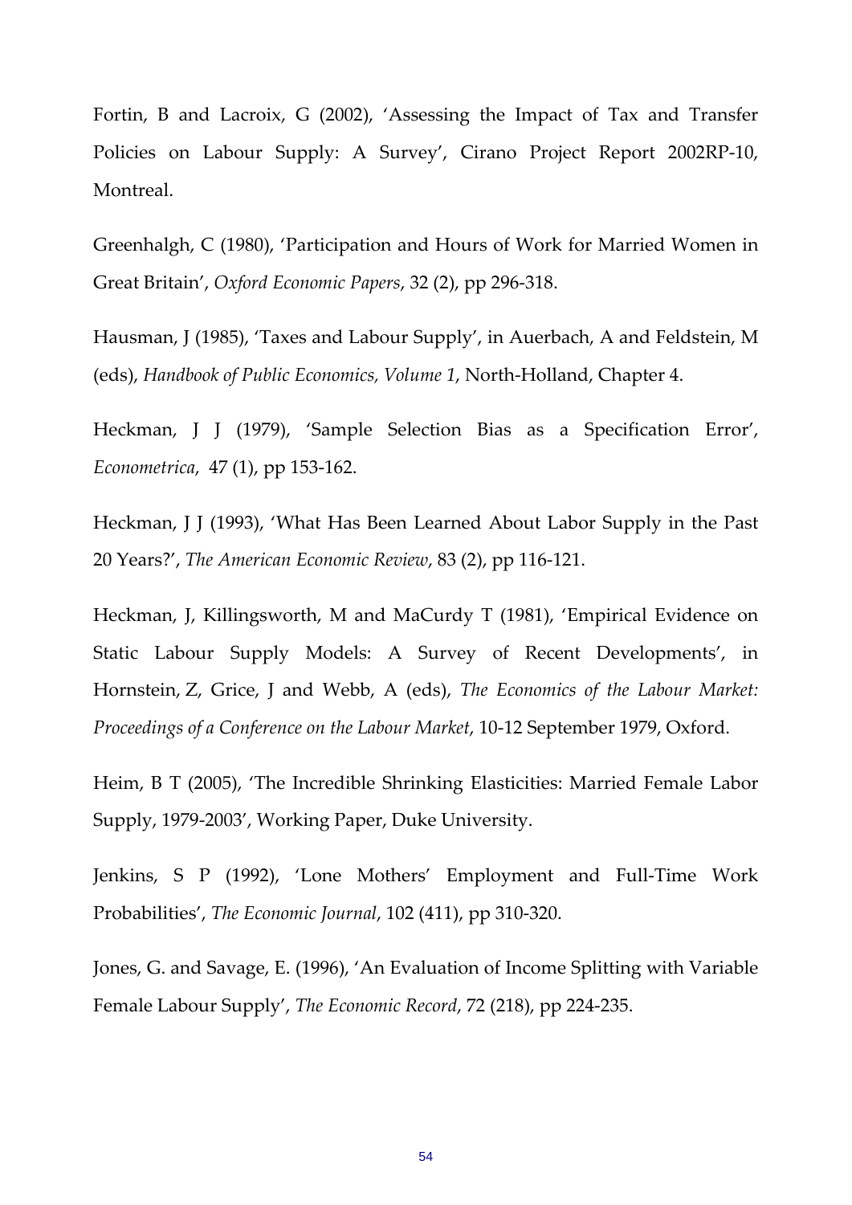Fortin, B and Lacroix, G (2002), 'Assessing the Impact of Tax and Transfer Policies on Labour Supply: A Survey', Cirano Project Report 2002RP-10, Montreal.

Greenhalgh, C (1980), 'Participation and Hours of Work for Married Women in Great Britain', *Oxford Economic Papers*, 32 (2), pp 296-318.

Hausman, J (1985), 'Taxes and Labour Supply', in Auerbach, A and Feldstein, M (eds), *Handbook of Public Economics, Volume 1*, North-Holland, Chapter 4.

Heckman, J J (1979), 'Sample Selection Bias as a Specification Error', *Econometrica*, 47 (1), pp 153-162.

Heckman, J J (1993), 'What Has Been Learned About Labor Supply in the Past 20 Years?', *The American Economic Review*, 83 (2), pp 116-121.

Heckman, J, Killingsworth, M and MaCurdy T (1981), 'Empirical Evidence on Static Labour Supply Models: A Survey of Recent Developments', in Hornstein, Z, Grice, J and Webb, A (eds), *The Economics of the Labour Market: Proceedings of a Conference on the Labour Market*, 10-12 September 1979, Oxford.

Heim, B T (2005), 'The Incredible Shrinking Elasticities: Married Female Labor Supply, 1979-2003', Working Paper, Duke University.

Jenkins, S P (1992), 'Lone Mothers' Employment and Full-Time Work Probabilities', *The Economic Journal*, 102 (411), pp 310-320.

Jones, G. and Savage, E. (1996), 'An Evaluation of Income Splitting with Variable Female Labour Supply', *The Economic Record*, 72 (218), pp 224-235.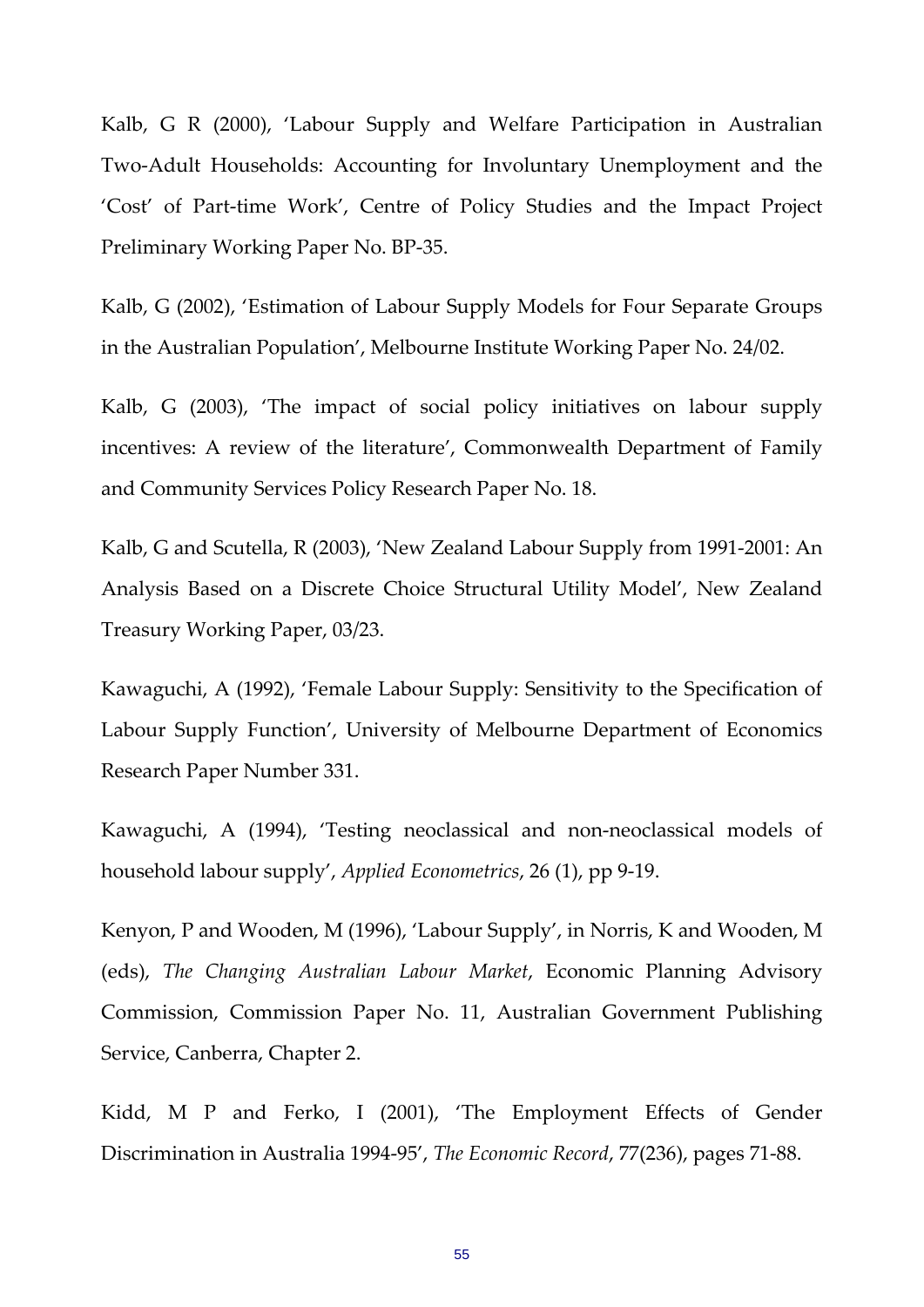Kalb, G R (2000), 'Labour Supply and Welfare Participation in Australian Two-Adult Households: Accounting for Involuntary Unemployment and the 'Cost' of Part-time Work', Centre of Policy Studies and the Impact Project Preliminary Working Paper No. BP-35.

Kalb, G (2002), 'Estimation of Labour Supply Models for Four Separate Groups in the Australian Population', Melbourne Institute Working Paper No. 24/02.

Kalb, G (2003), 'The impact of social policy initiatives on labour supply incentives: A review of the literature', Commonwealth Department of Family and Community Services Policy Research Paper No. 18.

Kalb, G and Scutella, R (2003), 'New Zealand Labour Supply from 1991-2001: An Analysis Based on a Discrete Choice Structural Utility Model', New Zealand Treasury Working Paper, 03/23.

Kawaguchi, A (1992), 'Female Labour Supply: Sensitivity to the Specification of Labour Supply Function', University of Melbourne Department of Economics Research Paper Number 331.

Kawaguchi, A (1994), 'Testing neoclassical and non-neoclassical models of household labour supply', *Applied Econometrics*, 26 (1), pp 9-19.

Kenyon, P and Wooden, M (1996), 'Labour Supply', in Norris, K and Wooden, M (eds), *The Changing Australian Labour Market*, Economic Planning Advisory Commission, Commission Paper No. 11, Australian Government Publishing Service, Canberra, Chapter 2.

Kidd, M P and Ferko, I (2001), 'The Employment Effects of Gender Discrimination in Australia 1994-95', *The Economic Record*, 77(236), pages 71-88.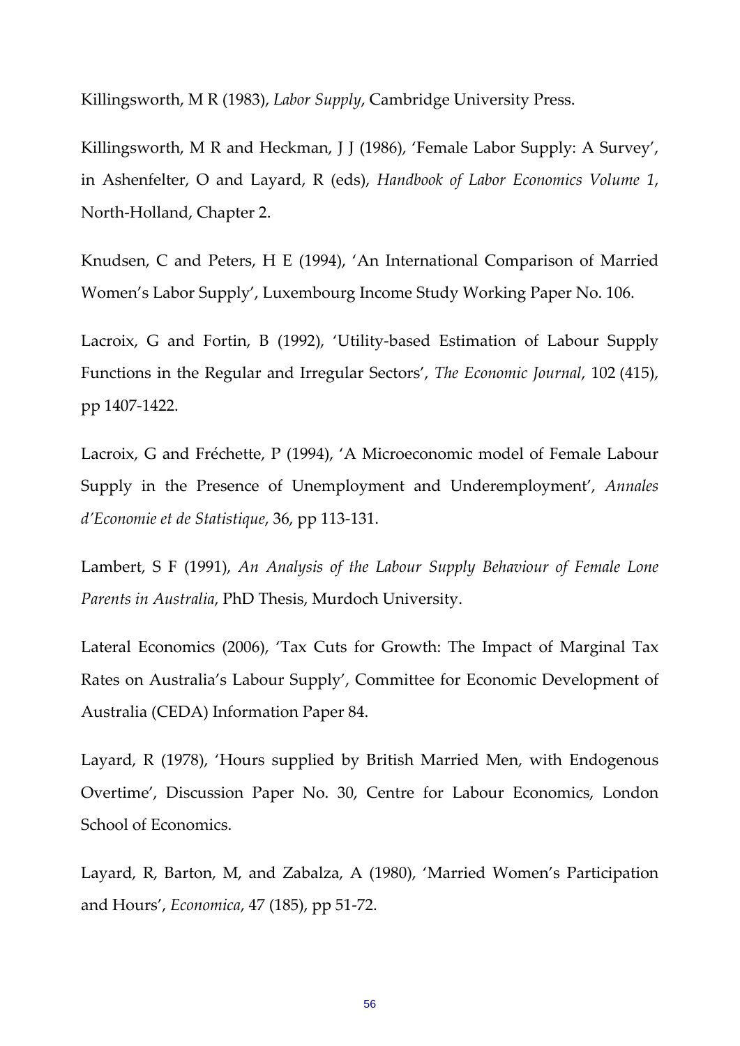Killingsworth, M R (1983), *Labor Supply*, Cambridge University Press.

Killingsworth, M R and Heckman, J J (1986), 'Female Labor Supply: A Survey', in Ashenfelter, O and Layard, R (eds), *Handbook of Labor Economics Volume 1*, North-Holland, Chapter 2.

Knudsen, C and Peters, H E (1994), 'An International Comparison of Married Women's Labor Supply', Luxembourg Income Study Working Paper No. 106.

Lacroix, G and Fortin, B (1992), 'Utility-based Estimation of Labour Supply Functions in the Regular and Irregular Sectors', *The Economic Journal*, 102 (415), pp 1407-1422.

Lacroix, G and Fréchette, P (1994), 'A Microeconomic model of Female Labour Supply in the Presence of Unemployment and Underemployment', *Annales d'Economie et de Statistique*, 36, pp 113-131.

Lambert, S F (1991), *An Analysis of the Labour Supply Behaviour of Female Lone Parents in Australia*, PhD Thesis, Murdoch University.

Lateral Economics (2006), 'Tax Cuts for Growth: The Impact of Marginal Tax Rates on Australia's Labour Supply', Committee for Economic Development of Australia (CEDA) Information Paper 84.

Layard, R (1978), 'Hours supplied by British Married Men, with Endogenous Overtime', Discussion Paper No. 30, Centre for Labour Economics, London School of Economics.

Layard, R, Barton, M, and Zabalza, A (1980), 'Married Women's Participation and Hours', *Economica*, 47 (185), pp 51-72.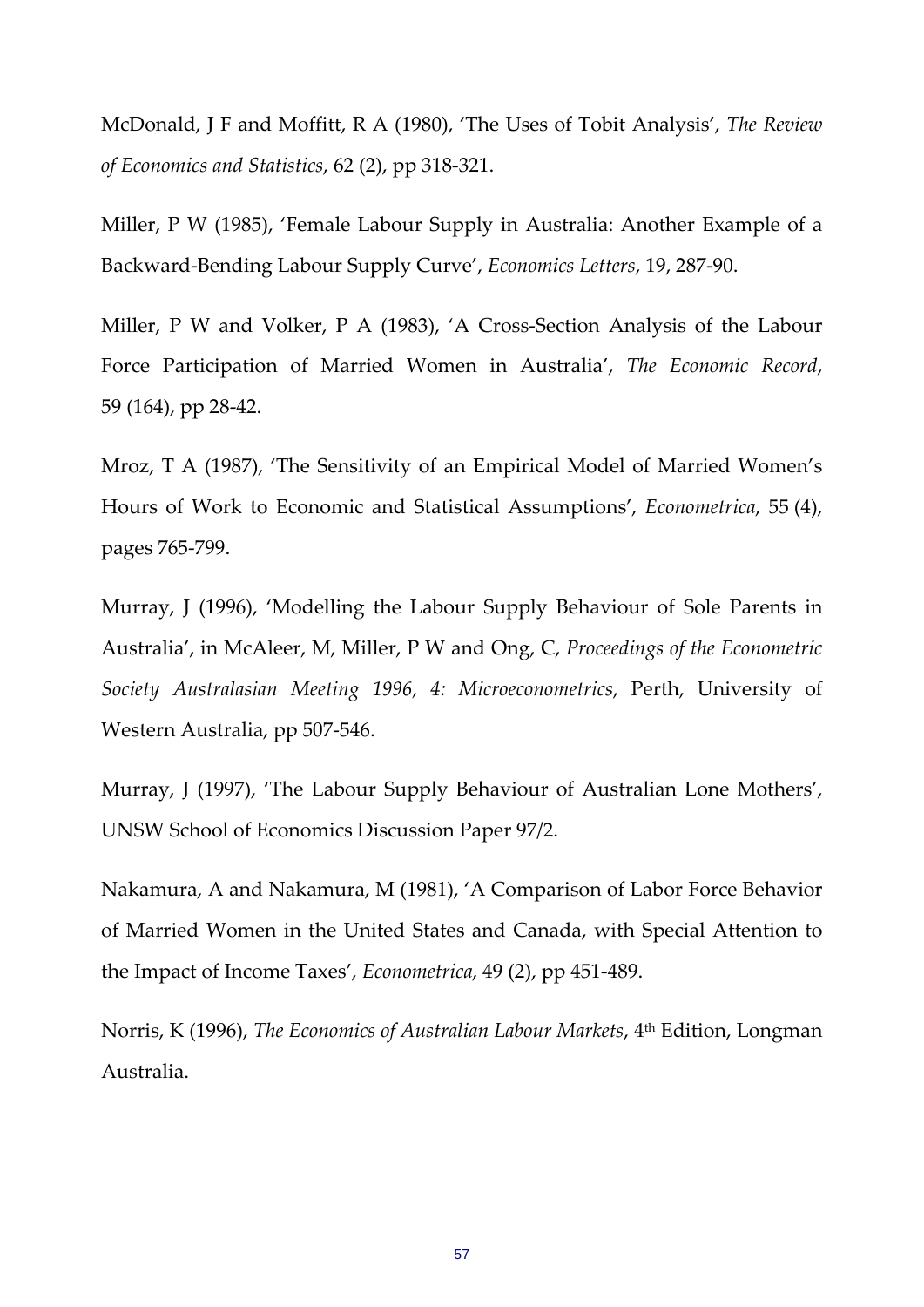McDonald, J F and Moffitt, R A (1980), 'The Uses of Tobit Analysis', *The Review of Economics and Statistics*, 62 (2), pp 318-321.

Miller, P W (1985), 'Female Labour Supply in Australia: Another Example of a Backward-Bending Labour Supply Curve', *Economics Letters*, 19, 287-90.

Miller, P W and Volker, P A (1983), 'A Cross-Section Analysis of the Labour Force Participation of Married Women in Australia', *The Economic Record*, 59 (164), pp 28-42.

Mroz, T A (1987), 'The Sensitivity of an Empirical Model of Married Women's Hours of Work to Economic and Statistical Assumptions', *Econometrica*, 55 (4), pages 765-799.

Murray, J (1996), 'Modelling the Labour Supply Behaviour of Sole Parents in Australia', in McAleer, M, Miller, P W and Ong, C, *Proceedings of the Econometric Society Australasian Meeting 1996, 4: Microeconometrics*, Perth, University of Western Australia, pp 507-546.

Murray, J (1997), 'The Labour Supply Behaviour of Australian Lone Mothers', UNSW School of Economics Discussion Paper 97/2.

Nakamura, A and Nakamura, M (1981), 'A Comparison of Labor Force Behavior of Married Women in the United States and Canada, with Special Attention to the Impact of Income Taxes', *Econometrica*, 49 (2), pp 451-489.

Norris, K (1996), *The Economics of Australian Labour Markets*, 4th Edition, Longman Australia.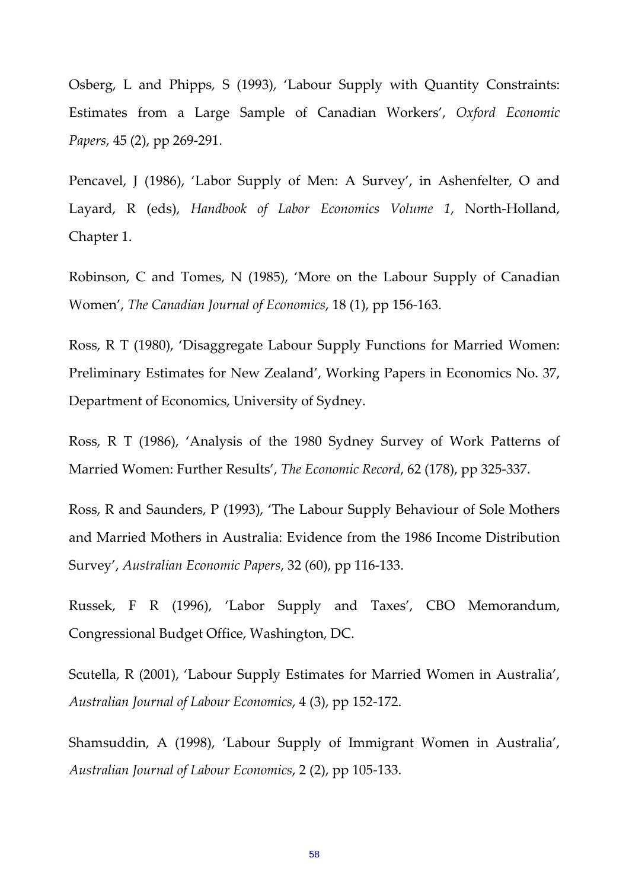Osberg, L and Phipps, S (1993), 'Labour Supply with Quantity Constraints: Estimates from a Large Sample of Canadian Workers', *Oxford Economic Papers*, 45 (2), pp 269-291.

Pencavel, J (1986), 'Labor Supply of Men: A Survey', in Ashenfelter, O and Layard, R (eds), *Handbook of Labor Economics Volume 1*, North-Holland, Chapter 1.

Robinson, C and Tomes, N (1985), 'More on the Labour Supply of Canadian Women', *The Canadian Journal of Economics*, 18 (1), pp 156-163.

Ross, R T (1980), 'Disaggregate Labour Supply Functions for Married Women: Preliminary Estimates for New Zealand', Working Papers in Economics No. 37, Department of Economics, University of Sydney.

Ross, R T (1986), 'Analysis of the 1980 Sydney Survey of Work Patterns of Married Women: Further Results', *The Economic Record*, 62 (178), pp 325-337.

Ross, R and Saunders, P (1993), 'The Labour Supply Behaviour of Sole Mothers and Married Mothers in Australia: Evidence from the 1986 Income Distribution Survey', *Australian Economic Papers*, 32 (60), pp 116-133.

Russek, F R (1996), 'Labor Supply and Taxes', CBO Memorandum, Congressional Budget Office, Washington, DC.

Scutella, R (2001), 'Labour Supply Estimates for Married Women in Australia', *Australian Journal of Labour Economics*, 4 (3), pp 152-172.

Shamsuddin, A (1998), 'Labour Supply of Immigrant Women in Australia', *Australian Journal of Labour Economics*, 2 (2), pp 105-133.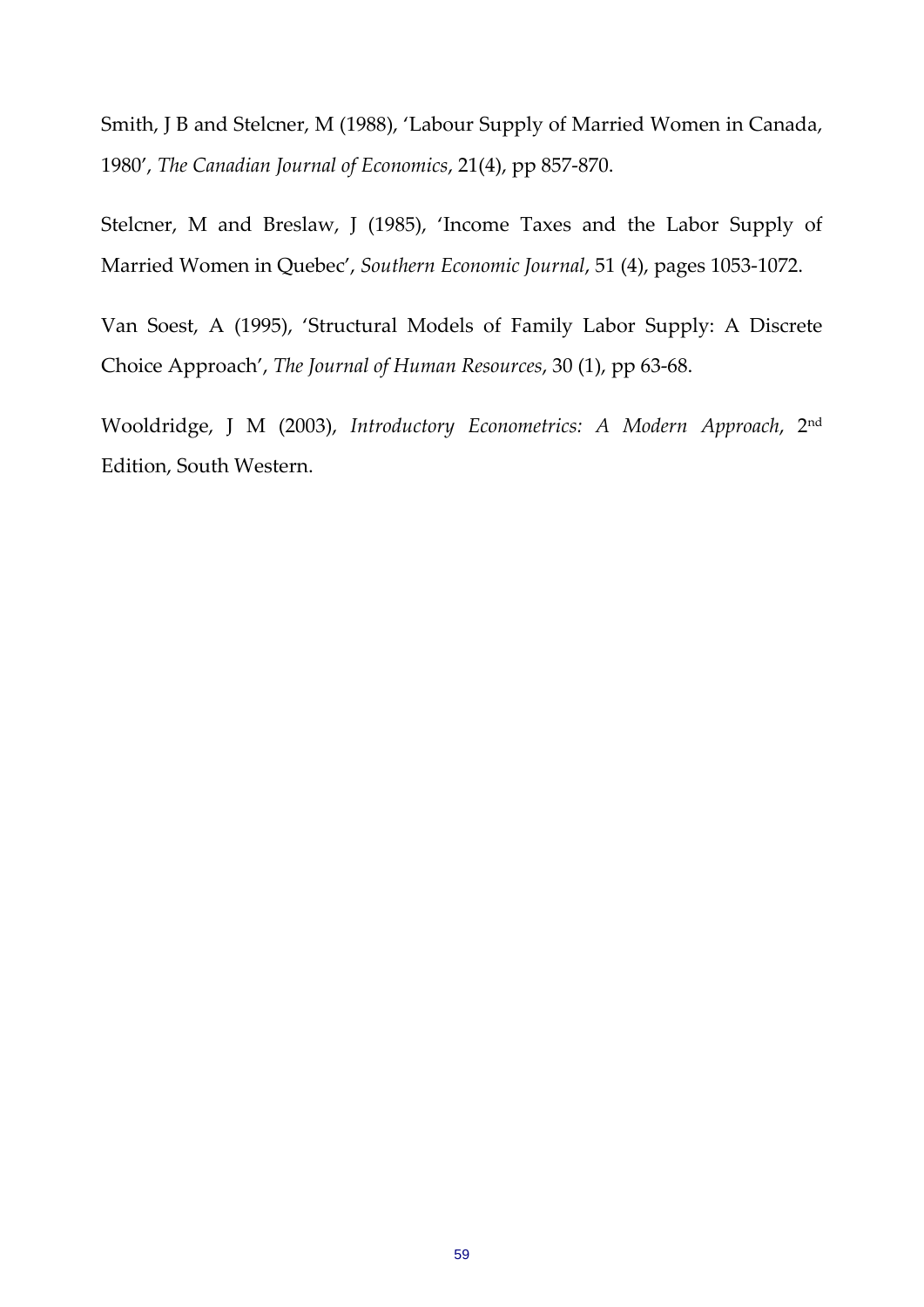Smith, J B and Stelcner, M (1988), 'Labour Supply of Married Women in Canada, 1980', *The Canadian Journal of Economics*, 21(4), pp 857-870.

Stelcner, M and Breslaw, J (1985), 'Income Taxes and the Labor Supply of Married Women in Quebec', *Southern Economic Journal*, 51 (4), pages 1053-1072.

Van Soest, A (1995), 'Structural Models of Family Labor Supply: A Discrete Choice Approach', *The Journal of Human Resources*, 30 (1), pp 63-68.

Wooldridge, J M (2003), *Introductory Econometrics: A Modern Approach*, 2nd Edition, South Western.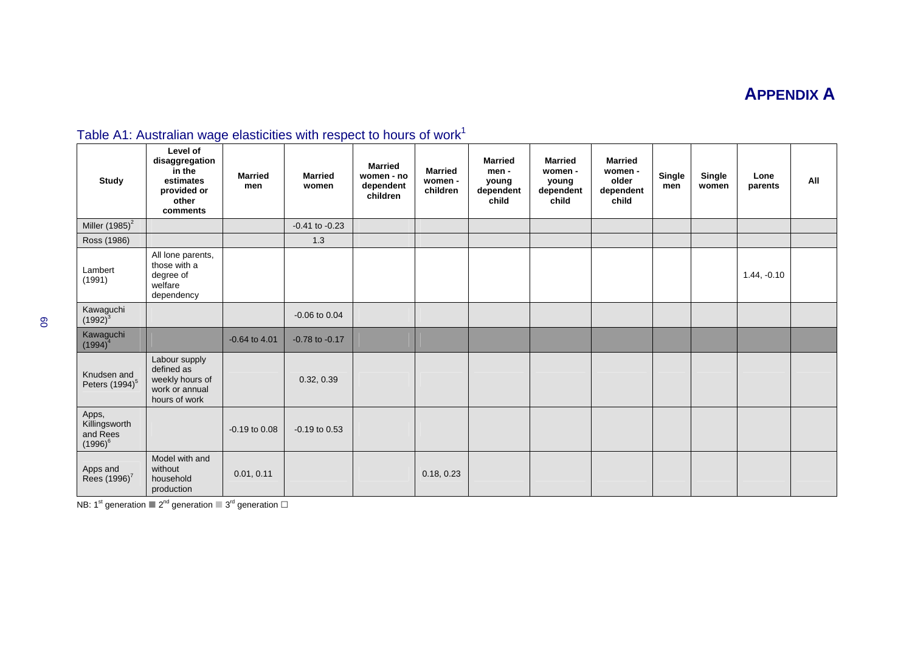# APPENDIX A

## Table A1: Australian wage elasticities with respect to hours of work[1]

| Study | Level of disaggregation in the estimates provided or other comments | Married men | Married women | Married women - no dependent children | Married women - children | Married men - young dependent child | Married women - young dependent child | Married women - older dependent child | Single men | Single women | Lone parents | All |
|---|---|---|---|---|---|---|---|---|---|---|---|---|
| Miller (1985)[2] | | | -0.41 to -0.23 | | | | | | | | | |
| Ross (1986) | | | 1.3 | | | | | | | | | |
| Lambert (1991) | All lone parents, those with a degree of welfare dependency | | | | | | | | | | 1.44, -0.10 | |
| Kawaguchi (1992)[3] | | | -0.06 to 0.04 | | | | | | | | | |
| Kawaguchi (1994)[4] | | -0.64 to 4.01 | -0.78 to -0.17 | | | | | | | | | |
| Knudsen and Peters (1994)[5] | Labour supply defined as weekly hours of work or annual hours of work | | 0.32, 0.39 | | | | | | | | | |
| Apps, Killingsworth and Rees (1996)[6] | | -0.19 to 0.08 | -0.19 to 0.53 | | | | | | | | | |
| Apps and Rees (1996)[7] | Model with and without household production | 0.01, 0.11 | | | 0.18, 0.23 | | | | | | | |

NB: 1st generation ■ 2nd generation ■ 3rd generation □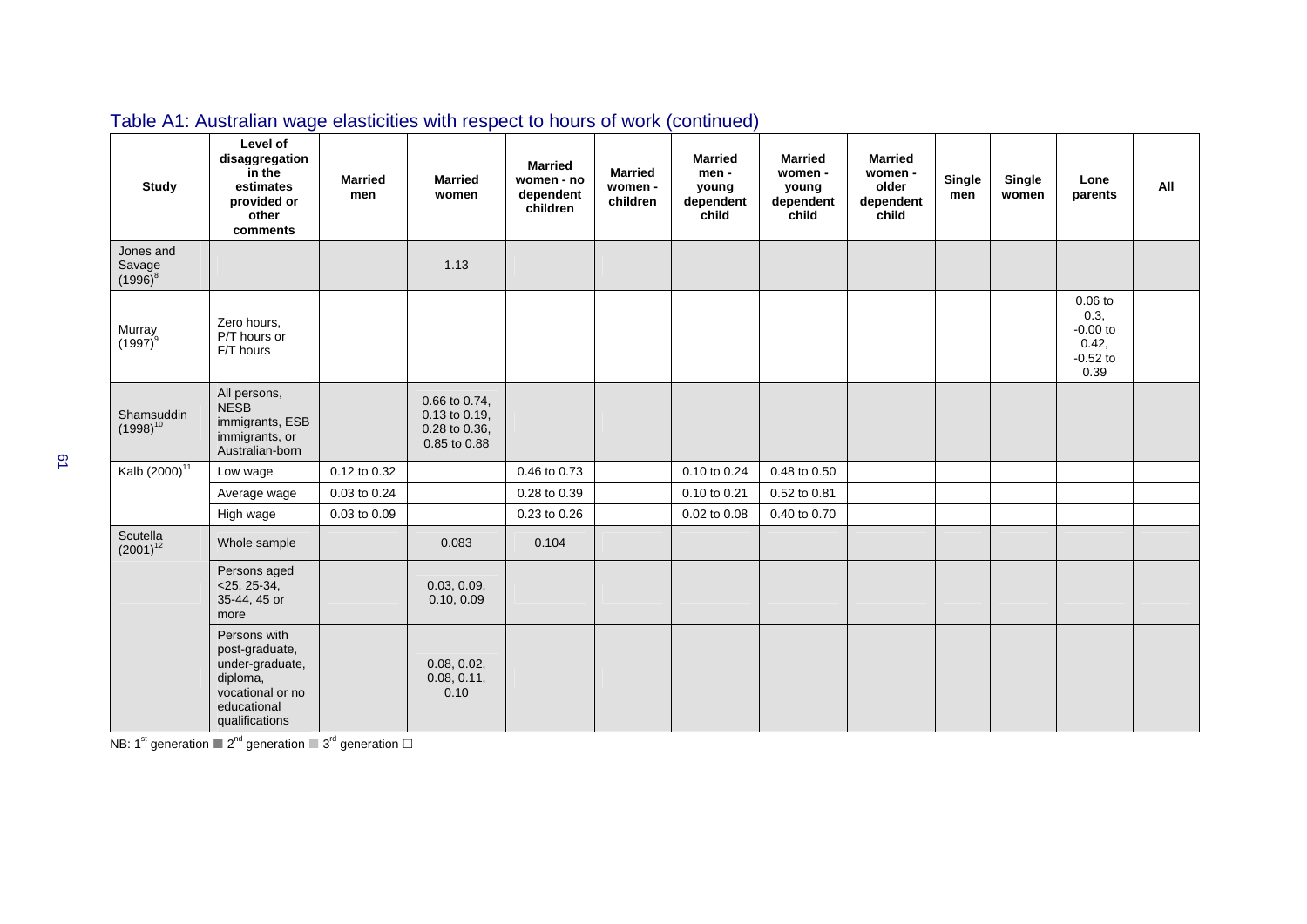## Table A1: Australian wage elasticities with respect to hours of work (continued)

| Study | Level of disaggregation in the estimates provided or other comments | Married men | Married women | Married women - no dependent children | Married women - children | Married men - young dependent child | Married women - young dependent child | Married women - older dependent child | Single men | Single women | Lone parents | All |
|---|---|---|---|---|---|---|---|---|---|---|---|---|
| Jones and Savage (1996)[8] | | | 1.13 | | | | | | | | | |
| Murray (1997)[9] | Zero hours, P/T hours or F/T hours | | | | | | | | | | 0.06 to 0.3, -0.00 to 0.42, -0.52 to 0.39 | |
| Shamsuddin (1998)[10] | All persons, NESB immigrants, ESB immigrants, or Australian-born | | 0.66 to 0.74, 0.13 to 0.19, 0.28 to 0.36, 0.85 to 0.88 | | | | | | | | | |
| Kalb (2000)[11] | Low wage | 0.12 to 0.32 | | 0.46 to 0.73 | | 0.10 to 0.24 | 0.48 to 0.50 | | | | | |
| | Average wage | 0.03 to 0.24 | | 0.28 to 0.39 | | 0.10 to 0.21 | 0.52 to 0.81 | | | | | |
| | High wage | 0.03 to 0.09 | | 0.23 to 0.26 | | 0.02 to 0.08 | 0.40 to 0.70 | | | | | |
| Scutella (2001)[12] | Whole sample | | 0.083 | 0.104 | | | | | | | | |
| | Persons aged <25, 25-34, 35-44, 45 or more | | 0.03, 0.09, 0.10, 0.09 | | | | | | | | | |
| | Persons with post-graduate, under-graduate, diploma, vocational or no educational qualifications | | 0.08, 0.02, 0.08, 0.11, 0.10 | | | | | | | | | |

NB: 1[st] generation ■ 2[nd] generation ■ 3[rd] generation □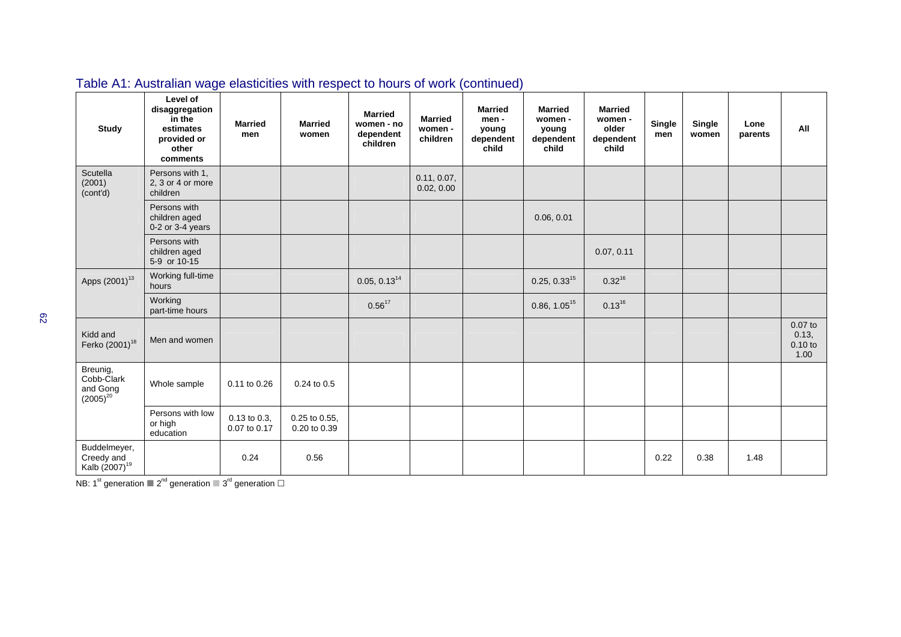## Table A1: Australian wage elasticities with respect to hours of work (continued)

| Study | Level of disaggregation in the estimates provided or other comments | Married men | Married women | Married women - no dependent children | Married women - children | Married men - young dependent child | Married women - young dependent child | Married women - older dependent child | Single men | Single women | Lone parents | All |
|---|---|---|---|---|---|---|---|---|---|---|---|---|
| Scutella (2001) (cont'd) | Persons with 1, 2, 3 or 4 or more children | | | | 0.11, 0.07, 0.02, 0.00 | | | | | | | |
| | Persons with children aged 0-2 or 3-4 years | | | | | | 0.06, 0.01 | | | | | |
| | Persons with children aged 5-9 or 10-15 | | | | | | | 0.07, 0.11 | | | | |
| Apps (2001)[13] | Working full-time hours | | | 0.05, 0.13[14] | | | 0.25, 0.33[15] | 0.32[16] | | | | |
| | Working part-time hours | | | 0.56[17] | | | 0.86, 1.05[15] | 0.13[16] | | | | |
| Kidd and Ferko (2001)[18] | Men and women | | | | | | | | | | | 0.07 to 0.13, 0.10 to 1.00 |
| Breunig, Cobb-Clark and Gong (2005)[20] | Whole sample | 0.11 to 0.26 | 0.24 to 0.5 | | | | | | | | | |
| | Persons with low or high education | 0.13 to 0.3, 0.07 to 0.17 | 0.25 to 0.55, 0.20 to 0.39 | | | | | | | | | |
| Buddelmeyer, Creedy and Kalb (2007)[19] | | 0.24 | 0.56 | | | | | | 0.22 | 0.38 | 1.48 | |

NB: 1st generation ■ 2nd generation ■ 3rd generation □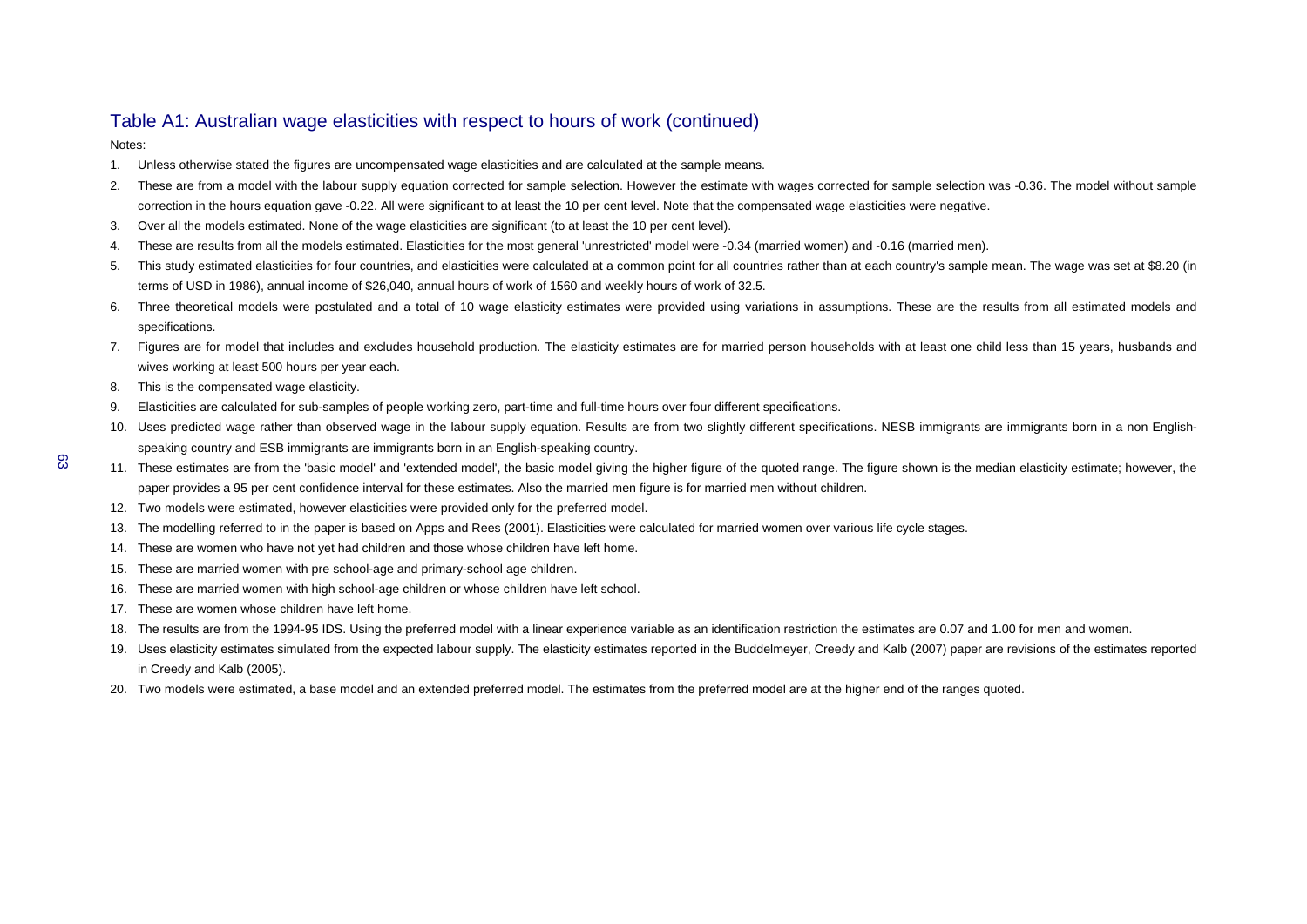## Table A1: Australian wage elasticities with respect to hours of work (continued)

Notes:

1. Unless otherwise stated the figures are uncompensated wage elasticities and are calculated at the sample means.
2. These are from a model with the labour supply equation corrected for sample selection. However the estimate with wages corrected for sample selection was -0.36. The model without sample correction in the hours equation gave -0.22. All were significant to at least the 10 per cent level. Note that the compensated wage elasticities were negative.
3. Over all the models estimated. None of the wage elasticities are significant (to at least the 10 per cent level).
4. These are results from all the models estimated. Elasticities for the most general 'unrestricted' model were -0.34 (married women) and -0.16 (married men).
5. This study estimated elasticities for four countries, and elasticities were calculated at a common point for all countries rather than at each country's sample mean. The wage was set at $8.20 (in terms of USD in 1986), annual income of $26,040, annual hours of work of 1560 and weekly hours of work of 32.5.
6. Three theoretical models were postulated and a total of 10 wage elasticity estimates were provided using variations in assumptions. These are the results from all estimated models and specifications.
7. Figures are for model that includes and excludes household production. The elasticity estimates are for married person households with at least one child less than 15 years, husbands and wives working at least 500 hours per year each.
8. This is the compensated wage elasticity.
9. Elasticities are calculated for sub-samples of people working zero, part-time and full-time hours over four different specifications.
10. Uses predicted wage rather than observed wage in the labour supply equation. Results are from two slightly different specifications. NESB immigrants are immigrants born in a non English-speaking country and ESB immigrants are immigrants born in an English-speaking country.
11. These estimates are from the 'basic model' and 'extended model', the basic model giving the higher figure of the quoted range. The figure shown is the median elasticity estimate; however, the paper provides a 95 per cent confidence interval for these estimates. Also the married men figure is for married men without children.
12. Two models were estimated, however elasticities were provided only for the preferred model.
13. The modelling referred to in the paper is based on Apps and Rees (2001). Elasticities were calculated for married women over various life cycle stages.
14. These are women who have not yet had children and those whose children have left home.
15. These are married women with pre school-age and primary-school age children.
16. These are married women with high school-age children or whose children have left school.
17. These are women whose children have left home.
18. The results are from the 1994-95 IDS. Using the preferred model with a linear experience variable as an identification restriction the estimates are 0.07 and 1.00 for men and women.
19. Uses elasticity estimates simulated from the expected labour supply. The elasticity estimates reported in the Buddelmeyer, Creedy and Kalb (2007) paper are revisions of the estimates reported in Creedy and Kalb (2005).
20. Two models were estimated, a base model and an extended preferred model. The estimates from the preferred model are at the higher end of the ranges quoted.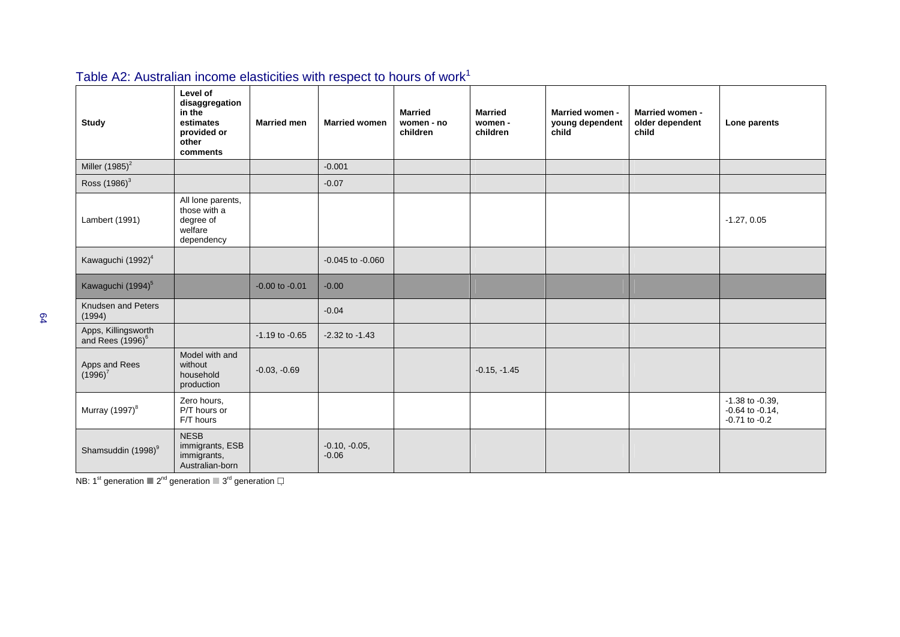## Table A2: Australian income elasticities with respect to hours of work[1]

| Study | Level of disaggregation in the estimates provided or other comments | Married men | Married women | Married women - no children | Married women - children | Married women - young dependent child | Married women - older dependent child | Lone parents |
|---|---|---|---|---|---|---|---|---|
| Miller (1985)[2] | | | -0.001 | | | | | |
| Ross (1986)[3] | | | -0.07 | | | | | |
| Lambert (1991) | All lone parents, those with a degree of welfare dependency | | | | | | | -1.27, 0.05 |
| Kawaguchi (1992)[4] | | | -0.045 to -0.060 | | | | | |
| Kawaguchi (1994)[5] | | -0.00 to -0.01 | -0.00 | | | | | |
| Knudsen and Peters (1994) | | | -0.04 | | | | | |
| Apps, Killingsworth and Rees (1996)[6] | | -1.19 to -0.65 | -2.32 to -1.43 | | | | | |
| Apps and Rees (1996)[7] | Model with and without household production | -0.03, -0.69 | | | -0.15, -1.45 | | | |
| Murray (1997)[8] | Zero hours, P/T hours or F/T hours | | | | | | | -1.38 to -0.39, -0.64 to -0.14, -0.71 to -0.2 |
| Shamsuddin (1998)[9] | NESB immigrants, ESB immigrants, Australian-born | | -0.10, -0.05, -0.06 | | | | | |

NB: 1[st] generation ■ 2[nd] generation ■ 3[rd] generation □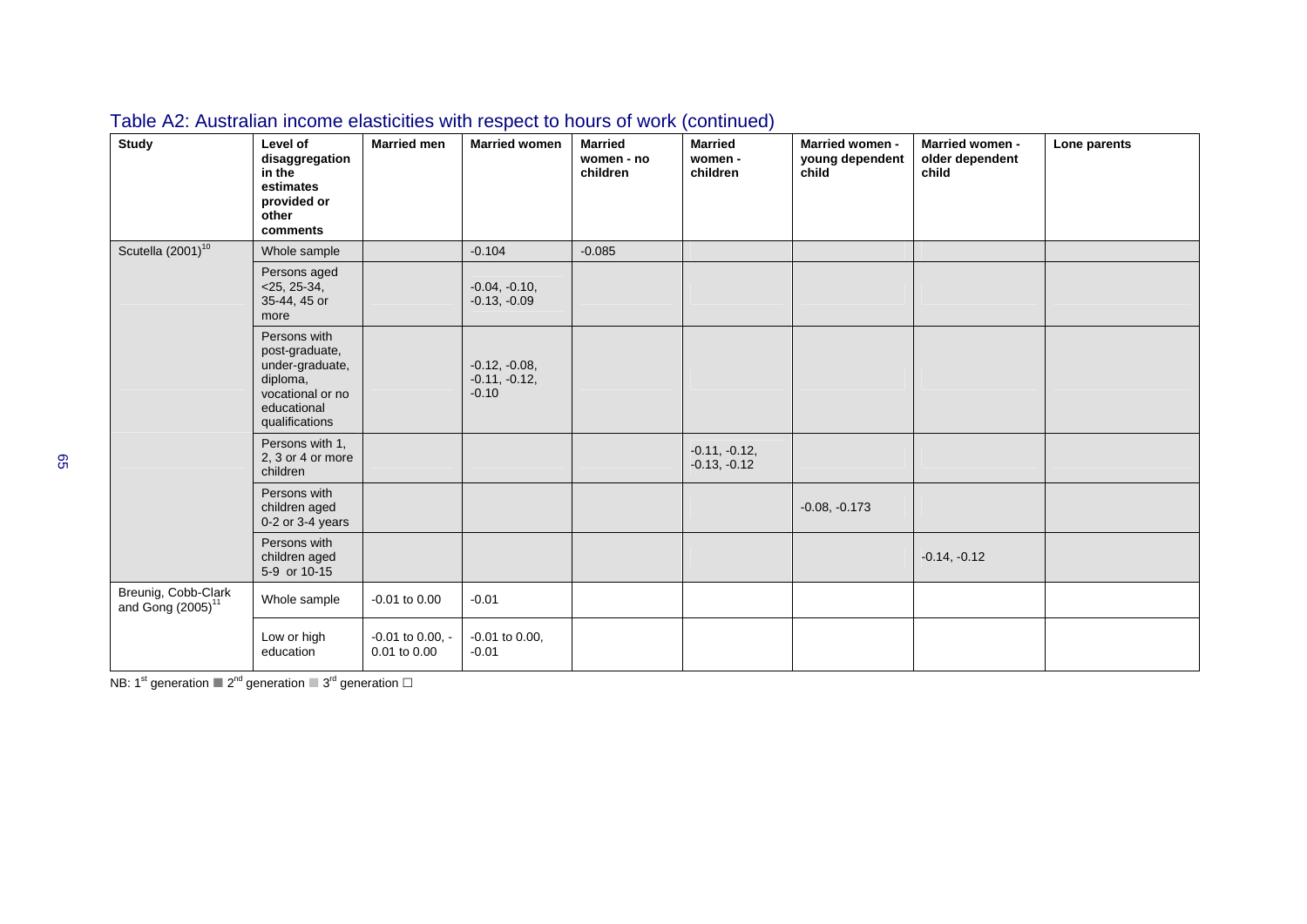## Table A2: Australian income elasticities with respect to hours of work (continued)

| Study | Level of disaggregation in the estimates provided or other comments | Married men | Married women | Married women - no children | Married women - children | Married women - young dependent child | Married women - older dependent child | Lone parents |
|---|---|---|---|---|---|---|---|---|
| Scutella (2001)[10] | Whole sample | | -0.104 | -0.085 | | | | |
| | Persons aged <25, 25-34, 35-44, 45 or more | | -0.04, -0.10, -0.13, -0.09 | | | | | |
| | Persons with post-graduate, under-graduate, diploma, vocational or no educational qualifications | | -0.12, -0.08, -0.11, -0.12, -0.10 | | | | | |
| | Persons with 1, 2, 3 or 4 or more children | | | | -0.11, -0.12, -0.13, -0.12 | | | |
| | Persons with children aged 0-2 or 3-4 years | | | | | -0.08, -0.173 | | |
| | Persons with children aged 5-9 or 10-15 | | | | | | -0.14, -0.12 | |
| Breunig, Cobb-Clark and Gong (2005)[11] | Whole sample | -0.01 to 0.00 | -0.01 | | | | | |
| | Low or high education | -0.01 to 0.00, -0.01 to 0.00 | -0.01 to 0.00, -0.01 | | | | | |

NB: 1st generation ■ 2nd generation ■ 3rd generation □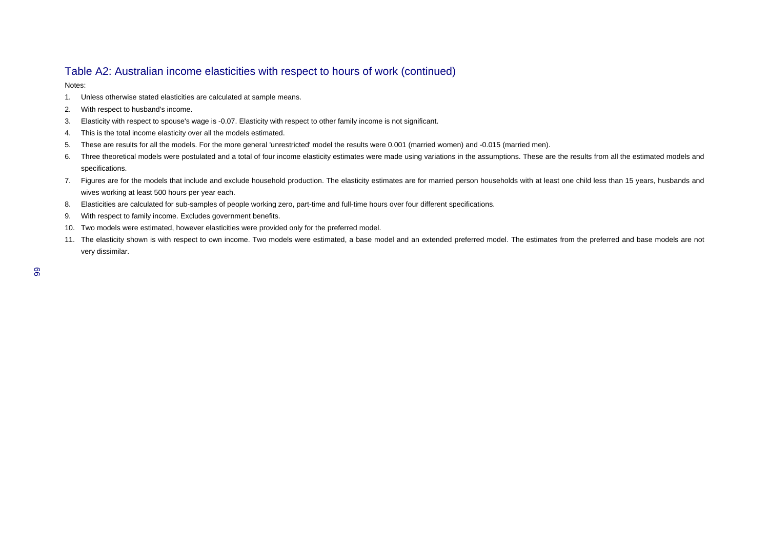## Table A2: Australian income elasticities with respect to hours of work (continued)

Notes:

1. Unless otherwise stated elasticities are calculated at sample means.
2. With respect to husband's income.
3. Elasticity with respect to spouse's wage is -0.07. Elasticity with respect to other family income is not significant.
4. This is the total income elasticity over all the models estimated.
5. These are results for all the models. For the more general 'unrestricted' model the results were 0.001 (married women) and -0.015 (married men).
6. Three theoretical models were postulated and a total of four income elasticity estimates were made using variations in the assumptions. These are the results from all the estimated models and specifications.
7. Figures are for the models that include and exclude household production. The elasticity estimates are for married person households with at least one child less than 15 years, husbands and wives working at least 500 hours per year each.
8. Elasticities are calculated for sub-samples of people working zero, part-time and full-time hours over four different specifications.
9. With respect to family income. Excludes government benefits.
10. Two models were estimated, however elasticities were provided only for the preferred model.
11. The elasticity shown is with respect to own income. Two models were estimated, a base model and an extended preferred model. The estimates from the preferred and base models are not very dissimilar.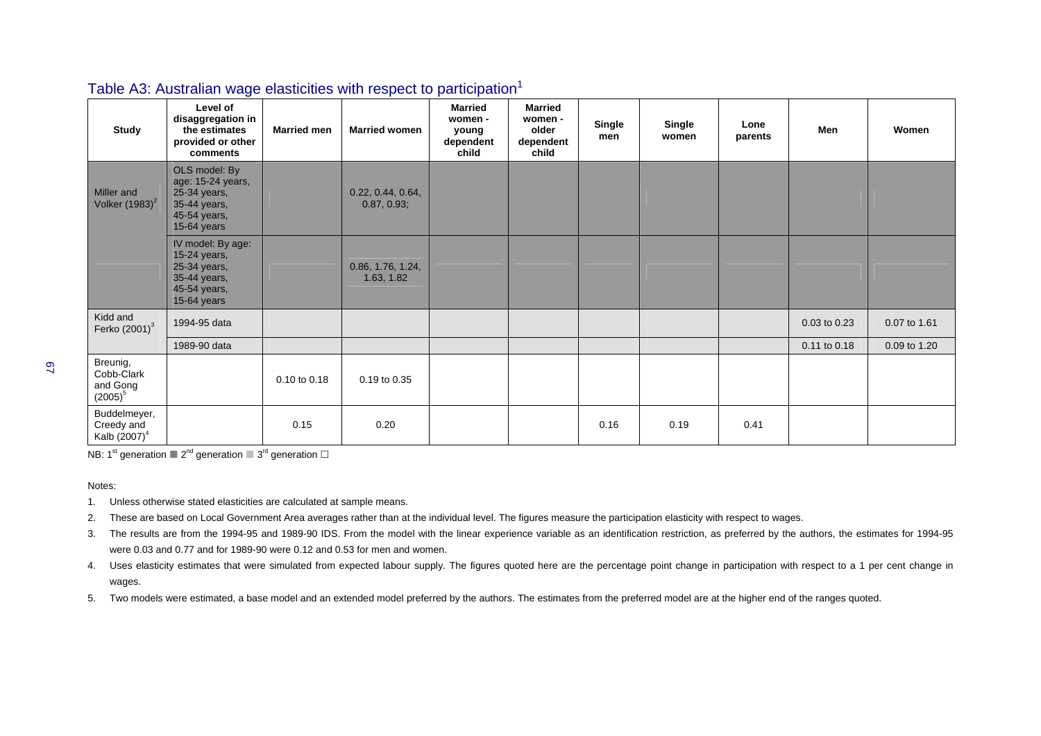## Table A3: Australian wage elasticities with respect to participation[1]

| Study | Level of disaggregation in the estimates provided or other comments | Married men | Married women | Married women - young dependent child | Married women - older dependent child | Single men | Single women | Lone parents | Men | Women |
|---|---|---|---|---|---|---|---|---|---|---|
| Miller and Volker (1983)[2] | OLS model: By age: 15-24 years, 25-34 years, 35-44 years, 45-54 years, 15-64 years | | 0.22, 0.44, 0.64, 0.87, 0.93; | | | | | | | |
| | IV model: By age: 15-24 years, 25-34 years, 35-44 years, 45-54 years, 15-64 years | | 0.86, 1.76, 1.24, 1.63, 1.82 | | | | | | | |
| Kidd and Ferko (2001)[3] | 1994-95 data | | | | | | | | 0.03 to 0.23 | 0.07 to 1.61 |
| | 1989-90 data | | | | | | | | 0.11 to 0.18 | 0.09 to 1.20 |
| Breunig, Cobb-Clark and Gong (2005)[5] | | 0.10 to 0.18 | 0.19 to 0.35 | | | | | | | |
| Buddelmeyer, Creedy and Kalb (2007)[4] | | 0.15 | 0.20 | | | 0.16 | 0.19 | 0.41 | | |

NB: 1st generation ■ 2nd generation ■ 3rd generation □

Notes:

1. Unless otherwise stated elasticities are calculated at sample means.
2. These are based on Local Government Area averages rather than at the individual level. The figures measure the participation elasticity with respect to wages.
3. The results are from the 1994-95 and 1989-90 IDS. From the model with the linear experience variable as an identification restriction, as preferred by the authors, the estimates for 1994-95 were 0.03 and 0.77 and for 1989-90 were 0.12 and 0.53 for men and women.
4. Uses elasticity estimates that were simulated from expected labour supply. The figures quoted here are the percentage point change in participation with respect to a 1 per cent change in wages.
5. Two models were estimated, a base model and an extended model preferred by the authors. The estimates from the preferred model are at the higher end of the ranges quoted.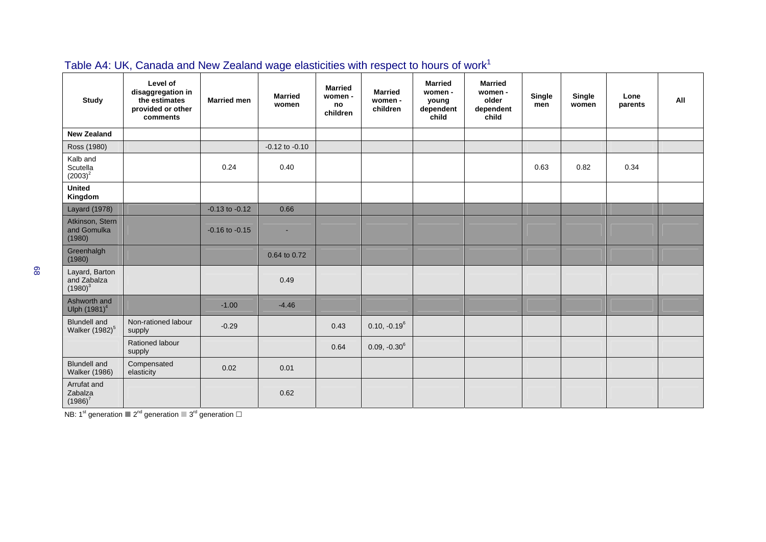## Table A4: UK, Canada and New Zealand wage elasticities with respect to hours of work[1]

| Study | Level of disaggregation in the estimates provided or other comments | Married men | Married women | Married women - no children | Married women - children | Married women - young dependent child | Married women - older dependent child | Single men | Single women | Lone parents | All |
|---|---|---|---|---|---|---|---|---|---|---|---|
| **New Zealand** | | | | | | | | | | | |
| Ross (1980) | | | -0.12 to -0.10 | | | | | | | | |
| Kalb and Scutella (2003)[2] | | 0.24 | 0.40 | | | | | 0.63 | 0.82 | 0.34 | |
| **United Kingdom** | | | | | | | | | | | |
| Layard (1978) | | -0.13 to -0.12 | 0.66 | | | | | | | | |
| Atkinson, Stern and Gomulka (1980) | | -0.16 to -0.15 | - | | | | | | | | |
| Greenhalgh (1980) | | | 0.64 to 0.72 | | | | | | | | |
| Layard, Barton and Zabalza (1980)[3] | | | 0.49 | | | | | | | | |
| Ashworth and Ulph (1981)[4] | | -1.00 | -4.46 | | | | | | | | |
| Blundell and Walker (1982)[5] | Non-rationed labour supply | -0.29 | | 0.43 | 0.10, -0.19[6] | | | | | | |
| | Rationed labour supply | | | 0.64 | 0.09, -0.30[6] | | | | | | |
| Blundell and Walker (1986) | Compensated elasticity | 0.02 | 0.01 | | | | | | | | |
| Arrufat and Zabalza (1986)[7] | | | 0.62 | | | | | | | | |

NB: 1st generation ■ 2nd generation ■ 3rd generation □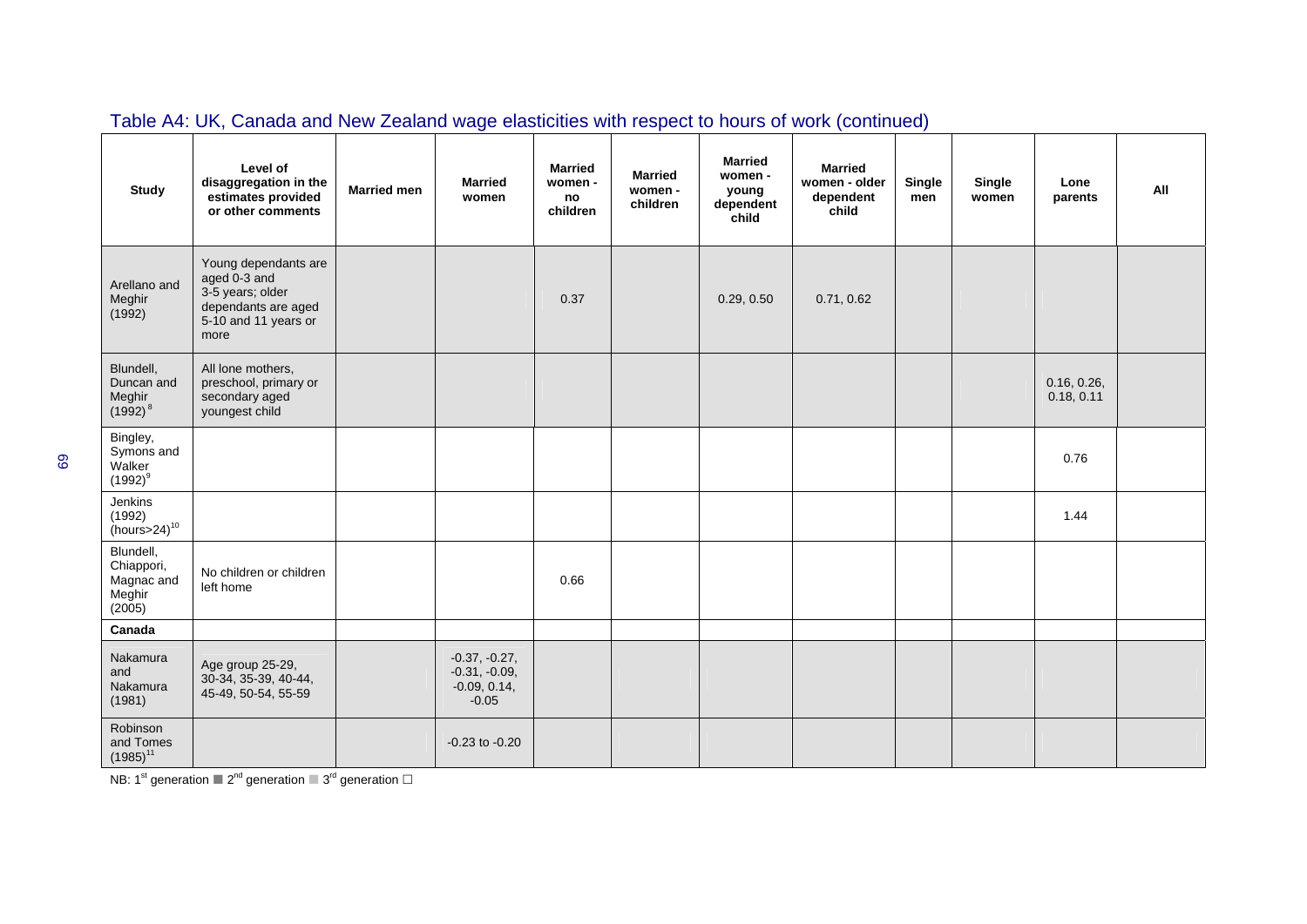## Table A4: UK, Canada and New Zealand wage elasticities with respect to hours of work (continued)

| Study | Level of disaggregation in the estimates provided or other comments | Married men | Married women | Married women - no children | Married women - children | Married women - young dependent child | Married women - older dependent child | Single men | Single women | Lone parents | All |
|---|---|---|---|---|---|---|---|---|---|---|---|
| Arellano and Meghir (1992) | Young dependants are aged 0-3 and 3-5 years; older dependants are aged 5-10 and 11 years or more | | | 0.37 | | 0.29, 0.50 | 0.71, 0.62 | | | | |
| Blundell, Duncan and Meghir (1992)[8] | All lone mothers, preschool, primary or secondary aged youngest child | | | | | | | | | 0.16, 0.26, 0.18, 0.11 | |
| Bingley, Symons and Walker (1992)[9] | | | | | | | | | | 0.76 | |
| Jenkins (1992) (hours>24)[10] | | | | | | | | | | 1.44 | |
| Blundell, Chiappori, Magnac and Meghir (2005) | No children or children left home | | | 0.66 | | | | | | | |
| **Canada** | | | | | | | | | | | |
| Nakamura and Nakamura (1981) | Age group 25-29, 30-34, 35-39, 40-44, 45-49, 50-54, 55-59 | | -0.37, -0.27, -0.31, -0.09, -0.09, 0.14, -0.05 | | | | | | | | |
| Robinson and Tomes (1985)[11] | | | -0.23 to -0.20 | | | | | | | | |

NB: 1[st] generation ■ 2[nd] generation ■ 3[rd] generation □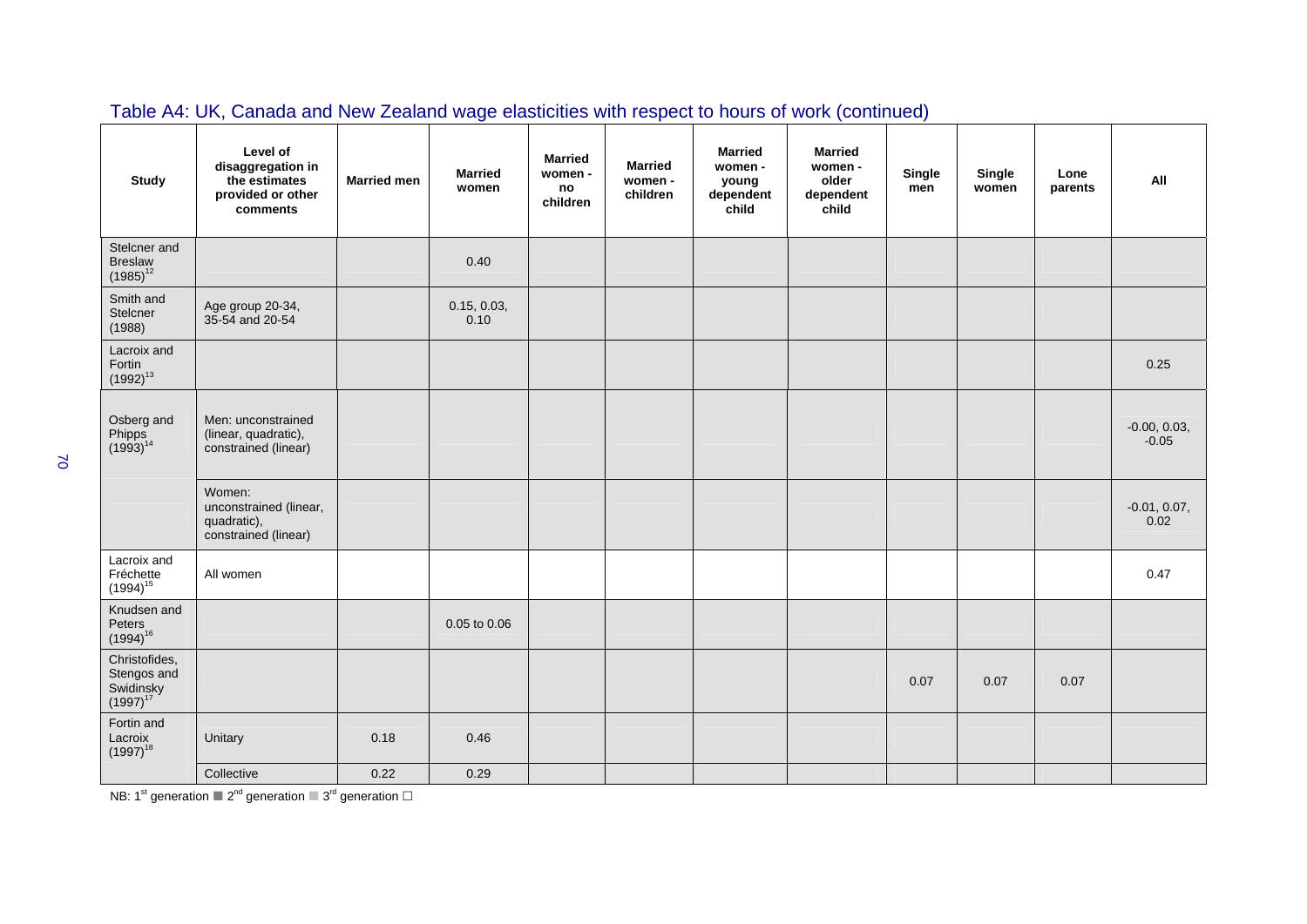## Table A4: UK, Canada and New Zealand wage elasticities with respect to hours of work (continued)

| Study | Level of disaggregation in the estimates provided or other comments | Married men | Married women | Married women - no children | Married women - children | Married women - young dependent child | Married women - older dependent child | Single men | Single women | Lone parents | All |
|---|---|---|---|---|---|---|---|---|---|---|---|
| Stelcner and Breslaw (1985)[12] | | | 0.40 | | | | | | | | |
| Smith and Stelcner (1988) | Age group 20-34, 35-54 and 20-54 | | 0.15, 0.03, 0.10 | | | | | | | | |
| Lacroix and Fortin (1992)[13] | | | | | | | | | | | 0.25 |
| Osberg and Phipps (1993)[14] | Men: unconstrained (linear, quadratic), constrained (linear) | | | | | | | | | | -0.00, 0.03, -0.05 |
| | Women: unconstrained (linear, quadratic), constrained (linear) | | | | | | | | | | -0.01, 0.07, 0.02 |
| Lacroix and Fréchette (1994)[15] | All women | | | | | | | | | | 0.47 |
| Knudsen and Peters (1994)[16] | | | 0.05 to 0.06 | | | | | | | | |
| Christofides, Stengos and Swidinsky (1997)[17] | | | | | | | | 0.07 | 0.07 | 0.07 | |
| Fortin and Lacroix (1997)[18] | Unitary | 0.18 | 0.46 | | | | | | | | |
| | Collective | 0.22 | 0.29 | | | | | | | | |

NB: 1[st] generation ■ 2[nd] generation ■ 3[rd] generation □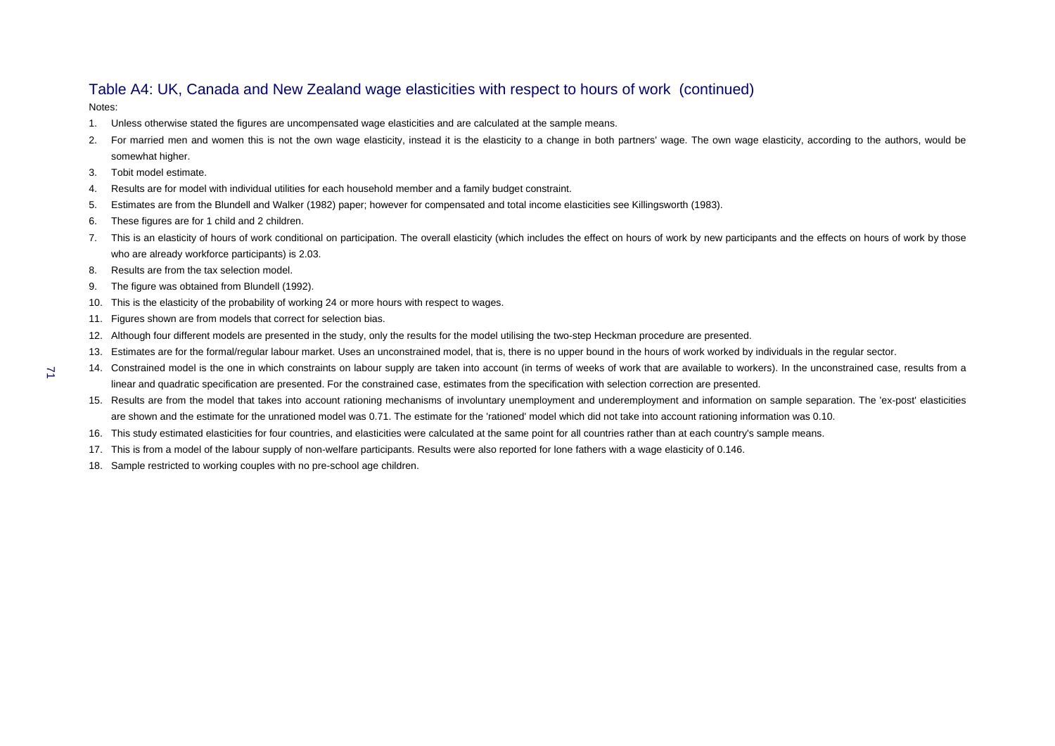## Table A4: UK, Canada and New Zealand wage elasticities with respect to hours of work (continued)

Notes:

1. Unless otherwise stated the figures are uncompensated wage elasticities and are calculated at the sample means.
2. For married men and women this is not the own wage elasticity, instead it is the elasticity to a change in both partners' wage. The own wage elasticity, according to the authors, would be somewhat higher.
3. Tobit model estimate.
4. Results are for model with individual utilities for each household member and a family budget constraint.
5. Estimates are from the Blundell and Walker (1982) paper; however for compensated and total income elasticities see Killingsworth (1983).
6. These figures are for 1 child and 2 children.
7. This is an elasticity of hours of work conditional on participation. The overall elasticity (which includes the effect on hours of work by new participants and the effects on hours of work by those who are already workforce participants) is 2.03.
8. Results are from the tax selection model.
9. The figure was obtained from Blundell (1992).
10. This is the elasticity of the probability of working 24 or more hours with respect to wages.
11. Figures shown are from models that correct for selection bias.
12. Although four different models are presented in the study, only the results for the model utilising the two-step Heckman procedure are presented.
13. Estimates are for the formal/regular labour market. Uses an unconstrained model, that is, there is no upper bound in the hours of work worked by individuals in the regular sector.
14. Constrained model is the one in which constraints on labour supply are taken into account (in terms of weeks of work that are available to workers). In the unconstrained case, results from a linear and quadratic specification are presented. For the constrained case, estimates from the specification with selection correction are presented.
15. Results are from the model that takes into account rationing mechanisms of involuntary unemployment and underemployment and information on sample separation. The 'ex-post' elasticities are shown and the estimate for the unrationed model was 0.71. The estimate for the 'rationed' model which did not take into account rationing information was 0.10.
16. This study estimated elasticities for four countries, and elasticities were calculated at the same point for all countries rather than at each country's sample means.
17. This is from a model of the labour supply of non-welfare participants. Results were also reported for lone fathers with a wage elasticity of 0.146.
18. Sample restricted to working couples with no pre-school age children.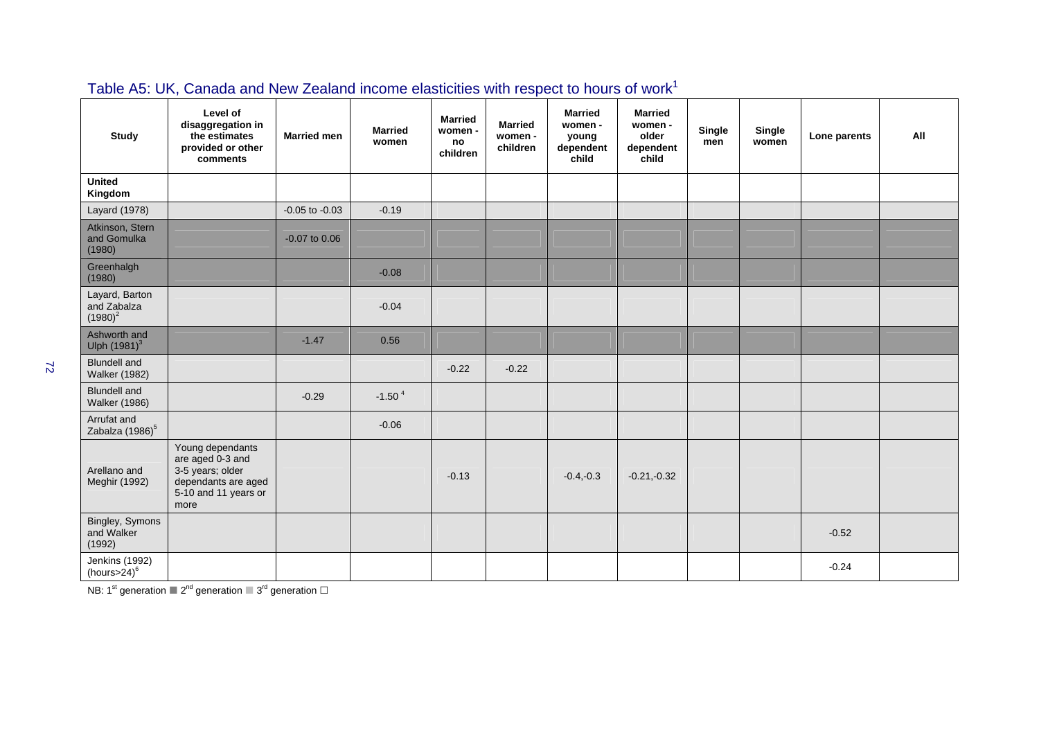## Table A5: UK, Canada and New Zealand income elasticities with respect to hours of work[1]

| Study | Level of disaggregation in the estimates provided or other comments | Married men | Married women | Married women - no children | Married women - children | Married women - young dependent child | Married women - older dependent child | Single men | Single women | Lone parents | All |
|---|---|---|---|---|---|---|---|---|---|---|---|
| **United Kingdom** | | | | | | | | | | | |
| Layard (1978) | | -0.05 to -0.03 | -0.19 | | | | | | | | |
| Atkinson, Stern and Gomulka (1980) | | -0.07 to 0.06 | | | | | | | | | |
| Greenhalgh (1980) | | | -0.08 | | | | | | | | |
| Layard, Barton and Zabalza (1980)[2] | | | -0.04 | | | | | | | | |
| Ashworth and Ulph (1981)[3] | | -1.47 | 0.56 | | | | | | | | |
| Blundell and Walker (1982) | | | | -0.22 | -0.22 | | | | | | |
| Blundell and Walker (1986) | | -0.29 | -1.50 [4] | | | | | | | | |
| Arrufat and Zabalza (1986)[5] | | | -0.06 | | | | | | | | |
| Arellano and Meghir (1992) | Young dependants are aged 0-3 and 3-5 years; older dependants are aged 5-10 and 11 years or more | | | -0.13 | | -0.4,-0.3 | -0.21,-0.32 | | | | |
| Bingley, Symons and Walker (1992) | | | | | | | | | | -0.52 | |
| Jenkins (1992) (hours>24)[6] | | | | | | | | | | -0.24 | |

NB: 1[st] generation ■ 2[nd] generation ■ 3[rd] generation □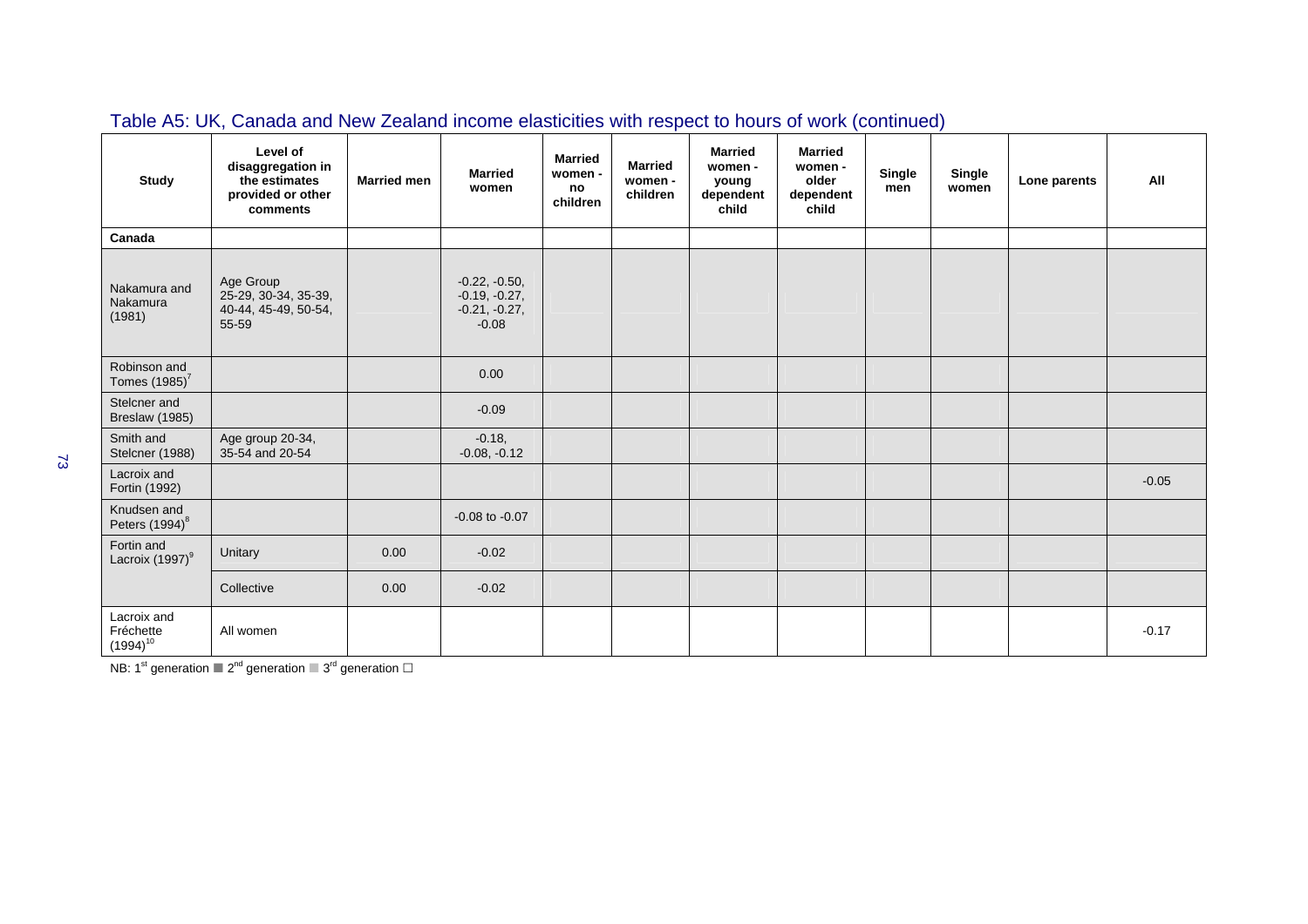## Table A5: UK, Canada and New Zealand income elasticities with respect to hours of work (continued)

| Study | Level of disaggregation in the estimates provided or other comments | Married men | Married women | Married women - no children | Married women - children | Married women - young dependent child | Married women - older dependent child | Single men | Single women | Lone parents | All |
|---|---|---|---|---|---|---|---|---|---|---|---|
| **Canada** | | | | | | | | | | | |
| Nakamura and Nakamura (1981) | Age Group 25-29, 30-34, 35-39, 40-44, 45-49, 50-54, 55-59 | | -0.22, -0.50, -0.19, -0.27, -0.21, -0.27, -0.08 | | | | | | | | |
| Robinson and Tomes (1985)[7] | | | 0.00 | | | | | | | | |
| Stelcner and Breslaw (1985) | | | -0.09 | | | | | | | | |
| Smith and Stelcner (1988) | Age group 20-34, 35-54 and 20-54 | | -0.18, -0.08, -0.12 | | | | | | | | |
| Lacroix and Fortin (1992) | | | | | | | | | | | -0.05 |
| Knudsen and Peters (1994)[8] | | | -0.08 to -0.07 | | | | | | | | |
| Fortin and Lacroix (1997)[9] | Unitary | 0.00 | -0.02 | | | | | | | | |
| | Collective | 0.00 | -0.02 | | | | | | | | |
| Lacroix and Fréchette (1994)[10] | All women | | | | | | | | | | -0.17 |

NB: 1[st] generation ■ 2[nd] generation ■ 3[rd] generation □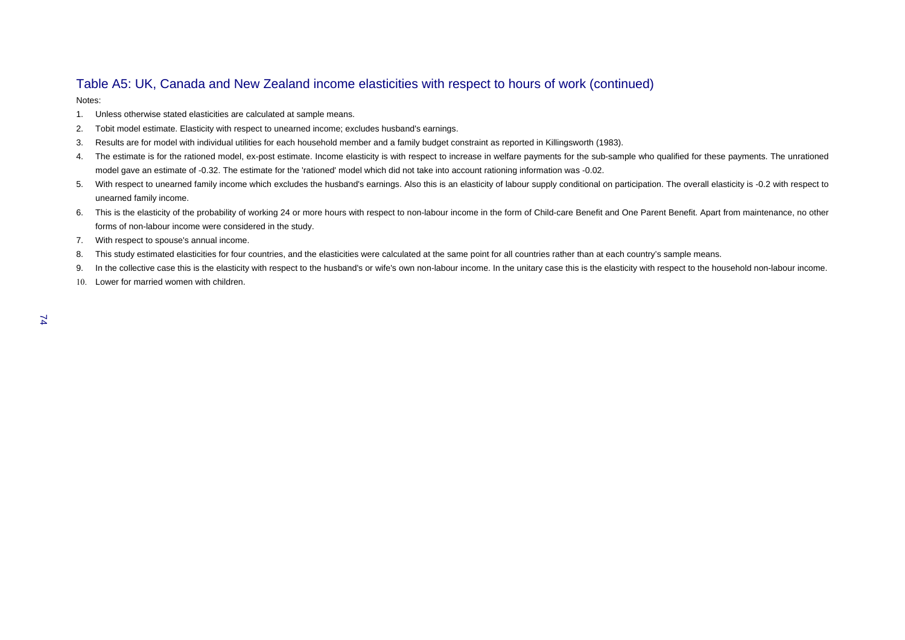## Table A5: UK, Canada and New Zealand income elasticities with respect to hours of work (continued)

Notes:

1. Unless otherwise stated elasticities are calculated at sample means.
2. Tobit model estimate. Elasticity with respect to unearned income; excludes husband's earnings.
3. Results are for model with individual utilities for each household member and a family budget constraint as reported in Killingsworth (1983).
4. The estimate is for the rationed model, ex-post estimate. Income elasticity is with respect to increase in welfare payments for the sub-sample who qualified for these payments. The unrationed model gave an estimate of -0.32. The estimate for the 'rationed' model which did not take into account rationing information was -0.02.
5. With respect to unearned family income which excludes the husband's earnings. Also this is an elasticity of labour supply conditional on participation. The overall elasticity is -0.2 with respect to unearned family income.
6. This is the elasticity of the probability of working 24 or more hours with respect to non-labour income in the form of Child-care Benefit and One Parent Benefit. Apart from maintenance, no other forms of non-labour income were considered in the study.
7. With respect to spouse's annual income.
8. This study estimated elasticities for four countries, and the elasticities were calculated at the same point for all countries rather than at each country's sample means.
9. In the collective case this is the elasticity with respect to the husband's or wife's own non-labour income. In the unitary case this is the elasticity with respect to the household non-labour income.
10. Lower for married women with children.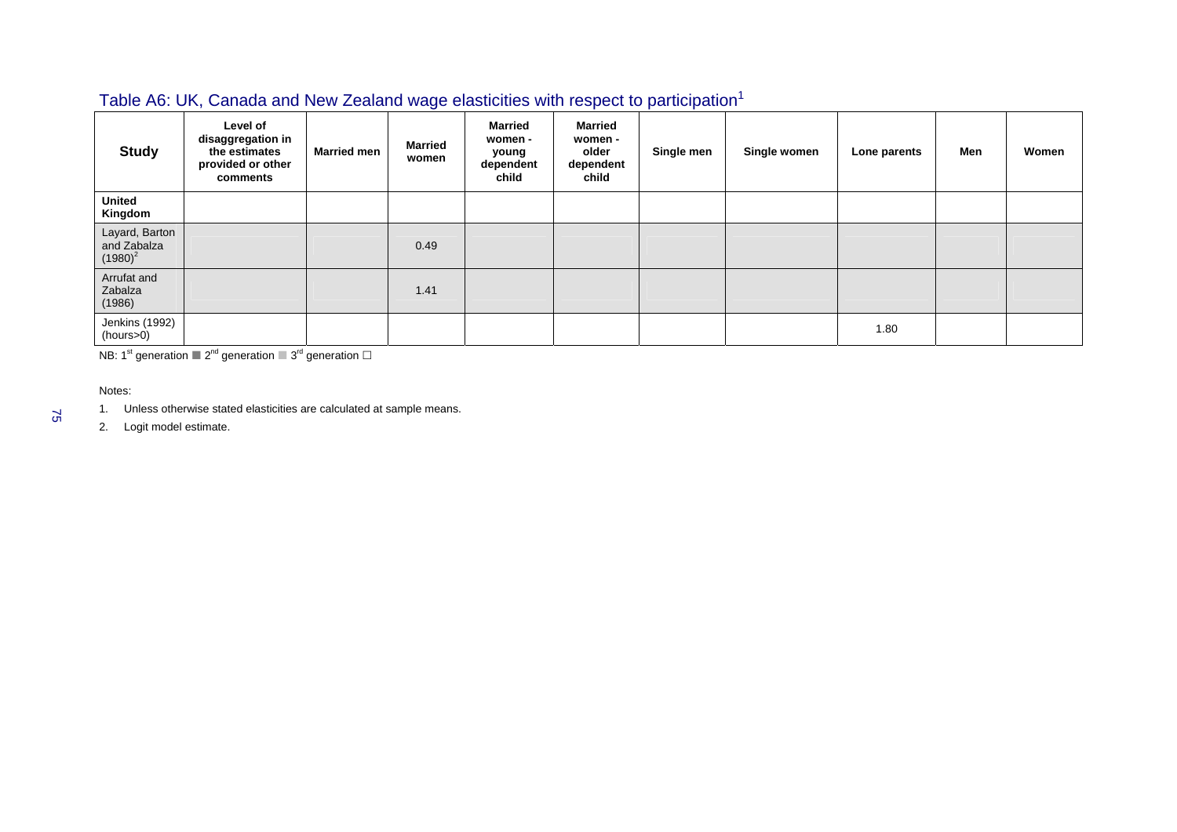## Table A6: UK, Canada and New Zealand wage elasticities with respect to participation[1]

| Study | Level of disaggregation in the estimates provided or other comments | Married men | Married women | Married women - young dependent child | Married women - older dependent child | Single men | Single women | Lone parents | Men | Women |
|---|---|---|---|---|---|---|---|---|---|---|
| **United Kingdom** | | | | | | | | | | |
| Layard, Barton and Zabalza (1980)[2] | | | 0.49 | | | | | | | |
| Arrufat and Zabalza (1986) | | | 1.41 | | | | | | | |
| Jenkins (1992) (hours>0) | | | | | | | | 1.80 | | |

NB: 1st generation ■ 2nd generation ■ 3rd generation □

Notes:

1. Unless otherwise stated elasticities are calculated at sample means.
2. Logit model estimate.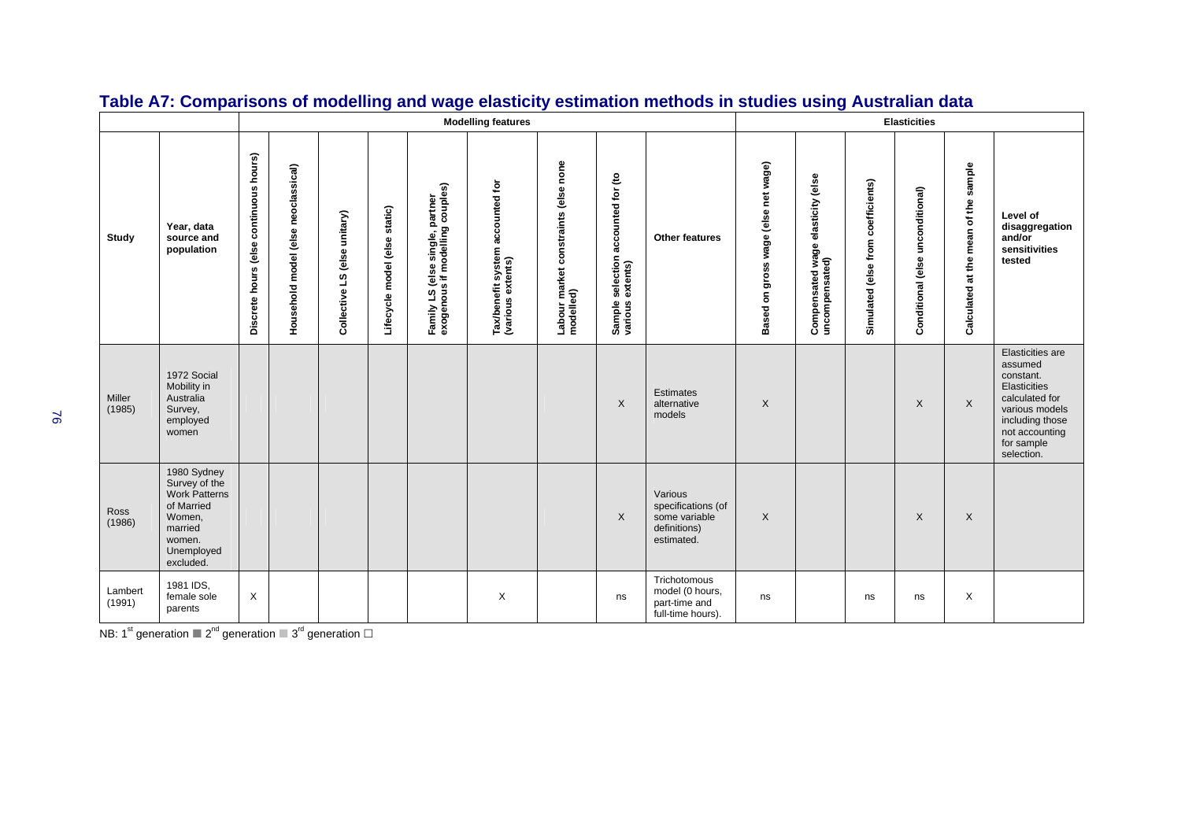## Table A7: Comparisons of modelling and wage elasticity estimation methods in studies using Australian data

| | | Modelling features | | | | | | | | | Elasticities | | | | | |
|---|---|---|---|---|---|---|---|---|---|---|---|---|---|---|---|---|
| Study | Year, data source and population | Discrete hours (else continuous hours) | Household model (else neoclassical) | Collective LS (else unitary) | Lifecycle model (else static) | Family LS (else single, partner exogenous if modelling couples) | Tax/benefit system accounted for (various extents) | Labour market constraints (else none modelled) | Sample selection accounted for (to various extents) | Other features | Based on gross wage (else net wage) | Compensated wage elasticity (else uncompensated) | Simulated (else from coefficients) | Conditional (else unconditional) | Calculated at the mean of the sample | Level of disaggregation and/or sensitivities tested |
| Miller (1985) | 1972 Social Mobility in Australia Survey, employed women | | | | | | | | X | Estimates alternative models | X | | | X | X | Elasticities are assumed constant. Elasticities calculated for various models including those not accounting for sample selection. |
| Ross (1986) | 1980 Sydney Survey of the Work Patterns of Married Women, married women. Unemployed excluded. | | | | | | | | X | Various specifications (of some variable definitions) estimated. | X | | | X | X | |
| Lambert (1991) | 1981 IDS, female sole parents | X | | | | | X | | ns | Trichotomous model (0 hours, part-time and full-time hours). | ns | | ns | ns | X | |

NB: 1[st] generation ■ 2[nd] generation ■ 3[rd] generation □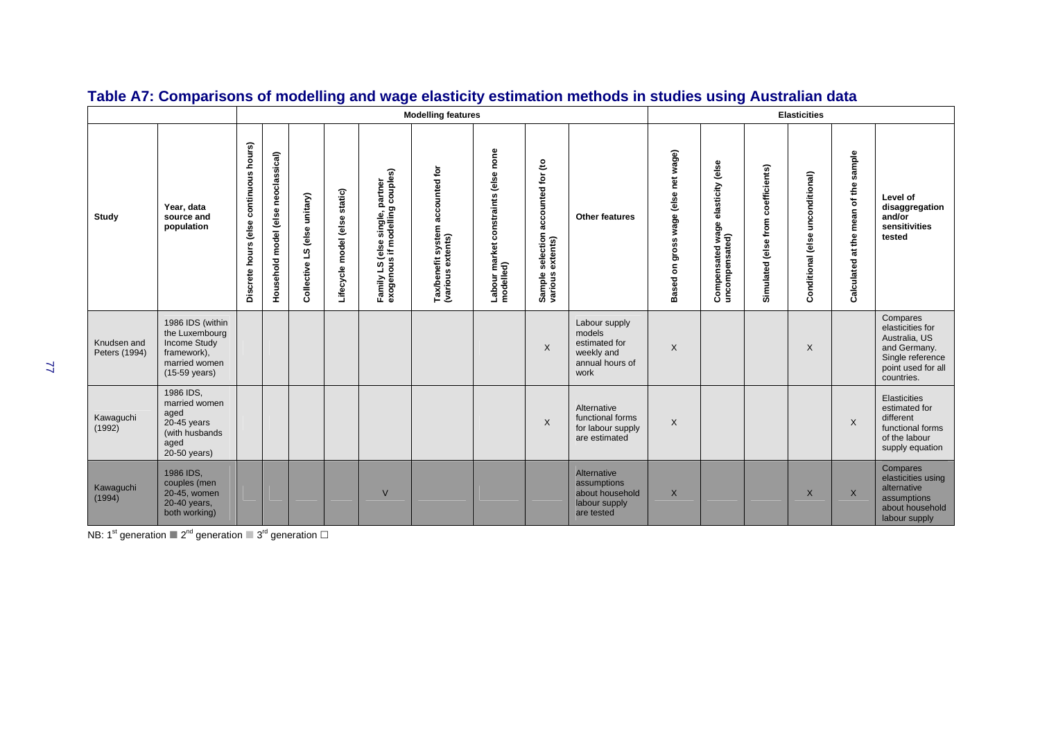## Table A7: Comparisons of modelling and wage elasticity estimation methods in studies using Australian data

| | | Modelling features | | | | | | | | | Elasticities | | | | | |
|---|---|---|---|---|---|---|---|---|---|---|---|---|---|---|---|---|
| **Study** | **Year, data source and population** | **Discrete hours (else continuous hours)** | **Household model (else neoclassical)** | **Collective LS (else unitary)** | **Lifecycle model (else static)** | **Family LS (else single, partner exogenous if modelling couples)** | **Tax/benefit system accounted for (various extents)** | **Labour market constraints (else none modelled)** | **Sample selection accounted for (to various extents)** | **Other features** | **Based on gross wage (else net wage)** | **Compensated wage elasticity (else uncompensated)** | **Simulated (else from coefficients)** | **Conditional (else unconditional)** | **Calculated at the mean of the sample** | **Level of disaggregation and/or sensitivities tested** |
| Knudsen and Peters (1994) | 1986 IDS (within the Luxembourg Income Study framework), married women (15-59 years) | | | | | | | | X | Labour supply models estimated for weekly and annual hours of work | X | | | X | | Compares elasticities for Australia, US and Germany. Single reference point used for all countries. |
| Kawaguchi (1992) | 1986 IDS, married women aged 20-45 years (with husbands aged 20-50 years) | | | | | | | | X | Alternative functional forms for labour supply are estimated | X | | | | X | Elasticities estimated for different functional forms of the labour supply equation |
| Kawaguchi (1994) | 1986 IDS, couples (men 20-45, women 20-40 years, both working) | | | | | V | | | | Alternative assumptions about household labour supply are tested | X | | | X | X | Compares elasticities using alternative assumptions about household labour supply |

NB: 1[st] generation ■ 2[nd] generation ■ 3[rd] generation □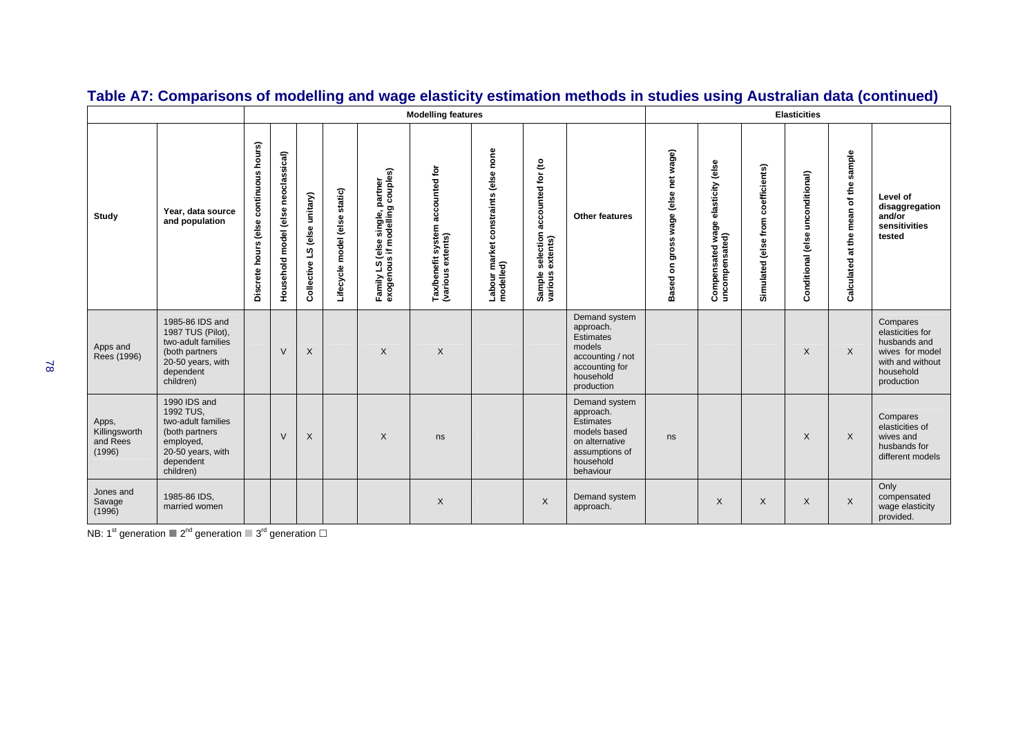## Table A7: Comparisons of modelling and wage elasticity estimation methods in studies using Australian data (continued)

| Study | Year, data source and population | Modelling features | | | | | | | | | Elasticities | | | | | |
|---|---|---|---|---|---|---|---|---|---|---|---|---|---|---|---|---|
| | | Discrete hours (else continuous hours) | Household model (else neoclassical) | Collective LS (else unitary) | Lifecycle model (else static) | Family LS (else single, partner exogenous if modelling couples) | Tax/benefit system accounted for (various extents) | Labour market constraints (else none modelled) | Sample selection accounted for (to various extents) | Other features | Based on gross wage (else net wage) | Compensated wage elasticity (else uncompensated) | Simulated (else from coefficients) | Conditional (else unconditional) | Calculated at the mean of the sample | Level of disaggregation and/or sensitivities tested |
| Apps and Rees (1996) | 1985-86 IDS and 1987 TUS (Pilot), two-adult families (both partners 20-50 years, with dependent children) | | V | X | | X | X | | | Demand system approach. Estimates models accounting / not accounting for household production | | | | X | X | Compares elasticities for husbands and wives for model with and without household production |
| Apps, Killingsworth and Rees (1996) | 1990 IDS and 1992 TUS, two-adult families (both partners employed, 20-50 years, with dependent children) | | V | X | | X | ns | | | Demand system approach. Estimates models based on alternative assumptions of household behaviour | ns | | | X | X | Compares elasticities of wives and husbands for different models |
| Jones and Savage (1996) | 1985-86 IDS, married women | | | | | | X | | X | Demand system approach. | | X | X | X | X | Only compensated wage elasticity provided. |

NB: 1st generation ■ 2nd generation ■ 3rd generation □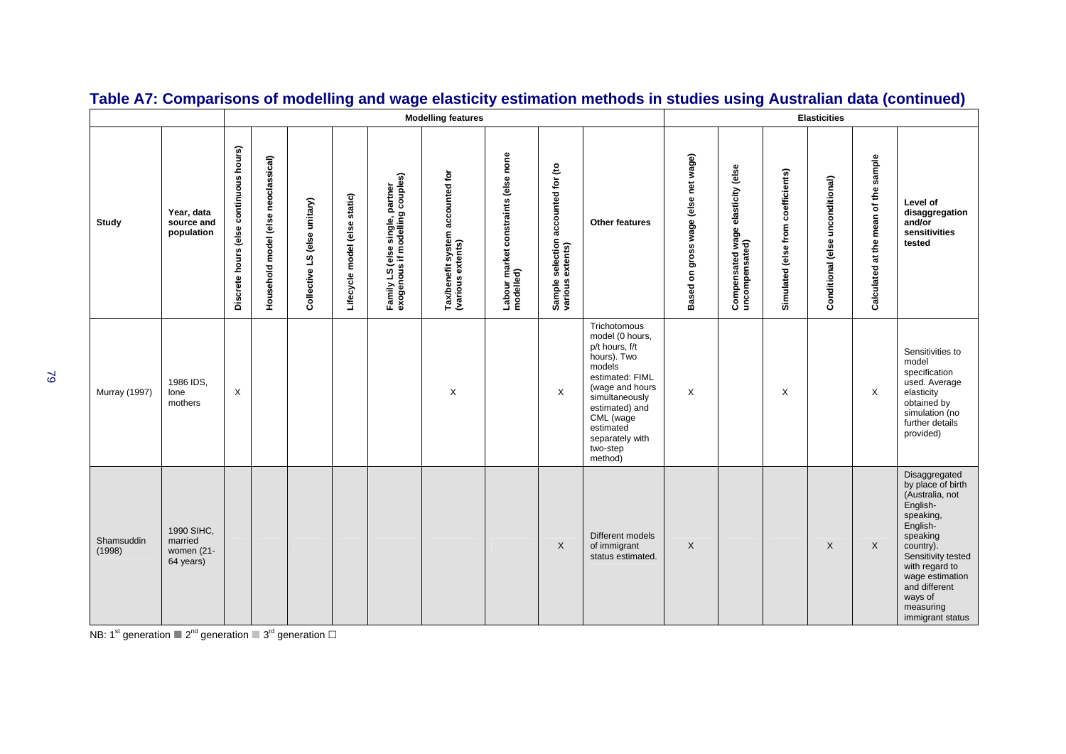## Table A7: Comparisons of modelling and wage elasticity estimation methods in studies using Australian data (continued)

| | | Modelling features | | | | | | | | | Elasticities | | | | | |
|---|---|---|---|---|---|---|---|---|---|---|---|---|---|---|---|---|
| Study | Year, data source and population | Discrete hours (else continuous hours) | Household model (else neoclassical) | Collective LS (else unitary) | Lifecycle model (else static) | Family LS (else single, partner exogenous if modelling couples) | Tax/benefit system accounted for (various extents) | Labour market constraints (else none modelled) | Sample selection accounted for (to various extents) | Other features | Based on gross wage (else net wage) | Compensated wage elasticity (else uncompensated) | Simulated (else from coefficients) | Conditional (else unconditional) | Calculated at the mean of the sample | Level of disaggregation and/or sensitivities tested |
| Murray (1997) | 1986 IDS, lone mothers | X | | | | | X | | X | Trichotomous model (0 hours, p/t hours, f/t hours). Two models estimated: FIML (wage and hours simultaneously estimated) and CML (wage estimated separately with two-step method) | X | | X | | X | Sensitivities to model specification used. Average elasticity obtained by simulation (no further details provided) |
| Shamsuddin (1998) | 1990 SIHC, married women (21-64 years) | | | | | | | | X | Different models of immigrant status estimated. | X | | | X | X | Disaggregated by place of birth (Australia, not English-speaking, English-speaking country). Sensitivity tested with regard to wage estimation and different ways of measuring immigrant status |

NB: 1[st] generation ■ 2[nd] generation ■ 3[rd] generation □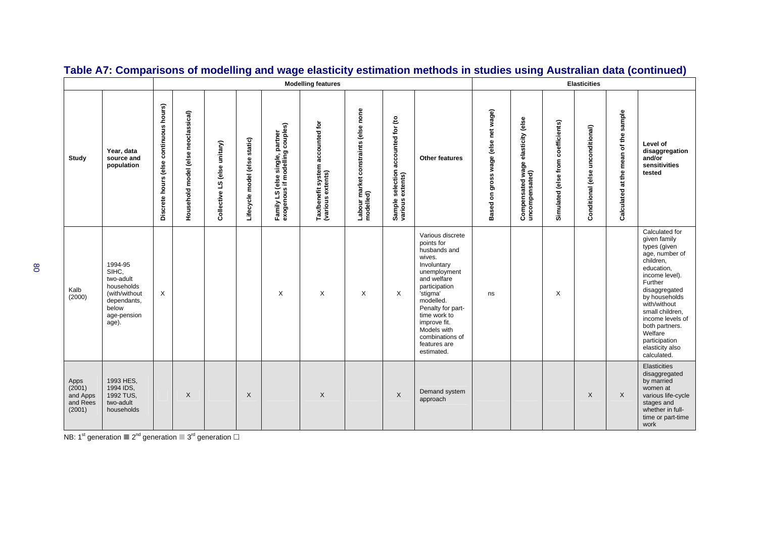## Table A7: Comparisons of modelling and wage elasticity estimation methods in studies using Australian data (continued)

| | | Modelling features | | | | | | | | | Elasticities | | | | | |
|---|---|---|---|---|---|---|---|---|---|---|---|---|---|---|---|---|
| Study | Year, data source and population | Discrete hours (else continuous hours) | Household model (else neoclassical) | Collective LS (else unitary) | Lifecycle model (else static) | Family LS (else single, partner exogenous if modelling couples) | Tax/benefit system accounted for (various extents) | Labour market constraints (else none modelled) | Sample selection accounted for (to various extents) | Other features | Based on gross wage (else net wage) | Compensated wage elasticity (else uncompensated) | Simulated (else from coefficients) | Conditional (else unconditional) | Calculated at the mean of the sample | Level of disaggregation and/or sensitivities tested |
| Kalb (2000) | 1994-95 SIHC, two-adult households (with/without dependants, below age-pension age). | X | | | | X | X | X | X | Various discrete points for husbands and wives. Involuntary unemployment and welfare participation 'stigma' modelled. Penalty for part-time work to improve fit. Models with combinations of features are estimated. | ns | | X | | | Calculated for given family types (given age, number of children, education, income level). Further disaggregated by households with/without small children, income levels of both partners. Welfare participation elasticity also calculated. |
| Apps (2001) and Apps and Rees (2001) | 1993 HES, 1994 IDS, 1992 TUS, two-adult households | | X | | X | | X | | X | Demand system approach | | | | X | X | Elasticities disaggregated by married women at various life-cycle stages and whether in full-time or part-time work |

NB: 1[st] generation ■ 2[nd] generation ■ 3[rd] generation □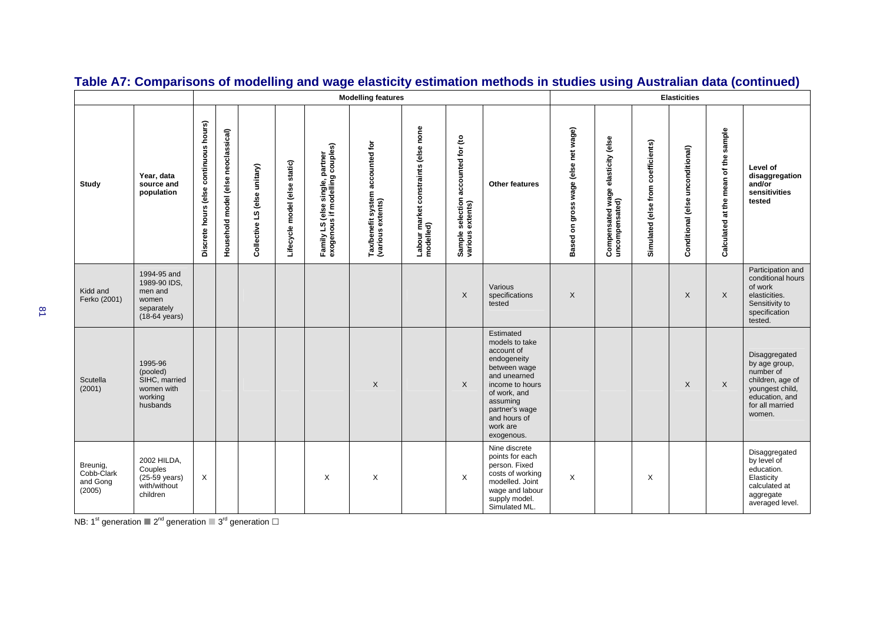## Table A7: Comparisons of modelling and wage elasticity estimation methods in studies using Australian data (continued)

| | | Modelling features | | | | | | | | | Elasticities | | | | | |
|---|---|---|---|---|---|---|---|---|---|---|---|---|---|---|---|---|
| Study | Year, data source and population | Discrete hours (else continuous hours) | Household model (else neoclassical) | Collective LS (else unitary) | Lifecycle model (else static) | Family LS (else single, partner exogenous if modelling couples) | Tax/benefit system accounted for (various extents) | Labour market constraints (else none modelled) | Sample selection accounted for (to various extents) | Other features | Based on gross wage (else net wage) | Compensated wage elasticity (else uncompensated) | Simulated (else from coefficients) | Conditional (else unconditional) | Calculated at the mean of the sample | Level of disaggregation and/or sensitivities tested |
| Kidd and Ferko (2001) | 1994-95 and 1989-90 IDS, men and women separately (18-64 years) | | | | | | | | X | Various specifications tested | X | | | X | X | Participation and conditional hours of work elasticities. Sensitivity to specification tested. |
| Scutella (2001) | 1995-96 (pooled) SIHC, married women with working husbands | | | | | | X | | X | Estimated models to take account of endogeneity between wage and unearned income to hours of work, and assuming partner's wage and hours of work are exogenous. | | | | X | X | Disaggregated by age group, number of children, age of youngest child, education, and for all married women. |
| Breunig, Cobb-Clark and Gong (2005) | 2002 HILDA, Couples (25-59 years) with/without children | X | | | | X | X | | X | Nine discrete points for each person. Fixed costs of working modelled. Joint wage and labour supply model. Simulated ML. | X | | X | | | Disaggregated by level of education. Elasticity calculated at aggregate averaged level. |

NB: 1st generation ■ 2nd generation ■ 3rd generation □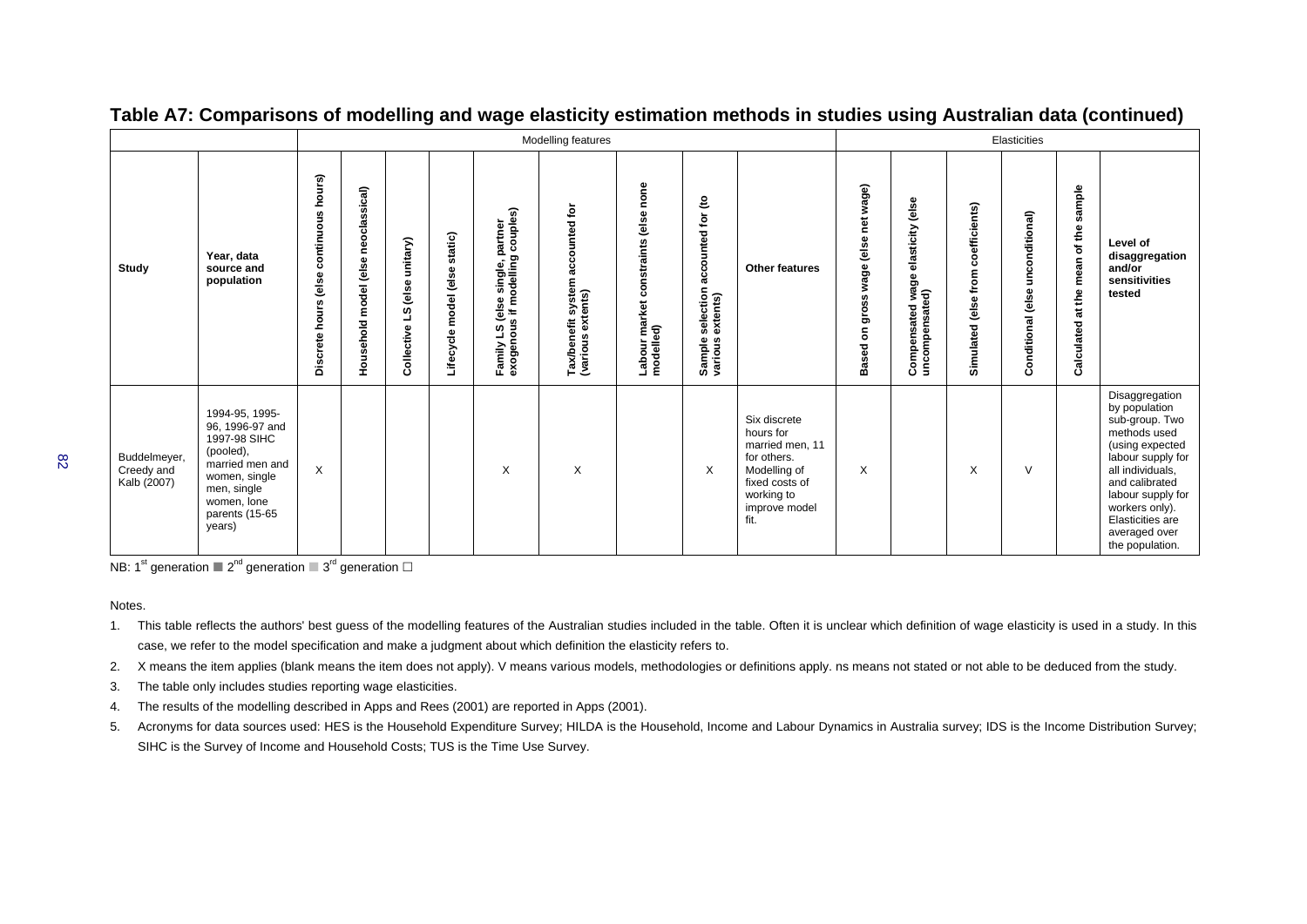## Table A7: Comparisons of modelling and wage elasticity estimation methods in studies using Australian data (continued)

| | | Modelling features | | | | | | | | | Elasticities | | | | | |
|---|---|---|---|---|---|---|---|---|---|---|---|---|---|---|---|---|
| **Study** | **Year, data source and population** | **Discrete hours (else continuous hours)** | **Household model (else neoclassical)** | **Collective LS (else unitary)** | **Lifecycle model (else static)** | **Family LS (else single, partner exogenous if modelling couples)** | **Tax/benefit system accounted for (various extents)** | **Labour market constraints (else none modelled)** | **Sample selection accounted for (to various extents)** | **Other features** | **Based on gross wage (else net wage)** | **Compensated wage elasticity (else uncompensated)** | **Simulated (else from coefficients)** | **Conditional (else unconditional)** | **Calculated at the mean of the sample** | **Level of disaggregation and/or sensitivities tested** |
| Buddelmeyer, Creedy and Kalb (2007) | 1994-95, 1995-96, 1996-97 and 1997-98 SIHC (pooled), married men and women, single men, single women, lone parents (15-65 years) | X | | | | X | X | | X | Six discrete hours for married men, 11 for others. Modelling of fixed costs of working to improve model fit. | X | | X | V | | Disaggregation by population sub-group. Two methods used (using expected labour supply for all individuals, and calibrated labour supply for workers only). Elasticities are averaged over the population. |

NB: 1st generation ■ 2nd generation ■ 3rd generation □

Notes.

1. This table reflects the authors' best guess of the modelling features of the Australian studies included in the table. Often it is unclear which definition of wage elasticity is used in a study. In this case, we refer to the model specification and make a judgment about which definition the elasticity refers to.
2. X means the item applies (blank means the item does not apply). V means various models, methodologies or definitions apply. ns means not stated or not able to be deduced from the study.
3. The table only includes studies reporting wage elasticities.
4. The results of the modelling described in Apps and Rees (2001) are reported in Apps (2001).
5. Acronyms for data sources used: HES is the Household Expenditure Survey; HILDA is the Household, Income and Labour Dynamics in Australia survey; IDS is the Income Distribution Survey; SIHC is the Survey of Income and Household Costs; TUS is the Time Use Survey.